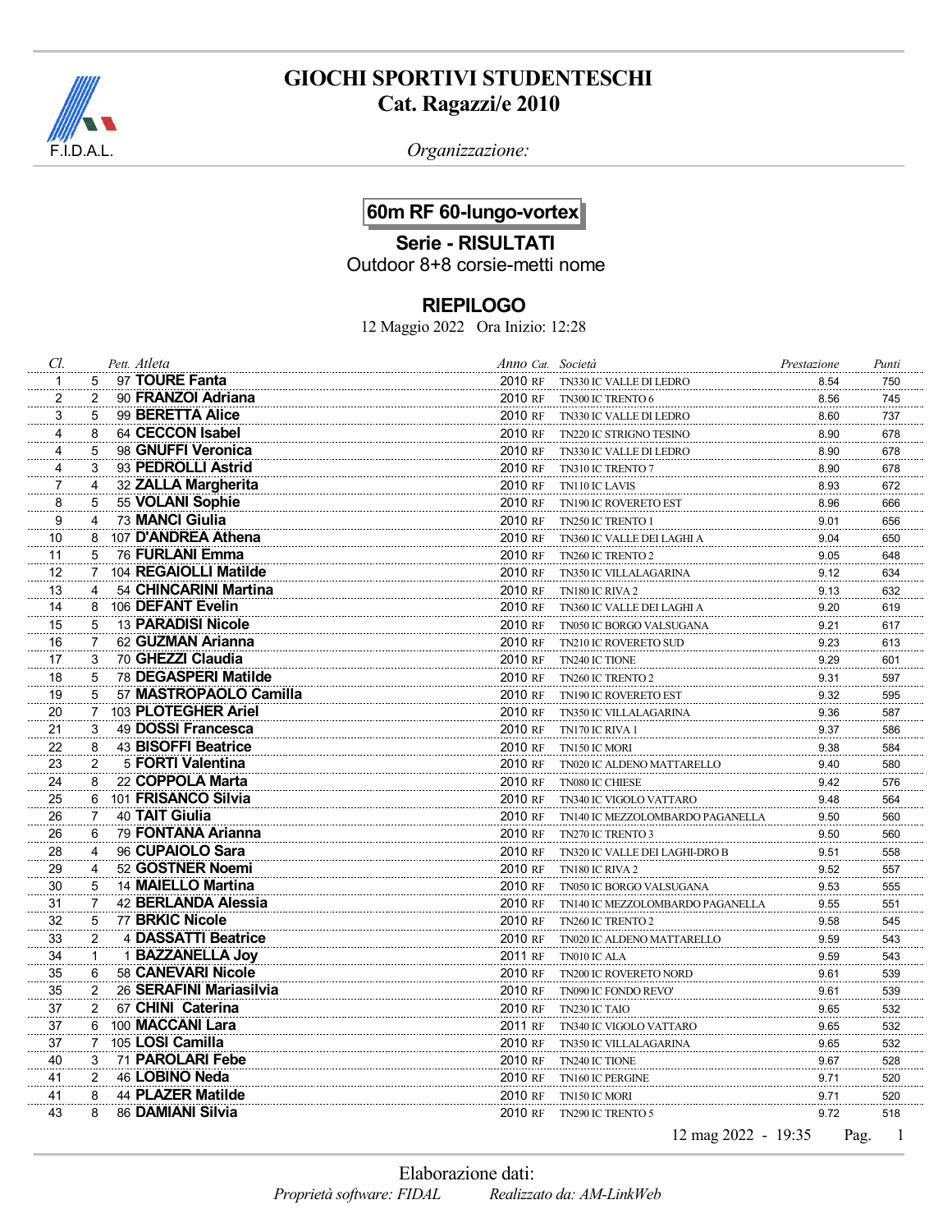# GIOCHI SPORTIVI STUDENTESCHI
## Cat. Ragazzi/e 2010

F.I.D.A.L.

*Organizzazione:*

## 60m RF 60-lungo-vortex

### Serie - RISULTATI

Outdoor 8+8 corsie-metti nome

### RIEPILOGO

12 Maggio 2022 Ora Inizio: 12:28

| Cl. | | Pett. | Atleta | Anno | Cat. | Società | Prestazione | Punti |
|---|---|---|---|---|---|---|---|---|
| 1 | 5 | 97 | **TOURE Fanta** | 2010 | RF | TN330 IC VALLE DI LEDRO | 8.54 | 750 |
| 2 | 2 | 90 | **FRANZOI Adriana** | 2010 | RF | TN300 IC TRENTO 6 | 8.56 | 745 |
| 3 | 5 | 99 | **BERETTA Alice** | 2010 | RF | TN330 IC VALLE DI LEDRO | 8.60 | 737 |
| 4 | 8 | 64 | **CECCON Isabel** | 2010 | RF | TN220 IC STRIGNO TESINO | 8.90 | 678 |
| 4 | 5 | 98 | **GNUFFI Veronica** | 2010 | RF | TN330 IC VALLE DI LEDRO | 8.90 | 678 |
| 4 | 3 | 93 | **PEDROLLI Astrid** | 2010 | RF | TN310 IC TRENTO 7 | 8.90 | 678 |
| 7 | 4 | 32 | **ZALLA Margherita** | 2010 | RF | TN110 IC LAVIS | 8.93 | 672 |
| 8 | 5 | 55 | **VOLANI Sophie** | 2010 | RF | TN190 IC ROVERETO EST | 8.96 | 666 |
| 9 | 4 | 73 | **MANCI Giulia** | 2010 | RF | TN250 IC TRENTO 1 | 9.01 | 656 |
| 10 | 8 | 107 | **D'ANDREA Athena** | 2010 | RF | TN360 IC VALLE DEI LAGHI A | 9.04 | 650 |
| 11 | 5 | 76 | **FURLANI Emma** | 2010 | RF | TN260 IC TRENTO 2 | 9.05 | 648 |
| 12 | 7 | 104 | **REGAIOLLI Matilde** | 2010 | RF | TN350 IC VILLALAGARINA | 9.12 | 634 |
| 13 | 4 | 54 | **CHINCARINI Martina** | 2010 | RF | TN180 IC RIVA 2 | 9.13 | 632 |
| 14 | 8 | 106 | **DEFANT Evelin** | 2010 | RF | TN360 IC VALLE DEI LAGHI A | 9.20 | 619 |
| 15 | 5 | 13 | **PARADISI Nicole** | 2010 | RF | TN050 IC BORGO VALSUGANA | 9.21 | 617 |
| 16 | 7 | 62 | **GUZMAN Arianna** | 2010 | RF | TN210 IC ROVERETO SUD | 9.23 | 613 |
| 17 | 3 | 70 | **GHEZZI Claudia** | 2010 | RF | TN240 IC TIONE | 9.29 | 601 |
| 18 | 5 | 78 | **DEGASPERI Matilde** | 2010 | RF | TN260 IC TRENTO 2 | 9.31 | 597 |
| 19 | 5 | 57 | **MASTROPAOLO Camilla** | 2010 | RF | TN190 IC ROVERETO EST | 9.32 | 595 |
| 20 | 7 | 103 | **PLOTEGHER Ariel** | 2010 | RF | TN350 IC VILLALAGARINA | 9.36 | 587 |
| 21 | 3 | 49 | **DOSSI Francesca** | 2010 | RF | TN170 IC RIVA 1 | 9.37 | 586 |
| 22 | 8 | 43 | **BISOFFI Beatrice** | 2010 | RF | TN150 IC MORI | 9.38 | 584 |
| 23 | 2 | 5 | **FORTI Valentina** | 2010 | RF | TN020 IC ALDENO MATTARELLO | 9.40 | 580 |
| 24 | 8 | 22 | **COPPOLA Marta** | 2010 | RF | TN080 IC CHIESE | 9.42 | 576 |
| 25 | 6 | 101 | **FRISANCO Silvia** | 2010 | RF | TN340 IC VIGOLO VATTARO | 9.48 | 564 |
| 26 | 7 | 40 | **TAIT Giulia** | 2010 | RF | TN140 IC MEZZOLOMBARDO PAGANELLA | 9.50 | 560 |
| 26 | 6 | 79 | **FONTANA Arianna** | 2010 | RF | TN270 IC TRENTO 3 | 9.50 | 560 |
| 28 | 4 | 96 | **CUPAIOLO Sara** | 2010 | RF | TN320 IC VALLE DEI LAGHI-DRO B | 9.51 | 558 |
| 29 | 4 | 52 | **GOSTNER Noemi** | 2010 | RF | TN180 IC RIVA 2 | 9.52 | 557 |
| 30 | 5 | 14 | **MAIELLO Martina** | 2010 | RF | TN050 IC BORGO VALSUGANA | 9.53 | 555 |
| 31 | 7 | 42 | **BERLANDA Alessia** | 2010 | RF | TN140 IC MEZZOLOMBARDO PAGANELLA | 9.55 | 551 |
| 32 | 5 | 77 | **BRKIC Nicole** | 2010 | RF | TN260 IC TRENTO 2 | 9.58 | 545 |
| 33 | 2 | 4 | **DASSATTI Beatrice** | 2010 | RF | TN020 IC ALDENO MATTARELLO | 9.59 | 543 |
| 34 | 1 | 1 | **BAZZANELLA Joy** | 2011 | RF | TN010 IC ALA | 9.59 | 543 |
| 35 | 6 | 58 | **CANEVARI Nicole** | 2010 | RF | TN200 IC ROVERETO NORD | 9.61 | 539 |
| 35 | 2 | 26 | **SERAFINI Mariasilvia** | 2010 | RF | TN090 IC FONDO REVO' | 9.61 | 539 |
| 37 | 2 | 67 | **CHINI Caterina** | 2010 | RF | TN230 IC TAIO | 9.65 | 532 |
| 37 | 6 | 100 | **MACCANI Lara** | 2011 | RF | TN340 IC VIGOLO VATTARO | 9.65 | 532 |
| 37 | 7 | 105 | **LOSI Camilla** | 2010 | RF | TN350 IC VILLALAGARINA | 9.65 | 532 |
| 40 | 3 | 71 | **PAROLARI Febe** | 2010 | RF | TN240 IC TIONE | 9.67 | 528 |
| 41 | 2 | 46 | **LOBINO Neda** | 2010 | RF | TN160 IC PERGINE | 9.71 | 520 |
| 41 | 8 | 44 | **PLAZER Matilde** | 2010 | RF | TN150 IC MORI | 9.71 | 520 |
| 43 | 8 | 86 | **DAMIANI Silvia** | 2010 | RF | TN290 IC TRENTO 5 | 9.72 | 518 |

12 mag 2022 - 19:35

Elaborazione dati:

*Proprietà software: FIDAL* *Realizzato da: AM-LinkWeb*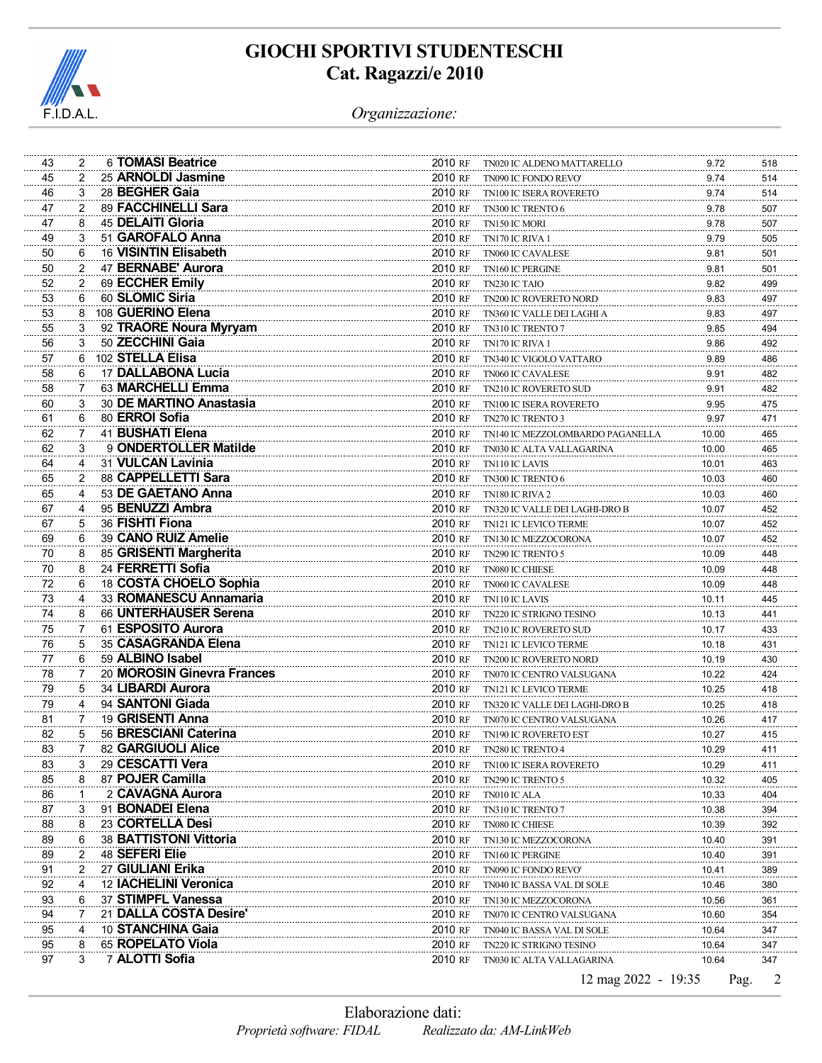# GIOCHI SPORTIVI STUDENTESCHI
## Cat. Ragazzi/e 2010

*Organizzazione:*

| | | | | | | | | |
|---|---|---|---|---|---|---|---|---|
| 43 | 2 | 6 | **TOMASI Beatrice** | 2010 RF | TN020 IC ALDENO MATTARELLO | 9.72 | 518 |
| 45 | 2 | 25 | **ARNOLDI Jasmine** | 2010 RF | TN090 IC FONDO REVO' | 9.74 | 514 |
| 46 | 3 | 28 | **BEGHER Gaia** | 2010 RF | TN100 IC ISERA ROVERETO | 9.74 | 514 |
| 47 | 2 | 89 | **FACCHINELLI Sara** | 2010 RF | TN300 IC TRENTO 6 | 9.78 | 507 |
| 47 | 8 | 45 | **DELAITI Gloria** | 2010 RF | TN150 IC MORI | 9.78 | 507 |
| 49 | 3 | 51 | **GAROFALO Anna** | 2010 RF | TN170 IC RIVA 1 | 9.79 | 505 |
| 50 | 6 | 16 | **VISINTIN Elisabeth** | 2010 RF | TN060 IC CAVALESE | 9.81 | 501 |
| 50 | 2 | 47 | **BERNABE' Aurora** | 2010 RF | TN160 IC PERGINE | 9.81 | 501 |
| 52 | 2 | 69 | **ECCHER Emily** | 2010 RF | TN230 IC TAIO | 9.82 | 499 |
| 53 | 6 | 60 | **SLOMIC Siria** | 2010 RF | TN200 IC ROVERETO NORD | 9.83 | 497 |
| 53 | 8 | 108 | **GUERINO Elena** | 2010 RF | TN360 IC VALLE DEI LAGHI A | 9.83 | 497 |
| 55 | 3 | 92 | **TRAORE Noura Myryam** | 2010 RF | TN310 IC TRENTO 7 | 9.85 | 494 |
| 56 | 3 | 50 | **ZECCHINI Gaia** | 2010 RF | TN170 IC RIVA 1 | 9.86 | 492 |
| 57 | 6 | 102 | **STELLA Elisa** | 2010 RF | TN340 IC VIGOLO VATTARO | 9.89 | 486 |
| 58 | 6 | 17 | **DALLABONA Lucia** | 2010 RF | TN060 IC CAVALESE | 9.91 | 482 |
| 58 | 7 | 63 | **MARCHELLI Emma** | 2010 RF | TN210 IC ROVERETO SUD | 9.91 | 482 |
| 60 | 3 | 30 | **DE MARTINO Anastasia** | 2010 RF | TN100 IC ISERA ROVERETO | 9.95 | 475 |
| 61 | 6 | 80 | **ERROI Sofia** | 2010 RF | TN270 IC TRENTO 3 | 9.97 | 471 |
| 62 | 7 | 41 | **BUSHATI Elena** | 2010 RF | TN140 IC MEZZOLOMBARDO PAGANELLA | 10.00 | 465 |
| 62 | 3 | 9 | **ONDERTOLLER Matilde** | 2010 RF | TN030 IC ALTA VALLAGARINA | 10.00 | 465 |
| 64 | 4 | 31 | **VULCAN Lavinia** | 2010 RF | TN110 IC LAVIS | 10.01 | 463 |
| 65 | 2 | 88 | **CAPPELLETTI Sara** | 2010 RF | TN300 IC TRENTO 6 | 10.03 | 460 |
| 65 | 4 | 53 | **DE GAETANO Anna** | 2010 RF | TN180 IC RIVA 2 | 10.03 | 460 |
| 67 | 4 | 95 | **BENUZZI Ambra** | 2010 RF | TN320 IC VALLE DEI LAGHI-DRO B | 10.07 | 452 |
| 67 | 5 | 36 | **FISHTI Fiona** | 2010 RF | TN121 IC LEVICO TERME | 10.07 | 452 |
| 69 | 6 | 39 | **CANO RUIZ Amelie** | 2010 RF | TN130 IC MEZZOCORONA | 10.07 | 452 |
| 70 | 8 | 85 | **GRISENTI Margherita** | 2010 RF | TN290 IC TRENTO 5 | 10.09 | 448 |
| 70 | 8 | 24 | **FERRETTI Sofia** | 2010 RF | TN080 IC CHIESE | 10.09 | 448 |
| 72 | 6 | 18 | **COSTA CHOELO Sophia** | 2010 RF | TN060 IC CAVALESE | 10.09 | 448 |
| 73 | 4 | 33 | **ROMANESCU Annamaria** | 2010 RF | TN110 IC LAVIS | 10.11 | 445 |
| 74 | 8 | 66 | **UNTERHAUSER Serena** | 2010 RF | TN220 IC STRIGNO TESINO | 10.13 | 441 |
| 75 | 7 | 61 | **ESPOSITO Aurora** | 2010 RF | TN210 IC ROVERETO SUD | 10.17 | 433 |
| 76 | 5 | 35 | **CASAGRANDA Elena** | 2010 RF | TN121 IC LEVICO TERME | 10.18 | 431 |
| 77 | 6 | 59 | **ALBINO Isabel** | 2010 RF | TN200 IC ROVERETO NORD | 10.19 | 430 |
| 78 | 7 | 20 | **MOROSIN Ginevra Frances** | 2010 RF | TN070 IC CENTRO VALSUGANA | 10.22 | 424 |
| 79 | 5 | 34 | **LIBARDI Aurora** | 2010 RF | TN121 IC LEVICO TERME | 10.25 | 418 |
| 79 | 4 | 94 | **SANTONI Giada** | 2010 RF | TN320 IC VALLE DEI LAGHI-DRO B | 10.25 | 418 |
| 81 | 7 | 19 | **GRISENTI Anna** | 2010 RF | TN070 IC CENTRO VALSUGANA | 10.26 | 417 |
| 82 | 5 | 56 | **BRESCIANI Caterina** | 2010 RF | TN190 IC ROVERETO EST | 10.27 | 415 |
| 83 | 7 | 82 | **GARGIUOLI Alice** | 2010 RF | TN280 IC TRENTO 4 | 10.29 | 411 |
| 83 | 3 | 29 | **CESCATTI Vera** | 2010 RF | TN100 IC ISERA ROVERETO | 10.29 | 411 |
| 85 | 8 | 87 | **POJER Camilla** | 2010 RF | TN290 IC TRENTO 5 | 10.32 | 405 |
| 86 | 1 | 2 | **CAVAGNA Aurora** | 2010 RF | TN010 IC ALA | 10.33 | 404 |
| 87 | 3 | 91 | **BONADEI Elena** | 2010 RF | TN310 IC TRENTO 7 | 10.38 | 394 |
| 88 | 8 | 23 | **CORTELLA Desi** | 2010 RF | TN080 IC CHIESE | 10.39 | 392 |
| 89 | 6 | 38 | **BATTISTONI Vittoria** | 2010 RF | TN130 IC MEZZOCORONA | 10.40 | 391 |
| 89 | 2 | 48 | **SEFERI Elie** | 2010 RF | TN160 IC PERGINE | 10.40 | 391 |
| 91 | 2 | 27 | **GIULIANI Erika** | 2010 RF | TN090 IC FONDO REVO' | 10.41 | 389 |
| 92 | 4 | 12 | **IACHELINI Veronica** | 2010 RF | TN040 IC BASSA VAL DI SOLE | 10.46 | 380 |
| 93 | 6 | 37 | **STIMPFL Vanessa** | 2010 RF | TN130 IC MEZZOCORONA | 10.56 | 361 |
| 94 | 7 | 21 | **DALLA COSTA Desire'** | 2010 RF | TN070 IC CENTRO VALSUGANA | 10.60 | 354 |
| 95 | 4 | 10 | **STANCHINA Gaia** | 2010 RF | TN040 IC BASSA VAL DI SOLE | 10.64 | 347 |
| 95 | 8 | 65 | **ROPELATO Viola** | 2010 RF | TN220 IC STRIGNO TESINO | 10.64 | 347 |
| 97 | 3 | 7 | **ALOTTI Sofia** | 2010 RF | TN030 IC ALTA VALLAGARINA | 10.64 | 347 |

12 mag 2022 - 19:35

Elaborazione dati:
*Proprietà software: FIDAL* *Realizzato da: AM-LinkWeb*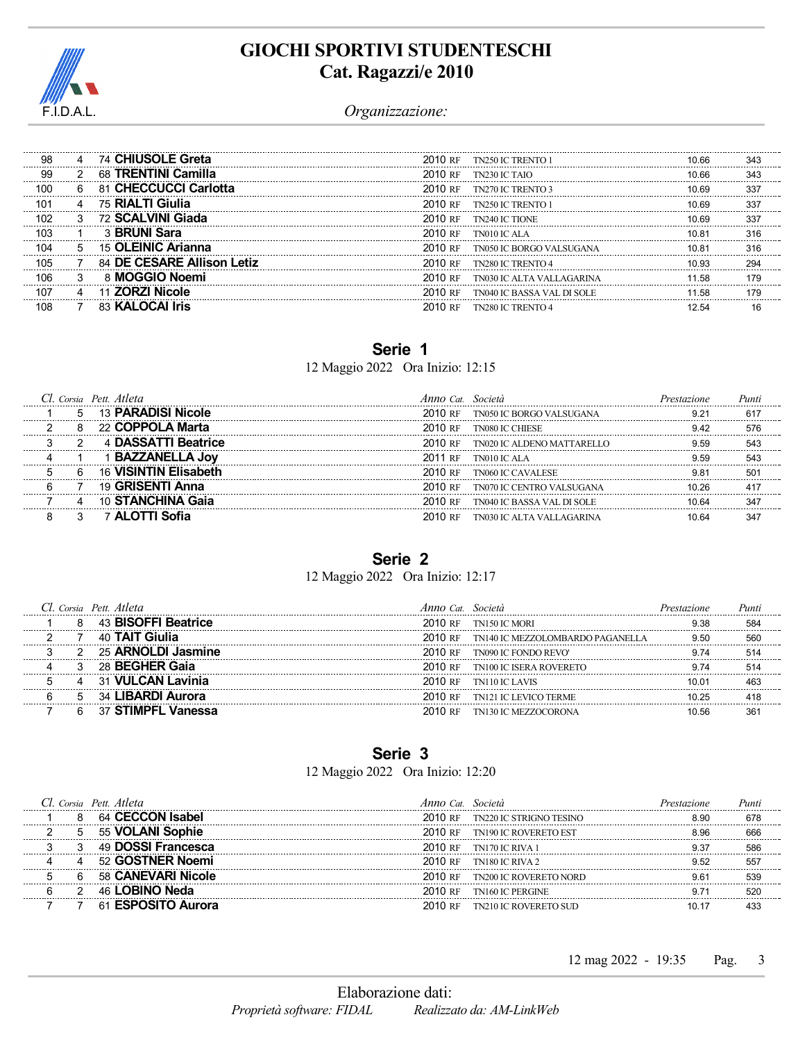# GIOCHI SPORTIVI STUDENTESCHI
## Cat. Ragazzi/e 2010

*Organizzazione:*

| Cl. | Corsia | Pett. | Atleta | Anno | Cat. | Società | Prestazione | Punti |
|---|---|---|---|---|---|---|---|---|
| 98 | 4 | 74 | **CHIUSOLE Greta** | 2010 | RF | TN250 IC TRENTO 1 | 10.66 | 343 |
| 99 | 2 | 68 | **TRENTINI Camilla** | 2010 | RF | TN230 IC TAIO | 10.66 | 343 |
| 100 | 6 | 81 | **CHECCUCCI Carlotta** | 2010 | RF | TN270 IC TRENTO 3 | 10.69 | 337 |
| 101 | 4 | 75 | **RIALTI Giulia** | 2010 | RF | TN250 IC TRENTO 1 | 10.69 | 337 |
| 102 | 3 | 72 | **SCALVINI Giada** | 2010 | RF | TN240 IC TIONE | 10.69 | 337 |
| 103 | 1 | 3 | **BRUNI Sara** | 2010 | RF | TN010 IC ALA | 10.81 | 316 |
| 104 | 5 | 15 | **OLEINIC Arianna** | 2010 | RF | TN050 IC BORGO VALSUGANA | 10.81 | 316 |
| 105 | 7 | 84 | **DE CESARE Allison Letiz** | 2010 | RF | TN280 IC TRENTO 4 | 10.93 | 294 |
| 106 | 3 | 8 | **MOGGIO Noemi** | 2010 | RF | TN030 IC ALTA VALLAGARINA | 11.58 | 179 |
| 107 | 4 | 11 | **ZORZI Nicole** | 2010 | RF | TN040 IC BASSA VAL DI SOLE | 11.58 | 179 |
| 108 | 7 | 83 | **KALOCAI Iris** | 2010 | RF | TN280 IC TRENTO 4 | 12.54 | 16 |

## Serie 1

12 Maggio 2022 Ora Inizio: 12:15

| Cl. | Corsia | Pett. | Atleta | Anno | Cat. | Società | Prestazione | Punti |
|---|---|---|---|---|---|---|---|---|
| 1 | 5 | 13 | **PARADISI Nicole** | 2010 | RF | TN050 IC BORGO VALSUGANA | 9.21 | 617 |
| 2 | 8 | 22 | **COPPOLA Marta** | 2010 | RF | TN080 IC CHIESE | 9.42 | 576 |
| 3 | 2 | 4 | **DASSATTI Beatrice** | 2010 | RF | TN020 IC ALDENO MATTARELLO | 9.59 | 543 |
| 4 | 1 | 1 | **BAZZANELLA Joy** | 2011 | RF | TN010 IC ALA | 9.59 | 543 |
| 5 | 6 | 16 | **VISINTIN Elisabeth** | 2010 | RF | TN060 IC CAVALESE | 9.81 | 501 |
| 6 | 7 | 19 | **GRISENTI Anna** | 2010 | RF | TN070 IC CENTRO VALSUGANA | 10.26 | 417 |
| 7 | 4 | 10 | **STANCHINA Gaia** | 2010 | RF | TN040 IC BASSA VAL DI SOLE | 10.64 | 347 |
| 8 | 3 | 7 | **ALOTTI Sofia** | 2010 | RF | TN030 IC ALTA VALLAGARINA | 10.64 | 347 |

## Serie 2

12 Maggio 2022 Ora Inizio: 12:17

| Cl. | Corsia | Pett. | Atleta | Anno | Cat. | Società | Prestazione | Punti |
|---|---|---|---|---|---|---|---|---|
| 1 | 8 | 43 | **BISOFFI Beatrice** | 2010 | RF | TN150 IC MORI | 9.38 | 584 |
| 2 | 7 | 40 | **TAIT Giulia** | 2010 | RF | TN140 IC MEZZOLOMBARDO PAGANELLA | 9.50 | 560 |
| 3 | 2 | 25 | **ARNOLDI Jasmine** | 2010 | RF | TN090 IC FONDO REVO' | 9.74 | 514 |
| 4 | 3 | 28 | **BEGHER Gaia** | 2010 | RF | TN100 IC ISERA ROVERETO | 9.74 | 514 |
| 5 | 4 | 31 | **VULCAN Lavinia** | 2010 | RF | TN110 IC LAVIS | 10.01 | 463 |
| 6 | 5 | 34 | **LIBARDI Aurora** | 2010 | RF | TN121 IC LEVICO TERME | 10.25 | 418 |
| 7 | 6 | 37 | **STIMPFL Vanessa** | 2010 | RF | TN130 IC MEZZOCORONA | 10.56 | 361 |

## Serie 3

12 Maggio 2022 Ora Inizio: 12:20

| Cl. | Corsia | Pett. | Atleta | Anno | Cat. | Società | Prestazione | Punti |
|---|---|---|---|---|---|---|---|---|
| 1 | 8 | 64 | **CECCON Isabel** | 2010 | RF | TN220 IC STRIGNO TESINO | 8.90 | 678 |
| 2 | 5 | 55 | **VOLANI Sophie** | 2010 | RF | TN190 IC ROVERETO EST | 8.96 | 666 |
| 3 | 3 | 49 | **DOSSI Francesca** | 2010 | RF | TN170 IC RIVA 1 | 9.37 | 586 |
| 4 | 4 | 52 | **GOSTNER Noemi** | 2010 | RF | TN180 IC RIVA 2 | 9.52 | 557 |
| 5 | 6 | 58 | **CANEVARI Nicole** | 2010 | RF | TN200 IC ROVERETO NORD | 9.61 | 539 |
| 6 | 2 | 46 | **LOBINO Neda** | 2010 | RF | TN160 IC PERGINE | 9.71 | 520 |
| 7 | 7 | 61 | **ESPOSITO Aurora** | 2010 | RF | TN210 IC ROVERETO SUD | 10.17 | 433 |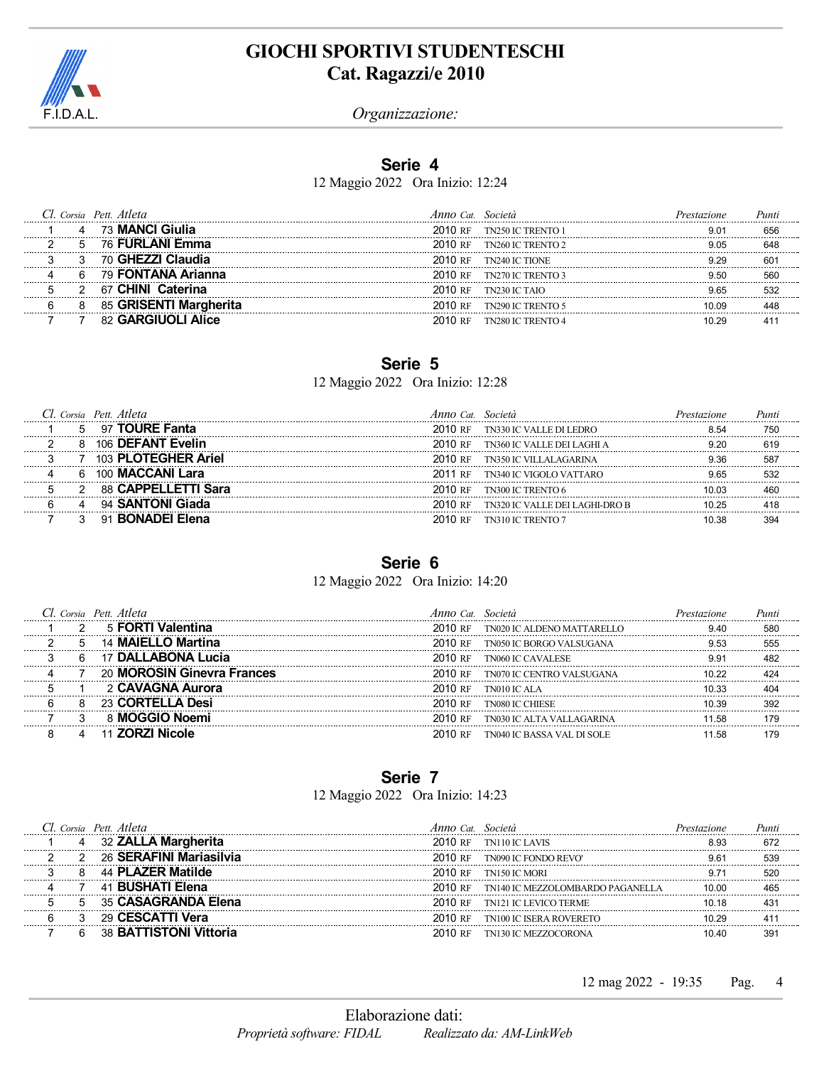# GIOCHI SPORTIVI STUDENTESCHI
## Cat. Ragazzi/e 2010

*Organizzazione:*

### Serie 4

12 Maggio 2022 Ora Inizio: 12:24

| Cl. | Corsia | Pett. | Atleta | Anno | Cat. | Società | Prestazione | Punti |
|---|---|---|---|---|---|---|---|---|
| 1 | 4 | 73 | **MANCI Giulia** | 2010 | RF | TN250 IC TRENTO 1 | 9.01 | 656 |
| 2 | 5 | 76 | **FURLANI Emma** | 2010 | RF | TN260 IC TRENTO 2 | 9.05 | 648 |
| 3 | 3 | 70 | **GHEZZI Claudia** | 2010 | RF | TN240 IC TIONE | 9.29 | 601 |
| 4 | 6 | 79 | **FONTANA Arianna** | 2010 | RF | TN270 IC TRENTO 3 | 9.50 | 560 |
| 5 | 2 | 67 | **CHINI Caterina** | 2010 | RF | TN230 IC TAIO | 9.65 | 532 |
| 6 | 8 | 85 | **GRISENTI Margherita** | 2010 | RF | TN290 IC TRENTO 5 | 10.09 | 448 |
| 7 | 7 | 82 | **GARGIUOLI Alice** | 2010 | RF | TN280 IC TRENTO 4 | 10.29 | 411 |

### Serie 5

12 Maggio 2022 Ora Inizio: 12:28

| Cl. | Corsia | Pett. | Atleta | Anno | Cat. | Società | Prestazione | Punti |
|---|---|---|---|---|---|---|---|---|
| 1 | 5 | 97 | **TOURE Fanta** | 2010 | RF | TN330 IC VALLE DI LEDRO | 8.54 | 750 |
| 2 | 8 | 106 | **DEFANT Evelin** | 2010 | RF | TN360 IC VALLE DEI LAGHI A | 9.20 | 619 |
| 3 | 7 | 103 | **PLOTEGHER Ariel** | 2010 | RF | TN350 IC VILLALAGARINA | 9.36 | 587 |
| 4 | 6 | 100 | **MACCANI Lara** | 2011 | RF | TN340 IC VIGOLO VATTARO | 9.65 | 532 |
| 5 | 2 | 88 | **CAPPELLETTI Sara** | 2010 | RF | TN300 IC TRENTO 6 | 10.03 | 460 |
| 6 | 4 | 94 | **SANTONI Giada** | 2010 | RF | TN320 IC VALLE DEI LAGHI-DRO B | 10.25 | 418 |
| 7 | 3 | 91 | **BONADEI Elena** | 2010 | RF | TN310 IC TRENTO 7 | 10.38 | 394 |

### Serie 6

12 Maggio 2022 Ora Inizio: 14:20

| Cl. | Corsia | Pett. | Atleta | Anno | Cat. | Società | Prestazione | Punti |
|---|---|---|---|---|---|---|---|---|
| 1 | 2 | 5 | **FORTI Valentina** | 2010 | RF | TN020 IC ALDENO MATTARELLO | 9.40 | 580 |
| 2 | 5 | 14 | **MAIELLO Martina** | 2010 | RF | TN050 IC BORGO VALSUGANA | 9.53 | 555 |
| 3 | 6 | 17 | **DALLABONA Lucia** | 2010 | RF | TN060 IC CAVALESE | 9.91 | 482 |
| 4 | 7 | 20 | **MOROSIN Ginevra Frances** | 2010 | RF | TN070 IC CENTRO VALSUGANA | 10.22 | 424 |
| 5 | 1 | 2 | **CAVAGNA Aurora** | 2010 | RF | TN010 IC ALA | 10.33 | 404 |
| 6 | 8 | 23 | **CORTELLA Desi** | 2010 | RF | TN080 IC CHIESE | 10.39 | 392 |
| 7 | 3 | 8 | **MOGGIO Noemi** | 2010 | RF | TN030 IC ALTA VALLAGARINA | 11.58 | 179 |
| 8 | 4 | 11 | **ZORZI Nicole** | 2010 | RF | TN040 IC BASSA VAL DI SOLE | 11.58 | 179 |

### Serie 7

12 Maggio 2022 Ora Inizio: 14:23

| Cl. | Corsia | Pett. | Atleta | Anno | Cat. | Società | Prestazione | Punti |
|---|---|---|---|---|---|---|---|---|
| 1 | 4 | 32 | **ZALLA Margherita** | 2010 | RF | TN110 IC LAVIS | 8.93 | 672 |
| 2 | 2 | 26 | **SERAFINI Mariasilvia** | 2010 | RF | TN090 IC FONDO REVO' | 9.61 | 539 |
| 3 | 8 | 44 | **PLAZER Matilde** | 2010 | RF | TN150 IC MORI | 9.71 | 520 |
| 4 | 7 | 41 | **BUSHATI Elena** | 2010 | RF | TN140 IC MEZZOLOMBARDO PAGANELLA | 10.00 | 465 |
| 5 | 5 | 35 | **CASAGRANDA Elena** | 2010 | RF | TN121 IC LEVICO TERME | 10.18 | 431 |
| 6 | 3 | 29 | **CESCATTI Vera** | 2010 | RF | TN100 IC ISERA ROVERETO | 10.29 | 411 |
| 7 | 6 | 38 | **BATTISTONI Vittoria** | 2010 | RF | TN130 IC MEZZOCORONA | 10.40 | 391 |

12 mag 2022 - 19:35

Elaborazione dati:
*Proprietà software: FIDAL* *Realizzato da: AM-LinkWeb*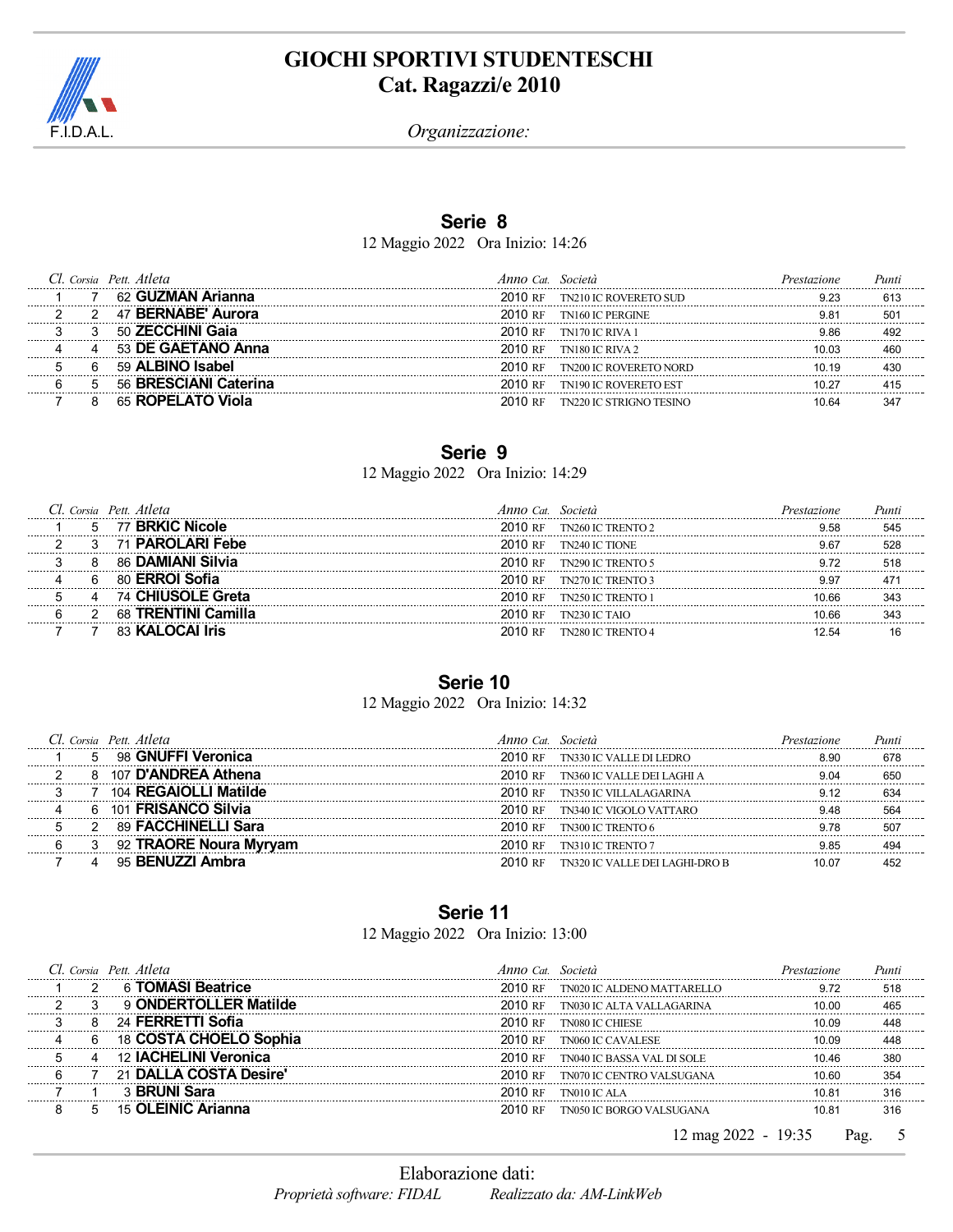# GIOCHI SPORTIVI STUDENTESCHI
## Cat. Ragazzi/e 2010

F.I.D.A.L.

*Organizzazione:*

### Serie 8

12 Maggio 2022 Ora Inizio: 14:26

| Cl. | Corsia | Pett. | Atleta | Anno | Cat. | Società | Prestazione | Punti |
|---|---|---|---|---|---|---|---|---|
| 1 | 7 | 62 | **GUZMAN Arianna** | 2010 | RF | TN210 IC ROVERETO SUD | 9.23 | 613 |
| 2 | 2 | 47 | **BERNABE' Aurora** | 2010 | RF | TN160 IC PERGINE | 9.81 | 501 |
| 3 | 3 | 50 | **ZECCHINI Gaia** | 2010 | RF | TN170 IC RIVA 1 | 9.86 | 492 |
| 4 | 4 | 53 | **DE GAETANO Anna** | 2010 | RF | TN180 IC RIVA 2 | 10.03 | 460 |
| 5 | 6 | 59 | **ALBINO Isabel** | 2010 | RF | TN200 IC ROVERETO NORD | 10.19 | 430 |
| 6 | 5 | 56 | **BRESCIANI Caterina** | 2010 | RF | TN190 IC ROVERETO EST | 10.27 | 415 |
| 7 | 8 | 65 | **ROPELATO Viola** | 2010 | RF | TN220 IC STRIGNO TESINO | 10.64 | 347 |

### Serie 9

12 Maggio 2022 Ora Inizio: 14:29

| Cl. | Corsia | Pett. | Atleta | Anno | Cat. | Società | Prestazione | Punti |
|---|---|---|---|---|---|---|---|---|
| 1 | 5 | 77 | **BRKIC Nicole** | 2010 | RF | TN260 IC TRENTO 2 | 9.58 | 545 |
| 2 | 3 | 71 | **PAROLARI Febe** | 2010 | RF | TN240 IC TIONE | 9.67 | 528 |
| 3 | 8 | 86 | **DAMIANI Silvia** | 2010 | RF | TN290 IC TRENTO 5 | 9.72 | 518 |
| 4 | 6 | 80 | **ERROI Sofia** | 2010 | RF | TN270 IC TRENTO 3 | 9.97 | 471 |
| 5 | 4 | 74 | **CHIUSOLE Greta** | 2010 | RF | TN250 IC TRENTO 1 | 10.66 | 343 |
| 6 | 2 | 68 | **TRENTINI Camilla** | 2010 | RF | TN230 IC TAIO | 10.66 | 343 |
| 7 | 7 | 83 | **KALOCAI Iris** | 2010 | RF | TN280 IC TRENTO 4 | 12.54 | 16 |

### Serie 10

12 Maggio 2022 Ora Inizio: 14:32

| Cl. | Corsia | Pett. | Atleta | Anno | Cat. | Società | Prestazione | Punti |
|---|---|---|---|---|---|---|---|---|
| 1 | 5 | 98 | **GNUFFI Veronica** | 2010 | RF | TN330 IC VALLE DI LEDRO | 8.90 | 678 |
| 2 | 8 | 107 | **D'ANDREA Athena** | 2010 | RF | TN360 IC VALLE DEI LAGHI A | 9.04 | 650 |
| 3 | 7 | 104 | **REGAIOLLI Matilde** | 2010 | RF | TN350 IC VILLALAGARINA | 9.12 | 634 |
| 4 | 6 | 101 | **FRISANCO Silvia** | 2010 | RF | TN340 IC VIGOLO VATTARO | 9.48 | 564 |
| 5 | 2 | 89 | **FACCHINELLI Sara** | 2010 | RF | TN300 IC TRENTO 6 | 9.78 | 507 |
| 6 | 3 | 92 | **TRAORE Noura Myryam** | 2010 | RF | TN310 IC TRENTO 7 | 9.85 | 494 |
| 7 | 4 | 95 | **BENUZZI Ambra** | 2010 | RF | TN320 IC VALLE DEI LAGHI-DRO B | 10.07 | 452 |

### Serie 11

12 Maggio 2022 Ora Inizio: 13:00

| Cl. | Corsia | Pett. | Atleta | Anno | Cat. | Società | Prestazione | Punti |
|---|---|---|---|---|---|---|---|---|
| 1 | 2 | 6 | **TOMASI Beatrice** | 2010 | RF | TN020 IC ALDENO MATTARELLO | 9.72 | 518 |
| 2 | 3 | 9 | **ONDERTOLLER Matilde** | 2010 | RF | TN030 IC ALTA VALLAGARINA | 10.00 | 465 |
| 3 | 8 | 24 | **FERRETTI Sofia** | 2010 | RF | TN080 IC CHIESE | 10.09 | 448 |
| 4 | 6 | 18 | **COSTA CHOELO Sophia** | 2010 | RF | TN060 IC CAVALESE | 10.09 | 448 |
| 5 | 4 | 12 | **IACHELINI Veronica** | 2010 | RF | TN040 IC BASSA VAL DI SOLE | 10.46 | 380 |
| 6 | 7 | 21 | **DALLA COSTA Desire'** | 2010 | RF | TN070 IC CENTRO VALSUGANA | 10.60 | 354 |
| 7 | 1 | 3 | **BRUNI Sara** | 2010 | RF | TN010 IC ALA | 10.81 | 316 |
| 8 | 5 | 15 | **OLEINIC Arianna** | 2010 | RF | TN050 IC BORGO VALSUGANA | 10.81 | 316 |

12 mag 2022 - 19:35

Elaborazione dati:

*Proprietà software: FIDAL* *Realizzato da: AM-LinkWeb*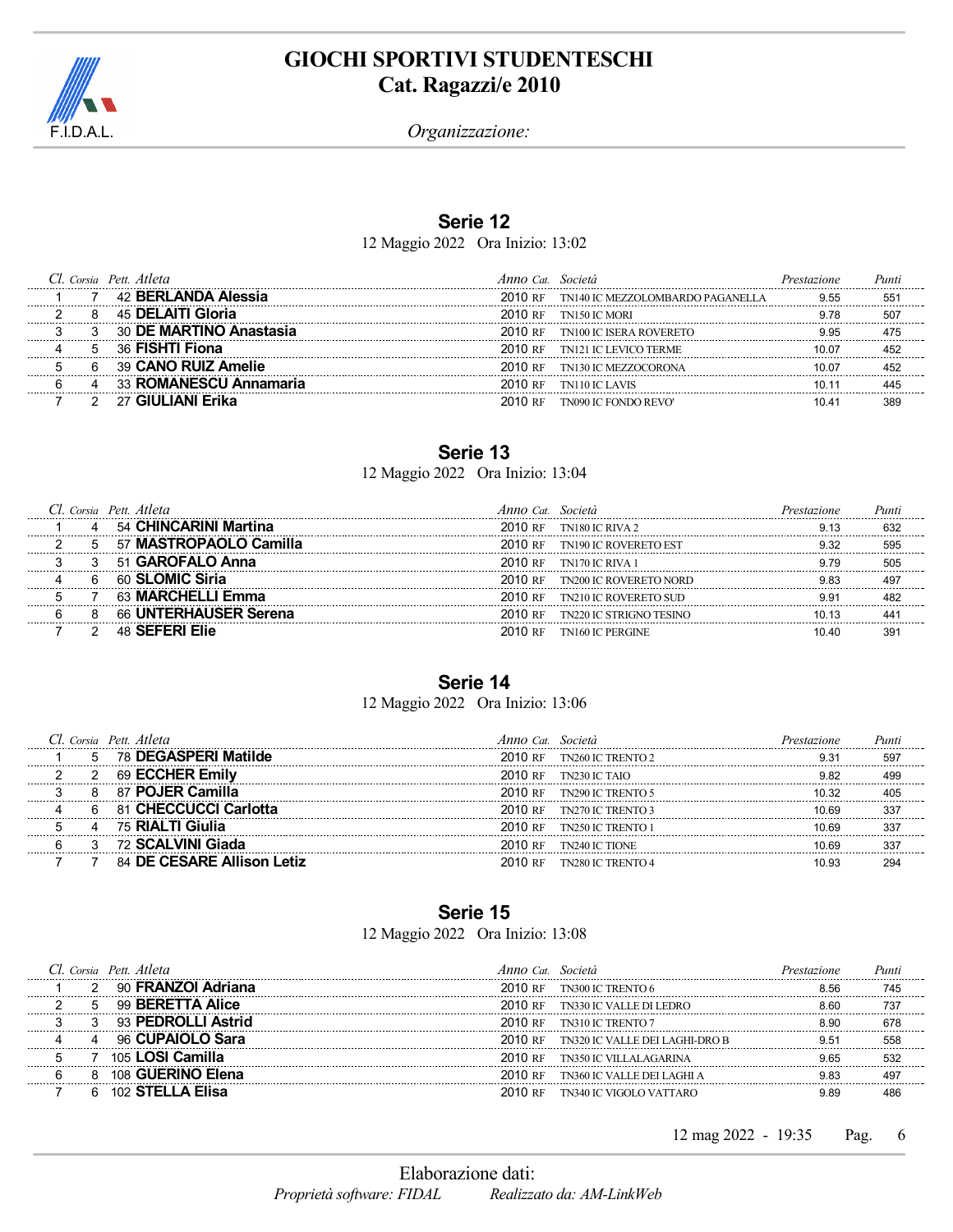# GIOCHI SPORTIVI STUDENTESCHI
## Cat. Ragazzi/e 2010

*Organizzazione:*

### Serie 12

12 Maggio 2022 Ora Inizio: 13:02

| Cl. | Corsia | Pett. | Atleta | Anno | Cat. | Società | Prestazione | Punti |
|---|---|---|---|---|---|---|---|---|
| 1 | 7 | 42 | **BERLANDA Alessia** | 2010 | RF | TN140 IC MEZZOLOMBARDO PAGANELLA | 9.55 | 551 |
| 2 | 8 | 45 | **DELAITI Gloria** | 2010 | RF | TN150 IC MORI | 9.78 | 507 |
| 3 | 3 | 30 | **DE MARTINO Anastasia** | 2010 | RF | TN100 IC ISERA ROVERETO | 9.95 | 475 |
| 4 | 5 | 36 | **FISHTI Fiona** | 2010 | RF | TN121 IC LEVICO TERME | 10.07 | 452 |
| 5 | 6 | 39 | **CANO RUIZ Amelie** | 2010 | RF | TN130 IC MEZZOCORONA | 10.07 | 452 |
| 6 | 4 | 33 | **ROMANESCU Annamaria** | 2010 | RF | TN110 IC LAVIS | 10.11 | 445 |
| 7 | 2 | 27 | **GIULIANI Erika** | 2010 | RF | TN090 IC FONDO REVO' | 10.41 | 389 |

### Serie 13

12 Maggio 2022 Ora Inizio: 13:04

| Cl. | Corsia | Pett. | Atleta | Anno | Cat. | Società | Prestazione | Punti |
|---|---|---|---|---|---|---|---|---|
| 1 | 4 | 54 | **CHINCARINI Martina** | 2010 | RF | TN180 IC RIVA 2 | 9.13 | 632 |
| 2 | 5 | 57 | **MASTROPAOLO Camilla** | 2010 | RF | TN190 IC ROVERETO EST | 9.32 | 595 |
| 3 | 3 | 51 | **GAROFALO Anna** | 2010 | RF | TN170 IC RIVA 1 | 9.79 | 505 |
| 4 | 6 | 60 | **SLOMIC Siria** | 2010 | RF | TN200 IC ROVERETO NORD | 9.83 | 497 |
| 5 | 7 | 63 | **MARCHELLI Emma** | 2010 | RF | TN210 IC ROVERETO SUD | 9.91 | 482 |
| 6 | 8 | 66 | **UNTERHAUSER Serena** | 2010 | RF | TN220 IC STRIGNO TESINO | 10.13 | 441 |
| 7 | 2 | 48 | **SEFERI Elie** | 2010 | RF | TN160 IC PERGINE | 10.40 | 391 |

### Serie 14

12 Maggio 2022 Ora Inizio: 13:06

| Cl. | Corsia | Pett. | Atleta | Anno | Cat. | Società | Prestazione | Punti |
|---|---|---|---|---|---|---|---|---|
| 1 | 5 | 78 | **DEGASPERI Matilde** | 2010 | RF | TN260 IC TRENTO 2 | 9.31 | 597 |
| 2 | 2 | 69 | **ECCHER Emily** | 2010 | RF | TN230 IC TAIO | 9.82 | 499 |
| 3 | 8 | 87 | **POJER Camilla** | 2010 | RF | TN290 IC TRENTO 5 | 10.32 | 405 |
| 4 | 6 | 81 | **CHECCUCCI Carlotta** | 2010 | RF | TN270 IC TRENTO 3 | 10.69 | 337 |
| 5 | 4 | 75 | **RIALTI Giulia** | 2010 | RF | TN250 IC TRENTO 1 | 10.69 | 337 |
| 6 | 3 | 72 | **SCALVINI Giada** | 2010 | RF | TN240 IC TIONE | 10.69 | 337 |
| 7 | 7 | 84 | **DE CESARE Allison Letiz** | 2010 | RF | TN280 IC TRENTO 4 | 10.93 | 294 |

### Serie 15

12 Maggio 2022 Ora Inizio: 13:08

| Cl. | Corsia | Pett. | Atleta | Anno | Cat. | Società | Prestazione | Punti |
|---|---|---|---|---|---|---|---|---|
| 1 | 2 | 90 | **FRANZOI Adriana** | 2010 | RF | TN300 IC TRENTO 6 | 8.56 | 745 |
| 2 | 5 | 99 | **BERETTA Alice** | 2010 | RF | TN330 IC VALLE DI LEDRO | 8.60 | 737 |
| 3 | 3 | 93 | **PEDROLLI Astrid** | 2010 | RF | TN310 IC TRENTO 7 | 8.90 | 678 |
| 4 | 4 | 96 | **CUPAIOLO Sara** | 2010 | RF | TN320 IC VALLE DEI LAGHI-DRO B | 9.51 | 558 |
| 5 | 7 | 105 | **LOSI Camilla** | 2010 | RF | TN350 IC VILLALAGARINA | 9.65 | 532 |
| 6 | 8 | 108 | **GUERINO Elena** | 2010 | RF | TN360 IC VALLE DEI LAGHI A | 9.83 | 497 |
| 7 | 6 | 102 | **STELLA Elisa** | 2010 | RF | TN340 IC VIGOLO VATTARO | 9.89 | 486 |

12 mag 2022 - 19:35

Elaborazione dati:

*Proprietà software: FIDAL* *Realizzato da: AM-LinkWeb*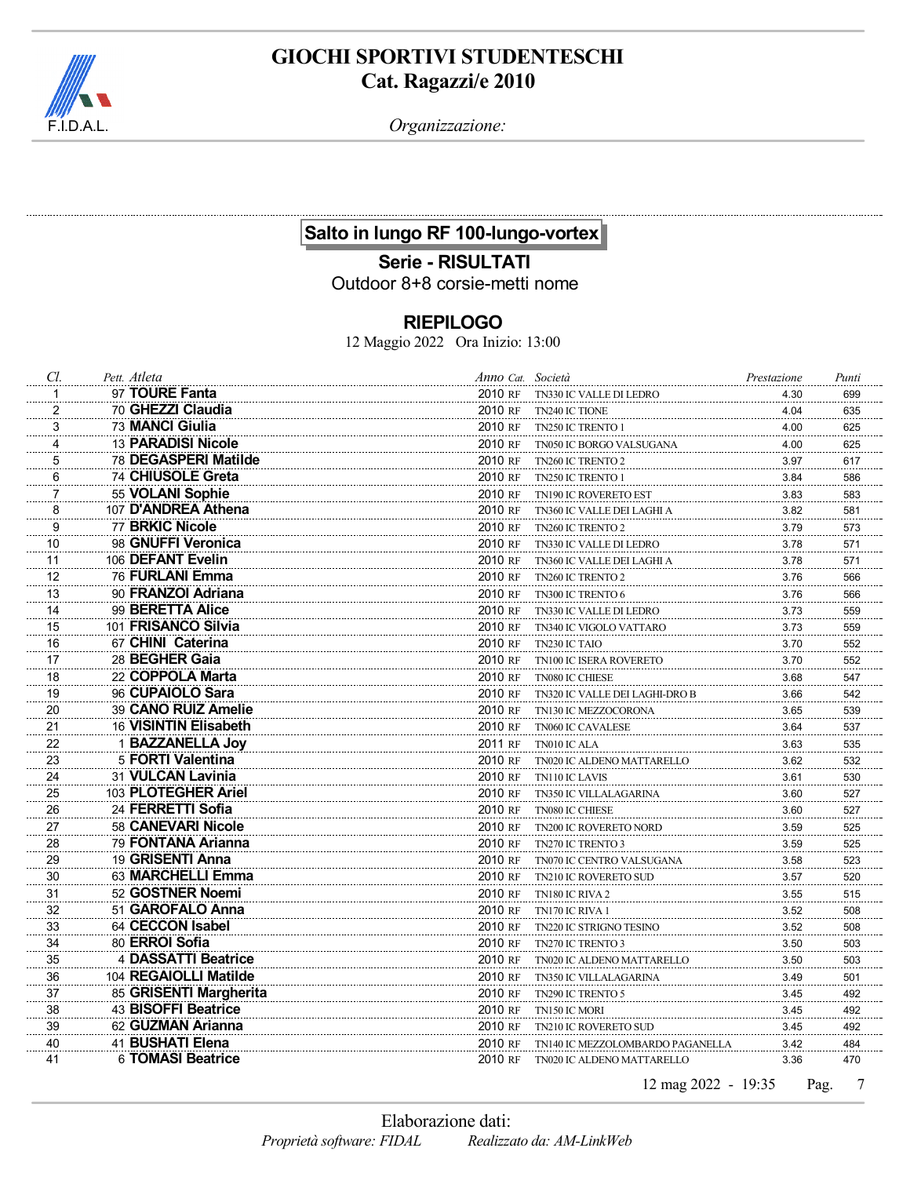# GIOCHI SPORTIVI STUDENTESCHI
## Cat. Ragazzi/e 2010

F.I.D.A.L.

*Organizzazione:*

### Salto in lungo RF 100-lungo-vortex

**Serie - RISULTATI**

Outdoor 8+8 corsie-metti nome

### RIEPILOGO

12 Maggio 2022   Ora Inizio: 13:00

| Cl. | Pett. | Atleta | Anno | Cat. | Società | Prestazione | Punti |
|---|---|---|---|---|---|---|---|
| 1 | 97 | **TOURE Fanta** | 2010 | RF | TN330 IC VALLE DI LEDRO | 4.30 | 699 |
| 2 | 70 | **GHEZZI Claudia** | 2010 | RF | TN240 IC TIONE | 4.04 | 635 |
| 3 | 73 | **MANCI Giulia** | 2010 | RF | TN250 IC TRENTO 1 | 4.00 | 625 |
| 4 | 13 | **PARADISI Nicole** | 2010 | RF | TN050 IC BORGO VALSUGANA | 4.00 | 625 |
| 5 | 78 | **DEGASPERI Matilde** | 2010 | RF | TN260 IC TRENTO 2 | 3.97 | 617 |
| 6 | 74 | **CHIUSOLE Greta** | 2010 | RF | TN250 IC TRENTO 1 | 3.84 | 586 |
| 7 | 55 | **VOLANI Sophie** | 2010 | RF | TN190 IC ROVERETO EST | 3.83 | 583 |
| 8 | 107 | **D'ANDREA Athena** | 2010 | RF | TN360 IC VALLE DEI LAGHI A | 3.82 | 581 |
| 9 | 77 | **BRKIC Nicole** | 2010 | RF | TN260 IC TRENTO 2 | 3.79 | 573 |
| 10 | 98 | **GNUFFI Veronica** | 2010 | RF | TN330 IC VALLE DI LEDRO | 3.78 | 571 |
| 11 | 106 | **DEFANT Evelin** | 2010 | RF | TN360 IC VALLE DEI LAGHI A | 3.78 | 571 |
| 12 | 76 | **FURLANI Emma** | 2010 | RF | TN260 IC TRENTO 2 | 3.76 | 566 |
| 13 | 90 | **FRANZOI Adriana** | 2010 | RF | TN300 IC TRENTO 6 | 3.76 | 566 |
| 14 | 99 | **BERETTA Alice** | 2010 | RF | TN330 IC VALLE DI LEDRO | 3.73 | 559 |
| 15 | 101 | **FRISANCO Silvia** | 2010 | RF | TN340 IC VIGOLO VATTARO | 3.73 | 559 |
| 16 | 67 | **CHINI Caterina** | 2010 | RF | TN230 IC TAIO | 3.70 | 552 |
| 17 | 28 | **BEGHER Gaia** | 2010 | RF | TN100 IC ISERA ROVERETO | 3.70 | 552 |
| 18 | 22 | **COPPOLA Marta** | 2010 | RF | TN080 IC CHIESE | 3.68 | 547 |
| 19 | 96 | **CUPAIOLO Sara** | 2010 | RF | TN320 IC VALLE DEI LAGHI-DRO B | 3.66 | 542 |
| 20 | 39 | **CANO RUIZ Amelie** | 2010 | RF | TN130 IC MEZZOCORONA | 3.65 | 539 |
| 21 | 16 | **VISINTIN Elisabeth** | 2010 | RF | TN060 IC CAVALESE | 3.64 | 537 |
| 22 | 1 | **BAZZANELLA Joy** | 2011 | RF | TN010 IC ALA | 3.63 | 535 |
| 23 | 5 | **FORTI Valentina** | 2010 | RF | TN020 IC ALDENO MATTARELLO | 3.62 | 532 |
| 24 | 31 | **VULCAN Lavinia** | 2010 | RF | TN110 IC LAVIS | 3.61 | 530 |
| 25 | 103 | **PLOTEGHER Ariel** | 2010 | RF | TN350 IC VILLALAGARINA | 3.60 | 527 |
| 26 | 24 | **FERRETTI Sofia** | 2010 | RF | TN080 IC CHIESE | 3.60 | 527 |
| 27 | 58 | **CANEVARI Nicole** | 2010 | RF | TN200 IC ROVERETO NORD | 3.59 | 525 |
| 28 | 79 | **FONTANA Arianna** | 2010 | RF | TN270 IC TRENTO 3 | 3.59 | 525 |
| 29 | 19 | **GRISENTI Anna** | 2010 | RF | TN070 IC CENTRO VALSUGANA | 3.58 | 523 |
| 30 | 63 | **MARCHELLI Emma** | 2010 | RF | TN210 IC ROVERETO SUD | 3.57 | 520 |
| 31 | 52 | **GOSTNER Noemi** | 2010 | RF | TN180 IC RIVA 2 | 3.55 | 515 |
| 32 | 51 | **GAROFALO Anna** | 2010 | RF | TN170 IC RIVA 1 | 3.52 | 508 |
| 33 | 64 | **CECCON Isabel** | 2010 | RF | TN220 IC STRIGNO TESINO | 3.52 | 508 |
| 34 | 80 | **ERROI Sofia** | 2010 | RF | TN270 IC TRENTO 3 | 3.50 | 503 |
| 35 | 4 | **DASSATTI Beatrice** | 2010 | RF | TN020 IC ALDENO MATTARELLO | 3.50 | 503 |
| 36 | 104 | **REGAIOLLI Matilde** | 2010 | RF | TN350 IC VILLALAGARINA | 3.49 | 501 |
| 37 | 85 | **GRISENTI Margherita** | 2010 | RF | TN290 IC TRENTO 5 | 3.45 | 492 |
| 38 | 43 | **BISOFFI Beatrice** | 2010 | RF | TN150 IC MORI | 3.45 | 492 |
| 39 | 62 | **GUZMAN Arianna** | 2010 | RF | TN210 IC ROVERETO SUD | 3.45 | 492 |
| 40 | 41 | **BUSHATI Elena** | 2010 | RF | TN140 IC MEZZOLOMBARDO PAGANELLA | 3.42 | 484 |
| 41 | 6 | **TOMASI Beatrice** | 2010 | RF | TN020 IC ALDENO MATTARELLO | 3.36 | 470 |

12 mag 2022 - 19:35

Elaborazione dati:

*Proprietà software: FIDAL*   *Realizzato da: AM-LinkWeb*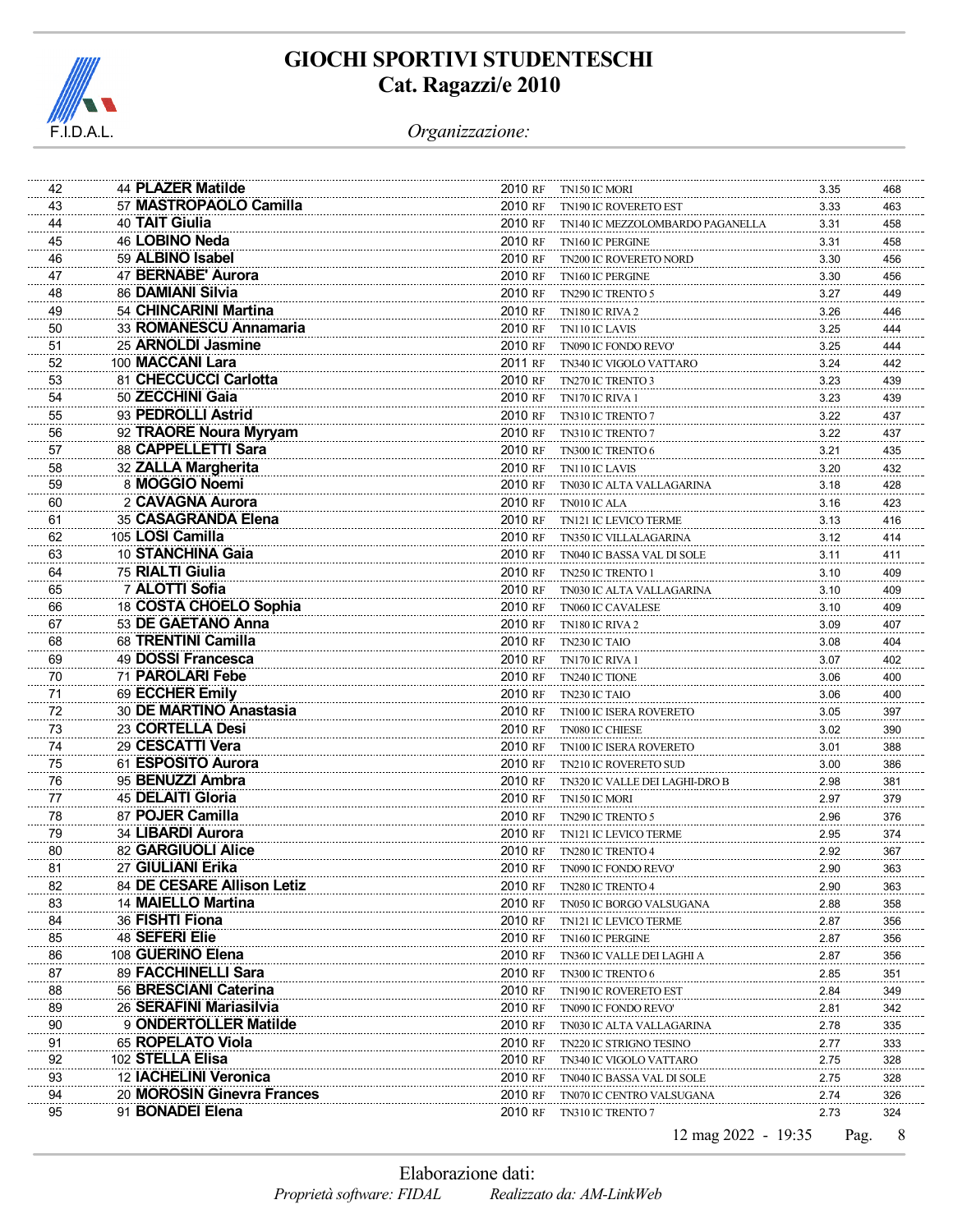# GIOCHI SPORTIVI STUDENTESCHI
## Cat. Ragazzi/e 2010

*Organizzazione:*

| Pos. | Pett. | Atleta | Anno | Cat. | Società | Misura | Punti |
|---|---|---|---|---|---|---|---|
| 42 | 44 | **PLAZER Matilde** | 2010 | RF | TN150 IC MORI | 3.35 | 468 |
| 43 | 57 | **MASTROPAOLO Camilla** | 2010 | RF | TN190 IC ROVERETO EST | 3.33 | 463 |
| 44 | 40 | **TAIT Giulia** | 2010 | RF | TN140 IC MEZZOLOMBARDO PAGANELLA | 3.31 | 458 |
| 45 | 46 | **LOBINO Neda** | 2010 | RF | TN160 IC PERGINE | 3.31 | 458 |
| 46 | 59 | **ALBINO Isabel** | 2010 | RF | TN200 IC ROVERETO NORD | 3.30 | 456 |
| 47 | 47 | **BERNABE' Aurora** | 2010 | RF | TN160 IC PERGINE | 3.30 | 456 |
| 48 | 86 | **DAMIANI Silvia** | 2010 | RF | TN290 IC TRENTO 5 | 3.27 | 449 |
| 49 | 54 | **CHINCARINI Martina** | 2010 | RF | TN180 IC RIVA 2 | 3.26 | 446 |
| 50 | 33 | **ROMANESCU Annamaria** | 2010 | RF | TN110 IC LAVIS | 3.25 | 444 |
| 51 | 25 | **ARNOLDI Jasmine** | 2010 | RF | TN090 IC FONDO REVO' | 3.25 | 444 |
| 52 | 100 | **MACCANI Lara** | 2011 | RF | TN340 IC VIGOLO VATTARO | 3.24 | 442 |
| 53 | 81 | **CHECCUCCI Carlotta** | 2010 | RF | TN270 IC TRENTO 3 | 3.23 | 439 |
| 54 | 50 | **ZECCHINI Gaia** | 2010 | RF | TN170 IC RIVA 1 | 3.23 | 439 |
| 55 | 93 | **PEDROLLI Astrid** | 2010 | RF | TN310 IC TRENTO 7 | 3.22 | 437 |
| 56 | 92 | **TRAORE Noura Myryam** | 2010 | RF | TN310 IC TRENTO 7 | 3.22 | 437 |
| 57 | 88 | **CAPPELLETTI Sara** | 2010 | RF | TN300 IC TRENTO 6 | 3.21 | 435 |
| 58 | 32 | **ZALLA Margherita** | 2010 | RF | TN110 IC LAVIS | 3.20 | 432 |
| 59 | 8 | **MOGGIO Noemi** | 2010 | RF | TN030 IC ALTA VALLAGARINA | 3.18 | 428 |
| 60 | 2 | **CAVAGNA Aurora** | 2010 | RF | TN010 IC ALA | 3.16 | 423 |
| 61 | 35 | **CASAGRANDA Elena** | 2010 | RF | TN121 IC LEVICO TERME | 3.13 | 416 |
| 62 | 105 | **LOSI Camilla** | 2010 | RF | TN350 IC VILLALAGARINA | 3.12 | 414 |
| 63 | 10 | **STANCHINA Gaia** | 2010 | RF | TN040 IC BASSA VAL DI SOLE | 3.11 | 411 |
| 64 | 75 | **RIALTI Giulia** | 2010 | RF | TN250 IC TRENTO 1 | 3.10 | 409 |
| 65 | 7 | **ALOTTI Sofia** | 2010 | RF | TN030 IC ALTA VALLAGARINA | 3.10 | 409 |
| 66 | 18 | **COSTA CHOELO Sophia** | 2010 | RF | TN060 IC CAVALESE | 3.10 | 409 |
| 67 | 53 | **DE GAETANO Anna** | 2010 | RF | TN180 IC RIVA 2 | 3.09 | 407 |
| 68 | 68 | **TRENTINI Camilla** | 2010 | RF | TN230 IC TAIO | 3.08 | 404 |
| 69 | 49 | **DOSSI Francesca** | 2010 | RF | TN170 IC RIVA 1 | 3.07 | 402 |
| 70 | 71 | **PAROLARI Febe** | 2010 | RF | TN240 IC TIONE | 3.06 | 400 |
| 71 | 69 | **ECCHER Emily** | 2010 | RF | TN230 IC TAIO | 3.06 | 400 |
| 72 | 30 | **DE MARTINO Anastasia** | 2010 | RF | TN100 IC ISERA ROVERETO | 3.05 | 397 |
| 73 | 23 | **CORTELLA Desi** | 2010 | RF | TN080 IC CHIESE | 3.02 | 390 |
| 74 | 29 | **CESCATTI Vera** | 2010 | RF | TN100 IC ISERA ROVERETO | 3.01 | 388 |
| 75 | 61 | **ESPOSITO Aurora** | 2010 | RF | TN210 IC ROVERETO SUD | 3.00 | 386 |
| 76 | 95 | **BENUZZI Ambra** | 2010 | RF | TN320 IC VALLE DEI LAGHI-DRO B | 2.98 | 381 |
| 77 | 45 | **DELAITI Gloria** | 2010 | RF | TN150 IC MORI | 2.97 | 379 |
| 78 | 87 | **POJER Camilla** | 2010 | RF | TN290 IC TRENTO 5 | 2.96 | 376 |
| 79 | 34 | **LIBARDI Aurora** | 2010 | RF | TN121 IC LEVICO TERME | 2.95 | 374 |
| 80 | 82 | **GARGIUOLI Alice** | 2010 | RF | TN280 IC TRENTO 4 | 2.92 | 367 |
| 81 | 27 | **GIULIANI Erika** | 2010 | RF | TN090 IC FONDO REVO' | 2.90 | 363 |
| 82 | 84 | **DE CESARE Allison Letiz** | 2010 | RF | TN280 IC TRENTO 4 | 2.90 | 363 |
| 83 | 14 | **MAIELLO Martina** | 2010 | RF | TN050 IC BORGO VALSUGANA | 2.88 | 358 |
| 84 | 36 | **FISHTI Fiona** | 2010 | RF | TN121 IC LEVICO TERME | 2.87 | 356 |
| 85 | 48 | **SEFERI Elie** | 2010 | RF | TN160 IC PERGINE | 2.87 | 356 |
| 86 | 108 | **GUERINO Elena** | 2010 | RF | TN360 IC VALLE DEI LAGHI A | 2.87 | 356 |
| 87 | 89 | **FACCHINELLI Sara** | 2010 | RF | TN300 IC TRENTO 6 | 2.85 | 351 |
| 88 | 56 | **BRESCIANI Caterina** | 2010 | RF | TN190 IC ROVERETO EST | 2.84 | 349 |
| 89 | 26 | **SERAFINI Mariasilvia** | 2010 | RF | TN090 IC FONDO REVO' | 2.81 | 342 |
| 90 | 9 | **ONDERTOLLER Matilde** | 2010 | RF | TN030 IC ALTA VALLAGARINA | 2.78 | 335 |
| 91 | 65 | **ROPELATO Viola** | 2010 | RF | TN220 IC STRIGNO TESINO | 2.77 | 333 |
| 92 | 102 | **STELLA Elisa** | 2010 | RF | TN340 IC VIGOLO VATTARO | 2.75 | 328 |
| 93 | 12 | **IACHELINI Veronica** | 2010 | RF | TN040 IC BASSA VAL DI SOLE | 2.75 | 328 |
| 94 | 20 | **MOROSIN Ginevra Frances** | 2010 | RF | TN070 IC CENTRO VALSUGANA | 2.74 | 326 |
| 95 | 91 | **BONADEI Elena** | 2010 | RF | TN310 IC TRENTO 7 | 2.73 | 324 |

12 mag 2022 - 19:35

Elaborazione dati:
*Proprietà software: FIDAL* *Realizzato da: AM-LinkWeb*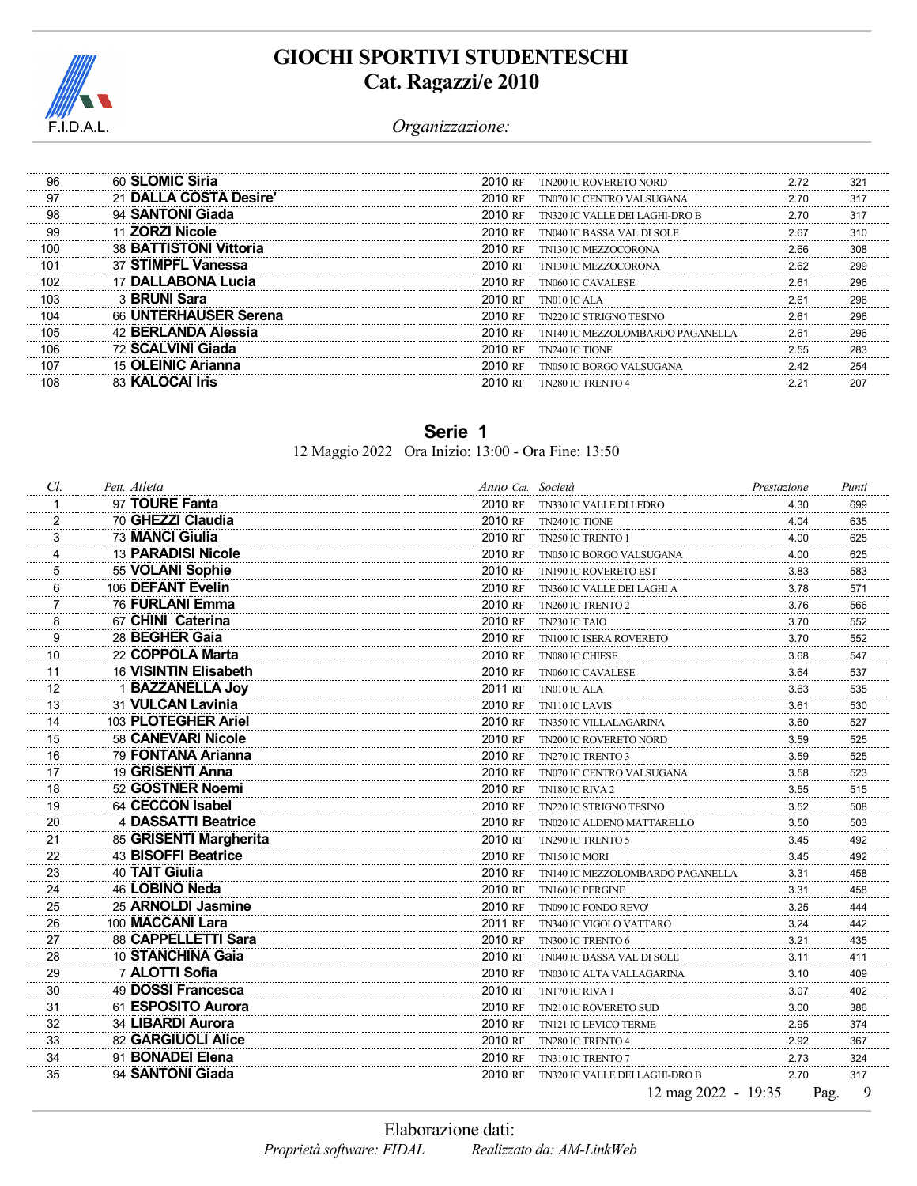# GIOCHI SPORTIVI STUDENTESCHI
## Cat. Ragazzi/e 2010

*Organizzazione:*

| Cl. | Pett. | Atleta | Anno | Cat. | Società | Prestazione | Punti |
|---|---|---|---|---|---|---|---|
| 96 | 60 | **SLOMIC Siria** | 2010 | RF | TN200 IC ROVERETO NORD | 2.72 | 321 |
| 97 | 21 | **DALLA COSTA Desire'** | 2010 | RF | TN070 IC CENTRO VALSUGANA | 2.70 | 317 |
| 98 | 94 | **SANTONI Giada** | 2010 | RF | TN320 IC VALLE DEI LAGHI-DRO B | 2.70 | 317 |
| 99 | 11 | **ZORZI Nicole** | 2010 | RF | TN040 IC BASSA VAL DI SOLE | 2.67 | 310 |
| 100 | 38 | **BATTISTONI Vittoria** | 2010 | RF | TN130 IC MEZZOCORONA | 2.66 | 308 |
| 101 | 37 | **STIMPFL Vanessa** | 2010 | RF | TN130 IC MEZZOCORONA | 2.62 | 299 |
| 102 | 17 | **DALLABONA Lucia** | 2010 | RF | TN060 IC CAVALESE | 2.61 | 296 |
| 103 | 3 | **BRUNI Sara** | 2010 | RF | TN010 IC ALA | 2.61 | 296 |
| 104 | 66 | **UNTERHAUSER Serena** | 2010 | RF | TN220 IC STRIGNO TESINO | 2.61 | 296 |
| 105 | 42 | **BERLANDA Alessia** | 2010 | RF | TN140 IC MEZZOLOMBARDO PAGANELLA | 2.61 | 296 |
| 106 | 72 | **SCALVINI Giada** | 2010 | RF | TN240 IC TIONE | 2.55 | 283 |
| 107 | 15 | **OLEINIC Arianna** | 2010 | RF | TN050 IC BORGO VALSUGANA | 2.42 | 254 |
| 108 | 83 | **KALOCAI Iris** | 2010 | RF | TN280 IC TRENTO 4 | 2.21 | 207 |

## Serie 1

12 Maggio 2022 Ora Inizio: 13:00 - Ora Fine: 13:50

| *Cl.* | *Pett.* | *Atleta* | *Anno* | *Cat.* | *Società* | *Prestazione* | *Punti* |
|---|---|---|---|---|---|---|---|
| 1 | 97 | **TOURE Fanta** | 2010 | RF | TN330 IC VALLE DI LEDRO | 4.30 | 699 |
| 2 | 70 | **GHEZZI Claudia** | 2010 | RF | TN240 IC TIONE | 4.04 | 635 |
| 3 | 73 | **MANCI Giulia** | 2010 | RF | TN250 IC TRENTO 1 | 4.00 | 625 |
| 4 | 13 | **PARADISI Nicole** | 2010 | RF | TN050 IC BORGO VALSUGANA | 4.00 | 625 |
| 5 | 55 | **VOLANI Sophie** | 2010 | RF | TN190 IC ROVERETO EST | 3.83 | 583 |
| 6 | 106 | **DEFANT Evelin** | 2010 | RF | TN360 IC VALLE DEI LAGHI A | 3.78 | 571 |
| 7 | 76 | **FURLANI Emma** | 2010 | RF | TN260 IC TRENTO 2 | 3.76 | 566 |
| 8 | 67 | **CHINI Caterina** | 2010 | RF | TN230 IC TAIO | 3.70 | 552 |
| 9 | 28 | **BEGHER Gaia** | 2010 | RF | TN100 IC ISERA ROVERETO | 3.70 | 552 |
| 10 | 22 | **COPPOLA Marta** | 2010 | RF | TN080 IC CHIESE | 3.68 | 547 |
| 11 | 16 | **VISINTIN Elisabeth** | 2010 | RF | TN060 IC CAVALESE | 3.64 | 537 |
| 12 | 1 | **BAZZANELLA Joy** | 2011 | RF | TN010 IC ALA | 3.63 | 535 |
| 13 | 31 | **VULCAN Lavinia** | 2010 | RF | TN110 IC LAVIS | 3.61 | 530 |
| 14 | 103 | **PLOTEGHER Ariel** | 2010 | RF | TN350 IC VILLALAGARINA | 3.60 | 527 |
| 15 | 58 | **CANEVARI Nicole** | 2010 | RF | TN200 IC ROVERETO NORD | 3.59 | 525 |
| 16 | 79 | **FONTANA Arianna** | 2010 | RF | TN270 IC TRENTO 3 | 3.59 | 525 |
| 17 | 19 | **GRISENTI Anna** | 2010 | RF | TN070 IC CENTRO VALSUGANA | 3.58 | 523 |
| 18 | 52 | **GOSTNER Noemi** | 2010 | RF | TN180 IC RIVA 2 | 3.55 | 515 |
| 19 | 64 | **CECCON Isabel** | 2010 | RF | TN220 IC STRIGNO TESINO | 3.52 | 508 |
| 20 | 4 | **DASSATTI Beatrice** | 2010 | RF | TN020 IC ALDENO MATTARELLO | 3.50 | 503 |
| 21 | 85 | **GRISENTI Margherita** | 2010 | RF | TN290 IC TRENTO 5 | 3.45 | 492 |
| 22 | 43 | **BISOFFI Beatrice** | 2010 | RF | TN150 IC MORI | 3.45 | 492 |
| 23 | 40 | **TAIT Giulia** | 2010 | RF | TN140 IC MEZZOLOMBARDO PAGANELLA | 3.31 | 458 |
| 24 | 46 | **LOBINO Neda** | 2010 | RF | TN160 IC PERGINE | 3.31 | 458 |
| 25 | 25 | **ARNOLDI Jasmine** | 2010 | RF | TN090 IC FONDO REVO' | 3.25 | 444 |
| 26 | 100 | **MACCANI Lara** | 2011 | RF | TN340 IC VIGOLO VATTARO | 3.24 | 442 |
| 27 | 88 | **CAPPELLETTI Sara** | 2010 | RF | TN300 IC TRENTO 6 | 3.21 | 435 |
| 28 | 10 | **STANCHINA Gaia** | 2010 | RF | TN040 IC BASSA VAL DI SOLE | 3.11 | 411 |
| 29 | 7 | **ALOTTI Sofia** | 2010 | RF | TN030 IC ALTA VALLAGARINA | 3.10 | 409 |
| 30 | 49 | **DOSSI Francesca** | 2010 | RF | TN170 IC RIVA 1 | 3.07 | 402 |
| 31 | 61 | **ESPOSITO Aurora** | 2010 | RF | TN210 IC ROVERETO SUD | 3.00 | 386 |
| 32 | 34 | **LIBARDI Aurora** | 2010 | RF | TN121 IC LEVICO TERME | 2.95 | 374 |
| 33 | 82 | **GARGIUOLI Alice** | 2010 | RF | TN280 IC TRENTO 4 | 2.92 | 367 |
| 34 | 91 | **BONADEI Elena** | 2010 | RF | TN310 IC TRENTO 7 | 2.73 | 324 |
| 35 | 94 | **SANTONI Giada** | 2010 | RF | TN320 IC VALLE DEI LAGHI-DRO B | 2.70 | 317 |

12 mag 2022 - 19:35

Elaborazione dati:
*Proprietà software: FIDAL* *Realizzato da: AM-LinkWeb*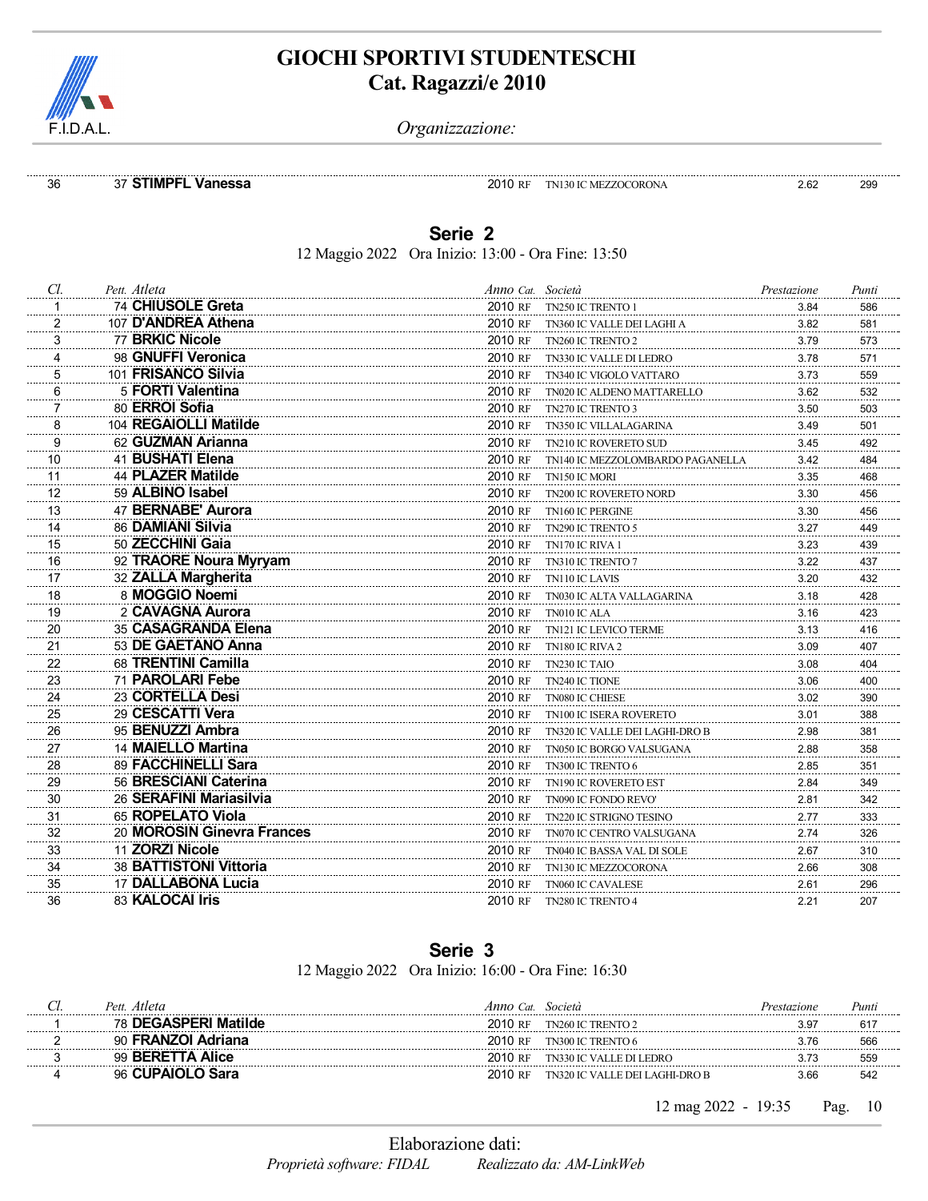| Cl. | Pett. | Atleta | Anno | Cat. | Società | Prestazione | Punti |
|---|---|---|---|---|---|---|---|
| 36 | 37 | **STIMPFL Vanessa** | 2010 | RF | TN130 IC MEZZOCORONA | 2.62 | 299 |

## Serie 2

12 Maggio 2022 Ora Inizio: 13:00 - Ora Fine: 13:50

| Cl. | Pett. | Atleta | Anno | Cat. | Società | Prestazione | Punti |
|---|---|---|---|---|---|---|---|
| 1 | 74 | **CHIUSOLE Greta** | 2010 | RF | TN250 IC TRENTO 1 | 3.84 | 586 |
| 2 | 107 | **D'ANDREA Athena** | 2010 | RF | TN360 IC VALLE DEI LAGHI A | 3.82 | 581 |
| 3 | 77 | **BRKIC Nicole** | 2010 | RF | TN260 IC TRENTO 2 | 3.79 | 573 |
| 4 | 98 | **GNUFFI Veronica** | 2010 | RF | TN330 IC VALLE DI LEDRO | 3.78 | 571 |
| 5 | 101 | **FRISANCO Silvia** | 2010 | RF | TN340 IC VIGOLO VATTARO | 3.73 | 559 |
| 6 | 5 | **FORTI Valentina** | 2010 | RF | TN020 IC ALDENO MATTARELLO | 3.62 | 532 |
| 7 | 80 | **ERROI Sofia** | 2010 | RF | TN270 IC TRENTO 3 | 3.50 | 503 |
| 8 | 104 | **REGAIOLLI Matilde** | 2010 | RF | TN350 IC VILLALAGARINA | 3.49 | 501 |
| 9 | 62 | **GUZMAN Arianna** | 2010 | RF | TN210 IC ROVERETO SUD | 3.45 | 492 |
| 10 | 41 | **BUSHATI Elena** | 2010 | RF | TN140 IC MEZZOLOMBARDO PAGANELLA | 3.42 | 484 |
| 11 | 44 | **PLAZER Matilde** | 2010 | RF | TN150 IC MORI | 3.35 | 468 |
| 12 | 59 | **ALBINO Isabel** | 2010 | RF | TN200 IC ROVERETO NORD | 3.30 | 456 |
| 13 | 47 | **BERNABE' Aurora** | 2010 | RF | TN160 IC PERGINE | 3.30 | 456 |
| 14 | 86 | **DAMIANI Silvia** | 2010 | RF | TN290 IC TRENTO 5 | 3.27 | 449 |
| 15 | 50 | **ZECCHINI Gaia** | 2010 | RF | TN170 IC RIVA 1 | 3.23 | 439 |
| 16 | 92 | **TRAORE Noura Myryam** | 2010 | RF | TN310 IC TRENTO 7 | 3.22 | 437 |
| 17 | 32 | **ZALLA Margherita** | 2010 | RF | TN110 IC LAVIS | 3.20 | 432 |
| 18 | 8 | **MOGGIO Noemi** | 2010 | RF | TN030 IC ALTA VALLAGARINA | 3.18 | 428 |
| 19 | 2 | **CAVAGNA Aurora** | 2010 | RF | TN010 IC ALA | 3.16 | 423 |
| 20 | 35 | **CASAGRANDA Elena** | 2010 | RF | TN121 IC LEVICO TERME | 3.13 | 416 |
| 21 | 53 | **DE GAETANO Anna** | 2010 | RF | TN180 IC RIVA 2 | 3.09 | 407 |
| 22 | 68 | **TRENTINI Camilla** | 2010 | RF | TN230 IC TAIO | 3.08 | 404 |
| 23 | 71 | **PAROLARI Febe** | 2010 | RF | TN240 IC TIONE | 3.06 | 400 |
| 24 | 23 | **CORTELLA Desi** | 2010 | RF | TN080 IC CHIESE | 3.02 | 390 |
| 25 | 29 | **CESCATTI Vera** | 2010 | RF | TN100 IC ISERA ROVERETO | 3.01 | 388 |
| 26 | 95 | **BENUZZI Ambra** | 2010 | RF | TN320 IC VALLE DEI LAGHI-DRO B | 2.98 | 381 |
| 27 | 14 | **MAIELLO Martina** | 2010 | RF | TN050 IC BORGO VALSUGANA | 2.88 | 358 |
| 28 | 89 | **FACCHINELLI Sara** | 2010 | RF | TN300 IC TRENTO 6 | 2.85 | 351 |
| 29 | 56 | **BRESCIANI Caterina** | 2010 | RF | TN190 IC ROVERETO EST | 2.84 | 349 |
| 30 | 26 | **SERAFINI Mariasilvia** | 2010 | RF | TN090 IC FONDO REVO' | 2.81 | 342 |
| 31 | 65 | **ROPELATO Viola** | 2010 | RF | TN220 IC STRIGNO TESINO | 2.77 | 333 |
| 32 | 20 | **MOROSIN Ginevra Frances** | 2010 | RF | TN070 IC CENTRO VALSUGANA | 2.74 | 326 |
| 33 | 11 | **ZORZI Nicole** | 2010 | RF | TN040 IC BASSA VAL DI SOLE | 2.67 | 310 |
| 34 | 38 | **BATTISTONI Vittoria** | 2010 | RF | TN130 IC MEZZOCORONA | 2.66 | 308 |
| 35 | 17 | **DALLABONA Lucia** | 2010 | RF | TN060 IC CAVALESE | 2.61 | 296 |
| 36 | 83 | **KALOCAI Iris** | 2010 | RF | TN280 IC TRENTO 4 | 2.21 | 207 |

## Serie 3

12 Maggio 2022 Ora Inizio: 16:00 - Ora Fine: 16:30

| Cl. | Pett. | Atleta | Anno | Cat. | Società | Prestazione | Punti |
|---|---|---|---|---|---|---|---|
| 1 | 78 | **DEGASPERI Matilde** | 2010 | RF | TN260 IC TRENTO 2 | 3.97 | 617 |
| 2 | 90 | **FRANZOI Adriana** | 2010 | RF | TN300 IC TRENTO 6 | 3.76 | 566 |
| 3 | 99 | **BERETTA Alice** | 2010 | RF | TN330 IC VALLE DI LEDRO | 3.73 | 559 |
| 4 | 96 | **CUPAIOLO Sara** | 2010 | RF | TN320 IC VALLE DEI LAGHI-DRO B | 3.66 | 542 |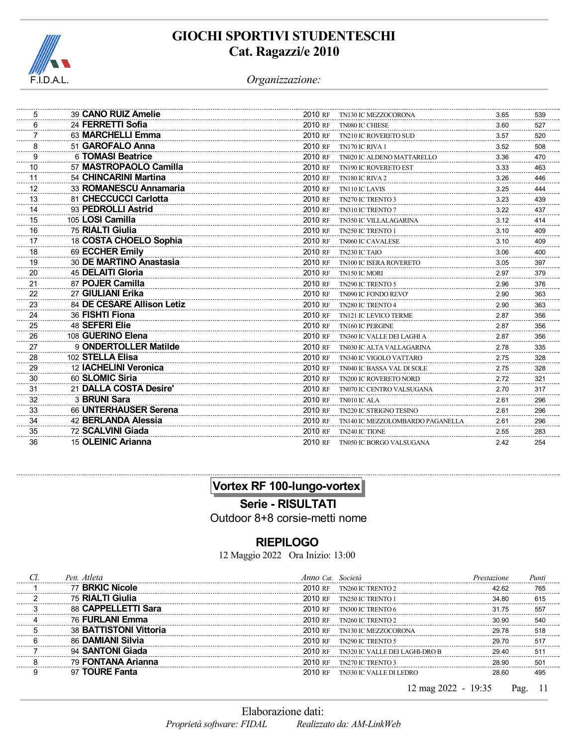# GIOCHI SPORTIVI STUDENTESCHI
## Cat. Ragazzi/e 2010

*Organizzazione:*

| | | | | | | |
|---|---|---|---|---|---|---|
| 5 | 39 **CANO RUIZ Amelie** | 2010 RF | TN130 IC MEZZOCORONA | 3.65 | 539 |
| 6 | 24 **FERRETTI Sofia** | 2010 RF | TN080 IC CHIESE | 3.60 | 527 |
| 7 | 63 **MARCHELLI Emma** | 2010 RF | TN210 IC ROVERETO SUD | 3.57 | 520 |
| 8 | 51 **GAROFALO Anna** | 2010 RF | TN170 IC RIVA 1 | 3.52 | 508 |
| 9 | 6 **TOMASI Beatrice** | 2010 RF | TN020 IC ALDENO MATTARELLO | 3.36 | 470 |
| 10 | 57 **MASTROPAOLO Camilla** | 2010 RF | TN190 IC ROVERETO EST | 3.33 | 463 |
| 11 | 54 **CHINCARINI Martina** | 2010 RF | TN180 IC RIVA 2 | 3.26 | 446 |
| 12 | 33 **ROMANESCU Annamaria** | 2010 RF | TN110 IC LAVIS | 3.25 | 444 |
| 13 | 81 **CHECCUCCI Carlotta** | 2010 RF | TN270 IC TRENTO 3 | 3.23 | 439 |
| 14 | 93 **PEDROLLI Astrid** | 2010 RF | TN310 IC TRENTO 7 | 3.22 | 437 |
| 15 | 105 **LOSI Camilla** | 2010 RF | TN350 IC VILLALAGARINA | 3.12 | 414 |
| 16 | 75 **RIALTI Giulia** | 2010 RF | TN250 IC TRENTO 1 | 3.10 | 409 |
| 17 | 18 **COSTA CHOELO Sophia** | 2010 RF | TN060 IC CAVALESE | 3.10 | 409 |
| 18 | 69 **ECCHER Emily** | 2010 RF | TN230 IC TAIO | 3.06 | 400 |
| 19 | 30 **DE MARTINO Anastasia** | 2010 RF | TN100 IC ISERA ROVERETO | 3.05 | 397 |
| 20 | 45 **DELAITI Gloria** | 2010 RF | TN150 IC MORI | 2.97 | 379 |
| 21 | 87 **POJER Camilla** | 2010 RF | TN290 IC TRENTO 5 | 2.96 | 376 |
| 22 | 27 **GIULIANI Erika** | 2010 RF | TN090 IC FONDO REVO' | 2.90 | 363 |
| 23 | 84 **DE CESARE Allison Letiz** | 2010 RF | TN280 IC TRENTO 4 | 2.90 | 363 |
| 24 | 36 **FISHTI Fiona** | 2010 RF | TN121 IC LEVICO TERME | 2.87 | 356 |
| 25 | 48 **SEFERI Elie** | 2010 RF | TN160 IC PERGINE | 2.87 | 356 |
| 26 | 108 **GUERINO Elena** | 2010 RF | TN360 IC VALLE DEI LAGHI A | 2.87 | 356 |
| 27 | 9 **ONDERTOLLER Matilde** | 2010 RF | TN030 IC ALTA VALLAGARINA | 2.78 | 335 |
| 28 | 102 **STELLA Elisa** | 2010 RF | TN340 IC VIGOLO VATTARO | 2.75 | 328 |
| 29 | 12 **IACHELINI Veronica** | 2010 RF | TN040 IC BASSA VAL DI SOLE | 2.75 | 328 |
| 30 | 60 **SLOMIC Siria** | 2010 RF | TN200 IC ROVERETO NORD | 2.72 | 321 |
| 31 | 21 **DALLA COSTA Desire'** | 2010 RF | TN070 IC CENTRO VALSUGANA | 2.70 | 317 |
| 32 | 3 **BRUNI Sara** | 2010 RF | TN010 IC ALA | 2.61 | 296 |
| 33 | 66 **UNTERHAUSER Serena** | 2010 RF | TN220 IC STRIGNO TESINO | 2.61 | 296 |
| 34 | 42 **BERLANDA Alessia** | 2010 RF | TN140 IC MEZZOLOMBARDO PAGANELLA | 2.61 | 296 |
| 35 | 72 **SCALVINI Giada** | 2010 RF | TN240 IC TIONE | 2.55 | 283 |
| 36 | 15 **OLEINIC Arianna** | 2010 RF | TN050 IC BORGO VALSUGANA | 2.42 | 254 |

## Vortex RF 100-lungo-vortex

### Serie - RISULTATI

Outdoor 8+8 corsie-metti nome

### RIEPILOGO

12 Maggio 2022 Ora Inizio: 13:00

| Cl. | Pett. Atleta | Anno Cat. | Società | Prestazione | Punti |
|---|---|---|---|---|---|
| 1 | 77 **BRKIC Nicole** | 2010 RF | TN260 IC TRENTO 2 | 42.62 | 765 |
| 2 | 75 **RIALTI Giulia** | 2010 RF | TN250 IC TRENTO 1 | 34.80 | 615 |
| 3 | 88 **CAPPELLETTI Sara** | 2010 RF | TN300 IC TRENTO 6 | 31.75 | 557 |
| 4 | 76 **FURLANI Emma** | 2010 RF | TN260 IC TRENTO 2 | 30.90 | 540 |
| 5 | 38 **BATTISTONI Vittoria** | 2010 RF | TN130 IC MEZZOCORONA | 29.78 | 518 |
| 6 | 86 **DAMIANI Silvia** | 2010 RF | TN290 IC TRENTO 5 | 29.70 | 517 |
| 7 | 94 **SANTONI Giada** | 2010 RF | TN320 IC VALLE DEI LAGHI-DRO B | 29.40 | 511 |
| 8 | 79 **FONTANA Arianna** | 2010 RF | TN270 IC TRENTO 3 | 28.90 | 501 |
| 9 | 97 **TOURE Fanta** | 2010 RF | TN330 IC VALLE DI LEDRO | 28.60 | 495 |

12 mag 2022 - 19:35

Elaborazione dati:
*Proprietà software: FIDAL* *Realizzato da: AM-LinkWeb*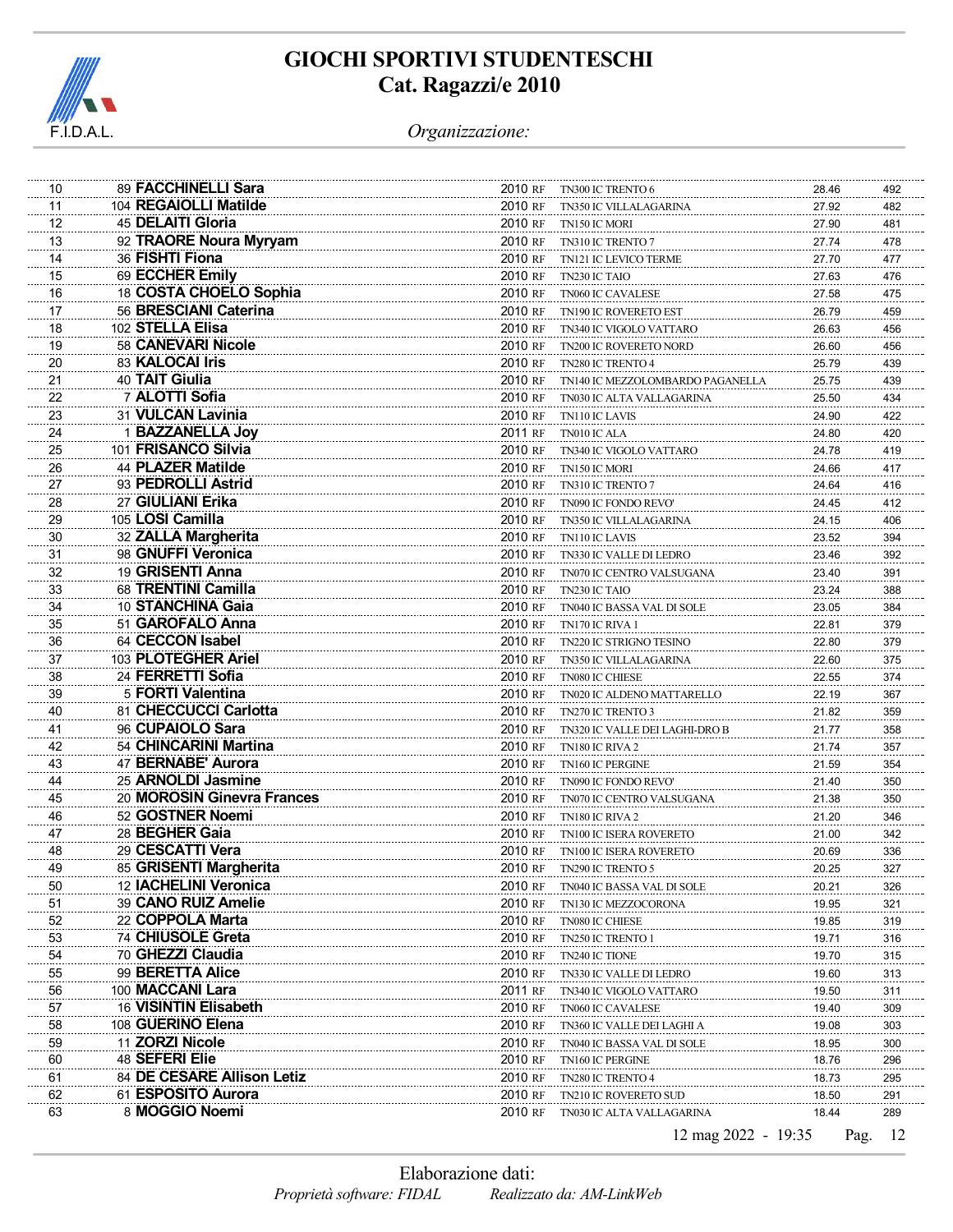# GIOCHI SPORTIVI STUDENTESCHI
## Cat. Ragazzi/e 2010

*Organizzazione:*

| | | | | | | |
|---|---|---|---|---|---|---|
| 10 | 89 **FACCHINELLI Sara** | 2010 RF | TN300 IC TRENTO 6 | 28.46 | 492 |
| 11 | 104 **REGAIOLLI Matilde** | 2010 RF | TN350 IC VILLALAGARINA | 27.92 | 482 |
| 12 | 45 **DELAITI Gloria** | 2010 RF | TN150 IC MORI | 27.90 | 481 |
| 13 | 92 **TRAORE Noura Myryam** | 2010 RF | TN310 IC TRENTO 7 | 27.74 | 478 |
| 14 | 36 **FISHTI Fiona** | 2010 RF | TN121 IC LEVICO TERME | 27.70 | 477 |
| 15 | 69 **ECCHER Emily** | 2010 RF | TN230 IC TAIO | 27.63 | 476 |
| 16 | 18 **COSTA CHOELO Sophia** | 2010 RF | TN060 IC CAVALESE | 27.58 | 475 |
| 17 | 56 **BRESCIANI Caterina** | 2010 RF | TN190 IC ROVERETO EST | 26.79 | 459 |
| 18 | 102 **STELLA Elisa** | 2010 RF | TN340 IC VIGOLO VATTARO | 26.63 | 456 |
| 19 | 58 **CANEVARI Nicole** | 2010 RF | TN200 IC ROVERETO NORD | 26.60 | 456 |
| 20 | 83 **KALOCAI Iris** | 2010 RF | TN280 IC TRENTO 4 | 25.79 | 439 |
| 21 | 40 **TAIT Giulia** | 2010 RF | TN140 IC MEZZOLOMBARDO PAGANELLA | 25.75 | 439 |
| 22 | 7 **ALOTTI Sofia** | 2010 RF | TN030 IC ALTA VALLAGARINA | 25.50 | 434 |
| 23 | 31 **VULCAN Lavinia** | 2010 RF | TN110 IC LAVIS | 24.90 | 422 |
| 24 | 1 **BAZZANELLA Joy** | 2011 RF | TN010 IC ALA | 24.80 | 420 |
| 25 | 101 **FRISANCO Silvia** | 2010 RF | TN340 IC VIGOLO VATTARO | 24.78 | 419 |
| 26 | 44 **PLAZER Matilde** | 2010 RF | TN150 IC MORI | 24.66 | 417 |
| 27 | 93 **PEDROLLI Astrid** | 2010 RF | TN310 IC TRENTO 7 | 24.64 | 416 |
| 28 | 27 **GIULIANI Erika** | 2010 RF | TN090 IC FONDO REVO' | 24.45 | 412 |
| 29 | 105 **LOSI Camilla** | 2010 RF | TN350 IC VILLALAGARINA | 24.15 | 406 |
| 30 | 32 **ZALLA Margherita** | 2010 RF | TN110 IC LAVIS | 23.52 | 394 |
| 31 | 98 **GNUFFI Veronica** | 2010 RF | TN330 IC VALLE DI LEDRO | 23.46 | 392 |
| 32 | 19 **GRISENTI Anna** | 2010 RF | TN070 IC CENTRO VALSUGANA | 23.40 | 391 |
| 33 | 68 **TRENTINI Camilla** | 2010 RF | TN230 IC TAIO | 23.24 | 388 |
| 34 | 10 **STANCHINA Gaia** | 2010 RF | TN040 IC BASSA VAL DI SOLE | 23.05 | 384 |
| 35 | 51 **GAROFALO Anna** | 2010 RF | TN170 IC RIVA 1 | 22.81 | 379 |
| 36 | 64 **CECCON Isabel** | 2010 RF | TN220 IC STRIGNO TESINO | 22.80 | 379 |
| 37 | 103 **PLOTEGHER Ariel** | 2010 RF | TN350 IC VILLALAGARINA | 22.60 | 375 |
| 38 | 24 **FERRETTI Sofia** | 2010 RF | TN080 IC CHIESE | 22.55 | 374 |
| 39 | 5 **FORTI Valentina** | 2010 RF | TN020 IC ALDENO MATTARELLO | 22.19 | 367 |
| 40 | 81 **CHECCUCCI Carlotta** | 2010 RF | TN270 IC TRENTO 3 | 21.82 | 359 |
| 41 | 96 **CUPAIOLO Sara** | 2010 RF | TN320 IC VALLE DEI LAGHI-DRO B | 21.77 | 358 |
| 42 | 54 **CHINCARINI Martina** | 2010 RF | TN180 IC RIVA 2 | 21.74 | 357 |
| 43 | 47 **BERNABE' Aurora** | 2010 RF | TN160 IC PERGINE | 21.59 | 354 |
| 44 | 25 **ARNOLDI Jasmine** | 2010 RF | TN090 IC FONDO REVO' | 21.40 | 350 |
| 45 | 20 **MOROSIN Ginevra Frances** | 2010 RF | TN070 IC CENTRO VALSUGANA | 21.38 | 350 |
| 46 | 52 **GOSTNER Noemi** | 2010 RF | TN180 IC RIVA 2 | 21.20 | 346 |
| 47 | 28 **BEGHER Gaia** | 2010 RF | TN100 IC ISERA ROVERETO | 21.00 | 342 |
| 48 | 29 **CESCATTI Vera** | 2010 RF | TN100 IC ISERA ROVERETO | 20.69 | 336 |
| 49 | 85 **GRISENTI Margherita** | 2010 RF | TN290 IC TRENTO 5 | 20.25 | 327 |
| 50 | 12 **IACHELINI Veronica** | 2010 RF | TN040 IC BASSA VAL DI SOLE | 20.21 | 326 |
| 51 | 39 **CANO RUIZ Amelie** | 2010 RF | TN130 IC MEZZOCORONA | 19.95 | 321 |
| 52 | 22 **COPPOLA Marta** | 2010 RF | TN080 IC CHIESE | 19.85 | 319 |
| 53 | 74 **CHIUSOLE Greta** | 2010 RF | TN250 IC TRENTO 1 | 19.71 | 316 |
| 54 | 70 **GHEZZI Claudia** | 2010 RF | TN240 IC TIONE | 19.70 | 315 |
| 55 | 99 **BERETTA Alice** | 2010 RF | TN330 IC VALLE DI LEDRO | 19.60 | 313 |
| 56 | 100 **MACCANI Lara** | 2011 RF | TN340 IC VIGOLO VATTARO | 19.50 | 311 |
| 57 | 16 **VISINTIN Elisabeth** | 2010 RF | TN060 IC CAVALESE | 19.40 | 309 |
| 58 | 108 **GUERINO Elena** | 2010 RF | TN360 IC VALLE DEI LAGHI A | 19.08 | 303 |
| 59 | 11 **ZORZI Nicole** | 2010 RF | TN040 IC BASSA VAL DI SOLE | 18.95 | 300 |
| 60 | 48 **SEFERI Elie** | 2010 RF | TN160 IC PERGINE | 18.76 | 296 |
| 61 | 84 **DE CESARE Allison Letiz** | 2010 RF | TN280 IC TRENTO 4 | 18.73 | 295 |
| 62 | 61 **ESPOSITO Aurora** | 2010 RF | TN210 IC ROVERETO SUD | 18.50 | 291 |
| 63 | 8 **MOGGIO Noemi** | 2010 RF | TN030 IC ALTA VALLAGARINA | 18.44 | 289 |

12 mag 2022 - 19:35

Elaborazione dati:
*Proprietà software: FIDAL* *Realizzato da: AM-LinkWeb*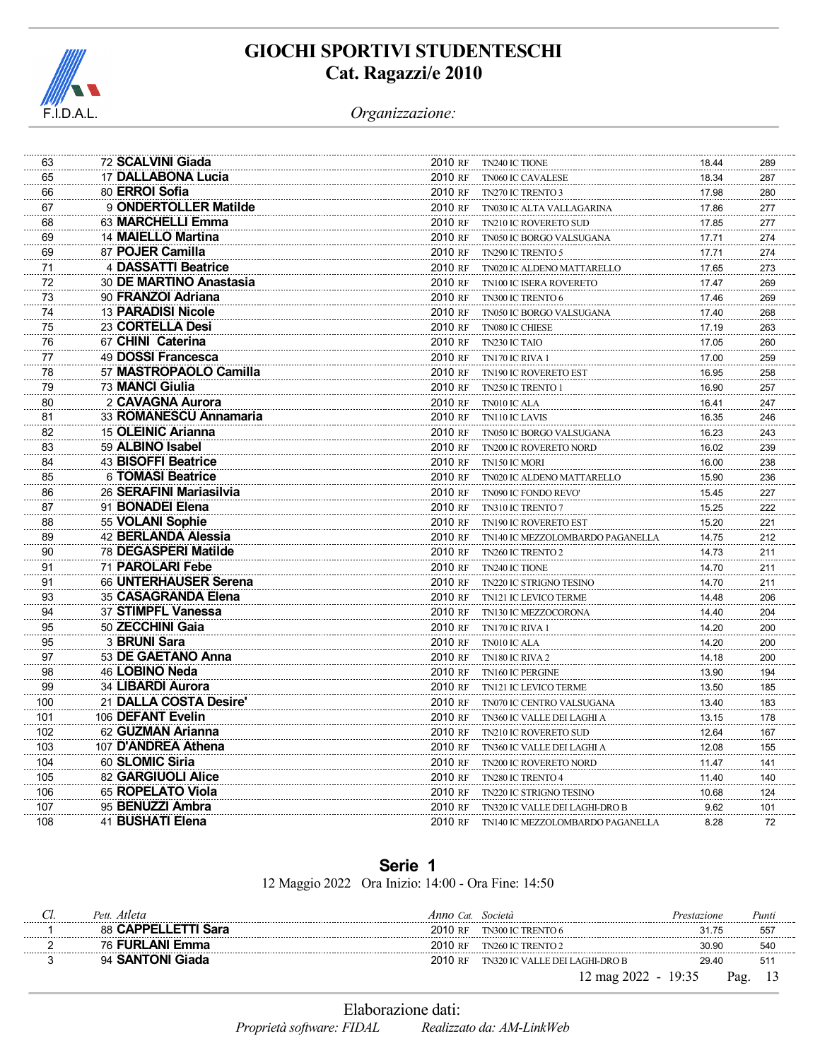# GIOCHI SPORTIVI STUDENTESCHI
## Cat. Ragazzi/e 2010

*Organizzazione:*

| Cl. | Pett. | Atleta | Anno | Cat. | Società | Prestazione | Punti |
|---|---|---|---|---|---|---|---|
| 63 | 72 | **SCALVINI Giada** | 2010 | RF | TN240 IC TIONE | 18.44 | 289 |
| 65 | 17 | **DALLABONA Lucia** | 2010 | RF | TN060 IC CAVALESE | 18.34 | 287 |
| 66 | 80 | **ERROI Sofia** | 2010 | RF | TN270 IC TRENTO 3 | 17.98 | 280 |
| 67 | 9 | **ONDERTOLLER Matilde** | 2010 | RF | TN030 IC ALTA VALLAGARINA | 17.86 | 277 |
| 68 | 63 | **MARCHELLI Emma** | 2010 | RF | TN210 IC ROVERETO SUD | 17.85 | 277 |
| 69 | 14 | **MAIELLO Martina** | 2010 | RF | TN050 IC BORGO VALSUGANA | 17.71 | 274 |
| 69 | 87 | **POJER Camilla** | 2010 | RF | TN290 IC TRENTO 5 | 17.71 | 274 |
| 71 | 4 | **DASSATTI Beatrice** | 2010 | RF | TN020 IC ALDENO MATTARELLO | 17.65 | 273 |
| 72 | 30 | **DE MARTINO Anastasia** | 2010 | RF | TN100 IC ISERA ROVERETO | 17.47 | 269 |
| 73 | 90 | **FRANZOI Adriana** | 2010 | RF | TN300 IC TRENTO 6 | 17.46 | 269 |
| 74 | 13 | **PARADISI Nicole** | 2010 | RF | TN050 IC BORGO VALSUGANA | 17.40 | 268 |
| 75 | 23 | **CORTELLA Desi** | 2010 | RF | TN080 IC CHIESE | 17.19 | 263 |
| 76 | 67 | **CHINI Caterina** | 2010 | RF | TN230 IC TAIO | 17.05 | 260 |
| 77 | 49 | **DOSSI Francesca** | 2010 | RF | TN170 IC RIVA 1 | 17.00 | 259 |
| 78 | 57 | **MASTROPAOLO Camilla** | 2010 | RF | TN190 IC ROVERETO EST | 16.95 | 258 |
| 79 | 73 | **MANCI Giulia** | 2010 | RF | TN250 IC TRENTO 1 | 16.90 | 257 |
| 80 | 2 | **CAVAGNA Aurora** | 2010 | RF | TN010 IC ALA | 16.41 | 247 |
| 81 | 33 | **ROMANESCU Annamaria** | 2010 | RF | TN110 IC LAVIS | 16.35 | 246 |
| 82 | 15 | **OLEINIC Arianna** | 2010 | RF | TN050 IC BORGO VALSUGANA | 16.23 | 243 |
| 83 | 59 | **ALBINO Isabel** | 2010 | RF | TN200 IC ROVERETO NORD | 16.02 | 239 |
| 84 | 43 | **BISOFFI Beatrice** | 2010 | RF | TN150 IC MORI | 16.00 | 238 |
| 85 | 6 | **TOMASI Beatrice** | 2010 | RF | TN020 IC ALDENO MATTARELLO | 15.90 | 236 |
| 86 | 26 | **SERAFINI Mariasilvia** | 2010 | RF | TN090 IC FONDO REVO' | 15.45 | 227 |
| 87 | 91 | **BONADEI Elena** | 2010 | RF | TN310 IC TRENTO 7 | 15.25 | 222 |
| 88 | 55 | **VOLANI Sophie** | 2010 | RF | TN190 IC ROVERETO EST | 15.20 | 221 |
| 89 | 42 | **BERLANDA Alessia** | 2010 | RF | TN140 IC MEZZOLOMBARDO PAGANELLA | 14.75 | 212 |
| 90 | 78 | **DEGASPERI Matilde** | 2010 | RF | TN260 IC TRENTO 2 | 14.73 | 211 |
| 91 | 71 | **PAROLARI Febe** | 2010 | RF | TN240 IC TIONE | 14.70 | 211 |
| 91 | 66 | **UNTERHAUSER Serena** | 2010 | RF | TN220 IC STRIGNO TESINO | 14.70 | 211 |
| 93 | 35 | **CASAGRANDA Elena** | 2010 | RF | TN121 IC LEVICO TERME | 14.48 | 206 |
| 94 | 37 | **STIMPFL Vanessa** | 2010 | RF | TN130 IC MEZZOCORONA | 14.40 | 204 |
| 95 | 50 | **ZECCHINI Gaia** | 2010 | RF | TN170 IC RIVA 1 | 14.20 | 200 |
| 95 | 3 | **BRUNI Sara** | 2010 | RF | TN010 IC ALA | 14.20 | 200 |
| 97 | 53 | **DE GAETANO Anna** | 2010 | RF | TN180 IC RIVA 2 | 14.18 | 200 |
| 98 | 46 | **LOBINO Neda** | 2010 | RF | TN160 IC PERGINE | 13.90 | 194 |
| 99 | 34 | **LIBARDI Aurora** | 2010 | RF | TN121 IC LEVICO TERME | 13.50 | 185 |
| 100 | 21 | **DALLA COSTA Desire'** | 2010 | RF | TN070 IC CENTRO VALSUGANA | 13.40 | 183 |
| 101 | 106 | **DEFANT Evelin** | 2010 | RF | TN360 IC VALLE DEI LAGHI A | 13.15 | 178 |
| 102 | 62 | **GUZMAN Arianna** | 2010 | RF | TN210 IC ROVERETO SUD | 12.64 | 167 |
| 103 | 107 | **D'ANDREA Athena** | 2010 | RF | TN360 IC VALLE DEI LAGHI A | 12.08 | 155 |
| 104 | 60 | **SLOMIC Siria** | 2010 | RF | TN200 IC ROVERETO NORD | 11.47 | 141 |
| 105 | 82 | **GARGIUOLI Alice** | 2010 | RF | TN280 IC TRENTO 4 | 11.40 | 140 |
| 106 | 65 | **ROPELATO Viola** | 2010 | RF | TN220 IC STRIGNO TESINO | 10.68 | 124 |
| 107 | 95 | **BENUZZI Ambra** | 2010 | RF | TN320 IC VALLE DEI LAGHI-DRO B | 9.62 | 101 |
| 108 | 41 | **BUSHATI Elena** | 2010 | RF | TN140 IC MEZZOLOMBARDO PAGANELLA | 8.28 | 72 |

## Serie 1

12 Maggio 2022 Ora Inizio: 14:00 - Ora Fine: 14:50

| Cl. | Pett. | Atleta | Anno | Cat. | Società | Prestazione | Punti |
|---|---|---|---|---|---|---|---|
| 1 | 88 | **CAPPELLETTI Sara** | 2010 | RF | TN300 IC TRENTO 6 | 31.75 | 557 |
| 2 | 76 | **FURLANI Emma** | 2010 | RF | TN260 IC TRENTO 2 | 30.90 | 540 |
| 3 | 94 | **SANTONI Giada** | 2010 | RF | TN320 IC VALLE DEI LAGHI-DRO B | 29.40 | 511 |

12 mag 2022 - 19:35

Elaborazione dati:

*Proprietà software: FIDAL* *Realizzato da: AM-LinkWeb*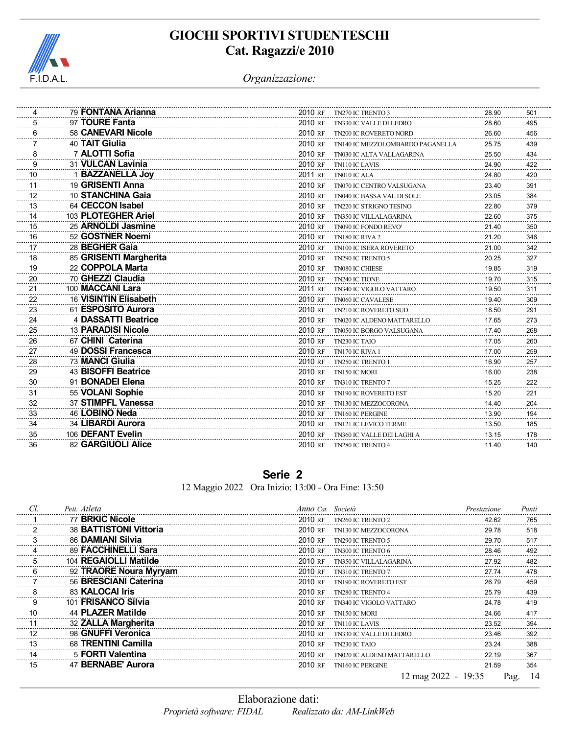# GIOCHI SPORTIVI STUDENTESCHI
## Cat. Ragazzi/e 2010

*Organizzazione:*

| Cl. | Pett. | Atleta | Anno | Cat. | Società | Prestazione | Punti |
|---|---|---|---|---|---|---|---|
| 4 | 79 | **FONTANA Arianna** | 2010 | RF | TN270 IC TRENTO 3 | 28.90 | 501 |
| 5 | 97 | **TOURE Fanta** | 2010 | RF | TN330 IC VALLE DI LEDRO | 28.60 | 495 |
| 6 | 58 | **CANEVARI Nicole** | 2010 | RF | TN200 IC ROVERETO NORD | 26.60 | 456 |
| 7 | 40 | **TAIT Giulia** | 2010 | RF | TN140 IC MEZZOLOMBARDO PAGANELLA | 25.75 | 439 |
| 8 | 7 | **ALOTTI Sofia** | 2010 | RF | TN030 IC ALTA VALLAGARINA | 25.50 | 434 |
| 9 | 31 | **VULCAN Lavinia** | 2010 | RF | TN110 IC LAVIS | 24.90 | 422 |
| 10 | 1 | **BAZZANELLA Joy** | 2011 | RF | TN010 IC ALA | 24.80 | 420 |
| 11 | 19 | **GRISENTI Anna** | 2010 | RF | TN070 IC CENTRO VALSUGANA | 23.40 | 391 |
| 12 | 10 | **STANCHINA Gaia** | 2010 | RF | TN040 IC BASSA VAL DI SOLE | 23.05 | 384 |
| 13 | 64 | **CECCON Isabel** | 2010 | RF | TN220 IC STRIGNO TESINO | 22.80 | 379 |
| 14 | 103 | **PLOTEGHER Ariel** | 2010 | RF | TN350 IC VILLALAGARINA | 22.60 | 375 |
| 15 | 25 | **ARNOLDI Jasmine** | 2010 | RF | TN090 IC FONDO REVO' | 21.40 | 350 |
| 16 | 52 | **GOSTNER Noemi** | 2010 | RF | TN180 IC RIVA 2 | 21.20 | 346 |
| 17 | 28 | **BEGHER Gaia** | 2010 | RF | TN100 IC ISERA ROVERETO | 21.00 | 342 |
| 18 | 85 | **GRISENTI Margherita** | 2010 | RF | TN290 IC TRENTO 5 | 20.25 | 327 |
| 19 | 22 | **COPPOLA Marta** | 2010 | RF | TN080 IC CHIESE | 19.85 | 319 |
| 20 | 70 | **GHEZZI Claudia** | 2010 | RF | TN240 IC TIONE | 19.70 | 315 |
| 21 | 100 | **MACCANI Lara** | 2011 | RF | TN340 IC VIGOLO VATTARO | 19.50 | 311 |
| 22 | 16 | **VISINTIN Elisabeth** | 2010 | RF | TN060 IC CAVALESE | 19.40 | 309 |
| 23 | 61 | **ESPOSITO Aurora** | 2010 | RF | TN210 IC ROVERETO SUD | 18.50 | 291 |
| 24 | 4 | **DASSATTI Beatrice** | 2010 | RF | TN020 IC ALDENO MATTARELLO | 17.65 | 273 |
| 25 | 13 | **PARADISI Nicole** | 2010 | RF | TN050 IC BORGO VALSUGANA | 17.40 | 268 |
| 26 | 67 | **CHINI Caterina** | 2010 | RF | TN230 IC TAIO | 17.05 | 260 |
| 27 | 49 | **DOSSI Francesca** | 2010 | RF | TN170 IC RIVA 1 | 17.00 | 259 |
| 28 | 73 | **MANCI Giulia** | 2010 | RF | TN250 IC TRENTO 1 | 16.90 | 257 |
| 29 | 43 | **BISOFFI Beatrice** | 2010 | RF | TN150 IC MORI | 16.00 | 238 |
| 30 | 91 | **BONADEI Elena** | 2010 | RF | TN310 IC TRENTO 7 | 15.25 | 222 |
| 31 | 55 | **VOLANI Sophie** | 2010 | RF | TN190 IC ROVERETO EST | 15.20 | 221 |
| 32 | 37 | **STIMPFL Vanessa** | 2010 | RF | TN130 IC MEZZOCORONA | 14.40 | 204 |
| 33 | 46 | **LOBINO Neda** | 2010 | RF | TN160 IC PERGINE | 13.90 | 194 |
| 34 | 34 | **LIBARDI Aurora** | 2010 | RF | TN121 IC LEVICO TERME | 13.50 | 185 |
| 35 | 106 | **DEFANT Evelin** | 2010 | RF | TN360 IC VALLE DEI LAGHI A | 13.15 | 178 |
| 36 | 82 | **GARGIUOLI Alice** | 2010 | RF | TN280 IC TRENTO 4 | 11.40 | 140 |

## Serie 2

12 Maggio 2022 Ora Inizio: 13:00 - Ora Fine: 13:50

| Cl. | Pett. | Atleta | Anno | Cat. | Società | Prestazione | Punti |
|---|---|---|---|---|---|---|---|
| 1 | 77 | **BRKIC Nicole** | 2010 | RF | TN260 IC TRENTO 2 | 42.62 | 765 |
| 2 | 38 | **BATTISTONI Vittoria** | 2010 | RF | TN130 IC MEZZOCORONA | 29.78 | 518 |
| 3 | 86 | **DAMIANI Silvia** | 2010 | RF | TN290 IC TRENTO 5 | 29.70 | 517 |
| 4 | 89 | **FACCHINELLI Sara** | 2010 | RF | TN300 IC TRENTO 6 | 28.46 | 492 |
| 5 | 104 | **REGAIOLLI Matilde** | 2010 | RF | TN350 IC VILLALAGARINA | 27.92 | 482 |
| 6 | 92 | **TRAORE Noura Myryam** | 2010 | RF | TN310 IC TRENTO 7 | 27.74 | 478 |
| 7 | 56 | **BRESCIANI Caterina** | 2010 | RF | TN190 IC ROVERETO EST | 26.79 | 459 |
| 8 | 83 | **KALOCAI Iris** | 2010 | RF | TN280 IC TRENTO 4 | 25.79 | 439 |
| 9 | 101 | **FRISANCO Silvia** | 2010 | RF | TN340 IC VIGOLO VATTARO | 24.78 | 419 |
| 10 | 44 | **PLAZER Matilde** | 2010 | RF | TN150 IC MORI | 24.66 | 417 |
| 11 | 32 | **ZALLA Margherita** | 2010 | RF | TN110 IC LAVIS | 23.52 | 394 |
| 12 | 98 | **GNUFFI Veronica** | 2010 | RF | TN330 IC VALLE DI LEDRO | 23.46 | 392 |
| 13 | 68 | **TRENTINI Camilla** | 2010 | RF | TN230 IC TAIO | 23.24 | 388 |
| 14 | 5 | **FORTI Valentina** | 2010 | RF | TN020 IC ALDENO MATTARELLO | 22.19 | 367 |
| 15 | 47 | **BERNABE' Aurora** | 2010 | RF | TN160 IC PERGINE | 21.59 | 354 |

12 mag 2022 - 19:35

Elaborazione dati:
*Proprietà software: FIDAL* *Realizzato da: AM-LinkWeb*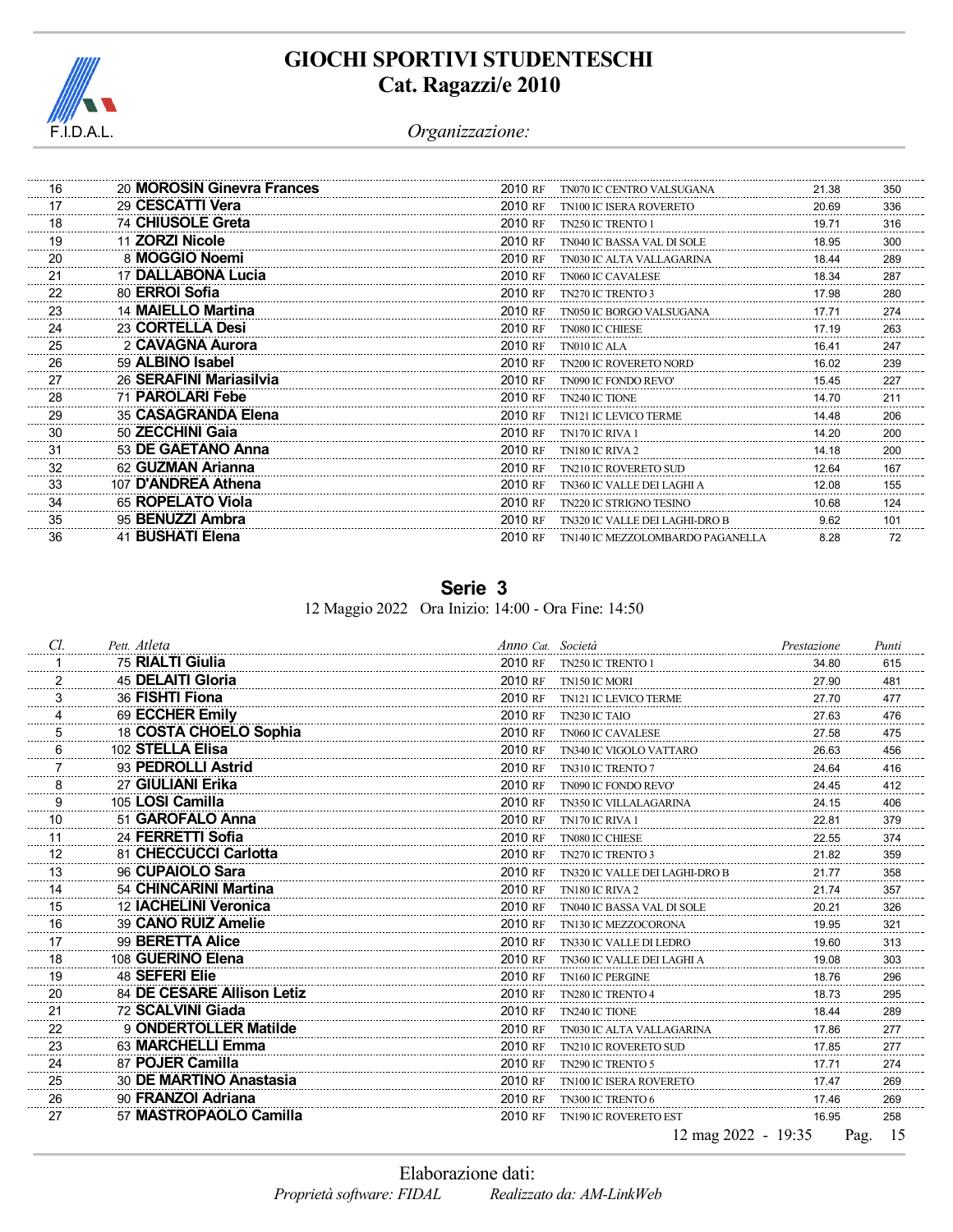# GIOCHI SPORTIVI STUDENTESCHI
## Cat. Ragazzi/e 2010

*Organizzazione:*

| Cl. | Pett. | Atleta | Anno | Cat. | Società | Prestazione | Punti |
|---|---|---|---|---|---|---|---|
| 16 | 20 | **MOROSIN Ginevra Frances** | 2010 | RF | TN070 IC CENTRO VALSUGANA | 21.38 | 350 |
| 17 | 29 | **CESCATTI Vera** | 2010 | RF | TN100 IC ISERA ROVERETO | 20.69 | 336 |
| 18 | 74 | **CHIUSOLE Greta** | 2010 | RF | TN250 IC TRENTO 1 | 19.71 | 316 |
| 19 | 11 | **ZORZI Nicole** | 2010 | RF | TN040 IC BASSA VAL DI SOLE | 18.95 | 300 |
| 20 | 8 | **MOGGIO Noemi** | 2010 | RF | TN030 IC ALTA VALLAGARINA | 18.44 | 289 |
| 21 | 17 | **DALLABONA Lucia** | 2010 | RF | TN060 IC CAVALESE | 18.34 | 287 |
| 22 | 80 | **ERROI Sofia** | 2010 | RF | TN270 IC TRENTO 3 | 17.98 | 280 |
| 23 | 14 | **MAIELLO Martina** | 2010 | RF | TN050 IC BORGO VALSUGANA | 17.71 | 274 |
| 24 | 23 | **CORTELLA Desi** | 2010 | RF | TN080 IC CHIESE | 17.19 | 263 |
| 25 | 2 | **CAVAGNA Aurora** | 2010 | RF | TN010 IC ALA | 16.41 | 247 |
| 26 | 59 | **ALBINO Isabel** | 2010 | RF | TN200 IC ROVERETO NORD | 16.02 | 239 |
| 27 | 26 | **SERAFINI Mariasilvia** | 2010 | RF | TN090 IC FONDO REVO' | 15.45 | 227 |
| 28 | 71 | **PAROLARI Febe** | 2010 | RF | TN240 IC TIONE | 14.70 | 211 |
| 29 | 35 | **CASAGRANDA Elena** | 2010 | RF | TN121 IC LEVICO TERME | 14.48 | 206 |
| 30 | 50 | **ZECCHINI Gaia** | 2010 | RF | TN170 IC RIVA 1 | 14.20 | 200 |
| 31 | 53 | **DE GAETANO Anna** | 2010 | RF | TN180 IC RIVA 2 | 14.18 | 200 |
| 32 | 62 | **GUZMAN Arianna** | 2010 | RF | TN210 IC ROVERETO SUD | 12.64 | 167 |
| 33 | 107 | **D'ANDREA Athena** | 2010 | RF | TN360 IC VALLE DEI LAGHI A | 12.08 | 155 |
| 34 | 65 | **ROPELATO Viola** | 2010 | RF | TN220 IC STRIGNO TESINO | 10.68 | 124 |
| 35 | 95 | **BENUZZI Ambra** | 2010 | RF | TN320 IC VALLE DEI LAGHI-DRO B | 9.62 | 101 |
| 36 | 41 | **BUSHATI Elena** | 2010 | RF | TN140 IC MEZZOLOMBARDO PAGANELLA | 8.28 | 72 |

## Serie 3

12 Maggio 2022 Ora Inizio: 14:00 - Ora Fine: 14:50

| Cl. | Pett. | Atleta | Anno | Cat. | Società | Prestazione | Punti |
|---|---|---|---|---|---|---|---|
| 1 | 75 | **RIALTI Giulia** | 2010 | RF | TN250 IC TRENTO 1 | 34.80 | 615 |
| 2 | 45 | **DELAITI Gloria** | 2010 | RF | TN150 IC MORI | 27.90 | 481 |
| 3 | 36 | **FISHTI Fiona** | 2010 | RF | TN121 IC LEVICO TERME | 27.70 | 477 |
| 4 | 69 | **ECCHER Emily** | 2010 | RF | TN230 IC TAIO | 27.63 | 476 |
| 5 | 18 | **COSTA CHOELO Sophia** | 2010 | RF | TN060 IC CAVALESE | 27.58 | 475 |
| 6 | 102 | **STELLA Elisa** | 2010 | RF | TN340 IC VIGOLO VATTARO | 26.63 | 456 |
| 7 | 93 | **PEDROLLI Astrid** | 2010 | RF | TN310 IC TRENTO 7 | 24.64 | 416 |
| 8 | 27 | **GIULIANI Erika** | 2010 | RF | TN090 IC FONDO REVO' | 24.45 | 412 |
| 9 | 105 | **LOSI Camilla** | 2010 | RF | TN350 IC VILLALAGARINA | 24.15 | 406 |
| 10 | 51 | **GAROFALO Anna** | 2010 | RF | TN170 IC RIVA 1 | 22.81 | 379 |
| 11 | 24 | **FERRETTI Sofia** | 2010 | RF | TN080 IC CHIESE | 22.55 | 374 |
| 12 | 81 | **CHECCUCCI Carlotta** | 2010 | RF | TN270 IC TRENTO 3 | 21.82 | 359 |
| 13 | 96 | **CUPAIOLO Sara** | 2010 | RF | TN320 IC VALLE DEI LAGHI-DRO B | 21.77 | 358 |
| 14 | 54 | **CHINCARINI Martina** | 2010 | RF | TN180 IC RIVA 2 | 21.74 | 357 |
| 15 | 12 | **IACHELINI Veronica** | 2010 | RF | TN040 IC BASSA VAL DI SOLE | 20.21 | 326 |
| 16 | 39 | **CANO RUIZ Amelie** | 2010 | RF | TN130 IC MEZZOCORONA | 19.95 | 321 |
| 17 | 99 | **BERETTA Alice** | 2010 | RF | TN330 IC VALLE DI LEDRO | 19.60 | 313 |
| 18 | 108 | **GUERINO Elena** | 2010 | RF | TN360 IC VALLE DEI LAGHI A | 19.08 | 303 |
| 19 | 48 | **SEFERI Elie** | 2010 | RF | TN160 IC PERGINE | 18.76 | 296 |
| 20 | 84 | **DE CESARE Allison Letiz** | 2010 | RF | TN280 IC TRENTO 4 | 18.73 | 295 |
| 21 | 72 | **SCALVINI Giada** | 2010 | RF | TN240 IC TIONE | 18.44 | 289 |
| 22 | 9 | **ONDERTOLLER Matilde** | 2010 | RF | TN030 IC ALTA VALLAGARINA | 17.86 | 277 |
| 23 | 63 | **MARCHELLI Emma** | 2010 | RF | TN210 IC ROVERETO SUD | 17.85 | 277 |
| 24 | 87 | **POJER Camilla** | 2010 | RF | TN290 IC TRENTO 5 | 17.71 | 274 |
| 25 | 30 | **DE MARTINO Anastasia** | 2010 | RF | TN100 IC ISERA ROVERETO | 17.47 | 269 |
| 26 | 90 | **FRANZOI Adriana** | 2010 | RF | TN300 IC TRENTO 6 | 17.46 | 269 |
| 27 | 57 | **MASTROPAOLO Camilla** | 2010 | RF | TN190 IC ROVERETO EST | 16.95 | 258 |

12 mag 2022 - 19:35

Elaborazione dati:
*Proprietà software: FIDAL* *Realizzato da: AM-LinkWeb*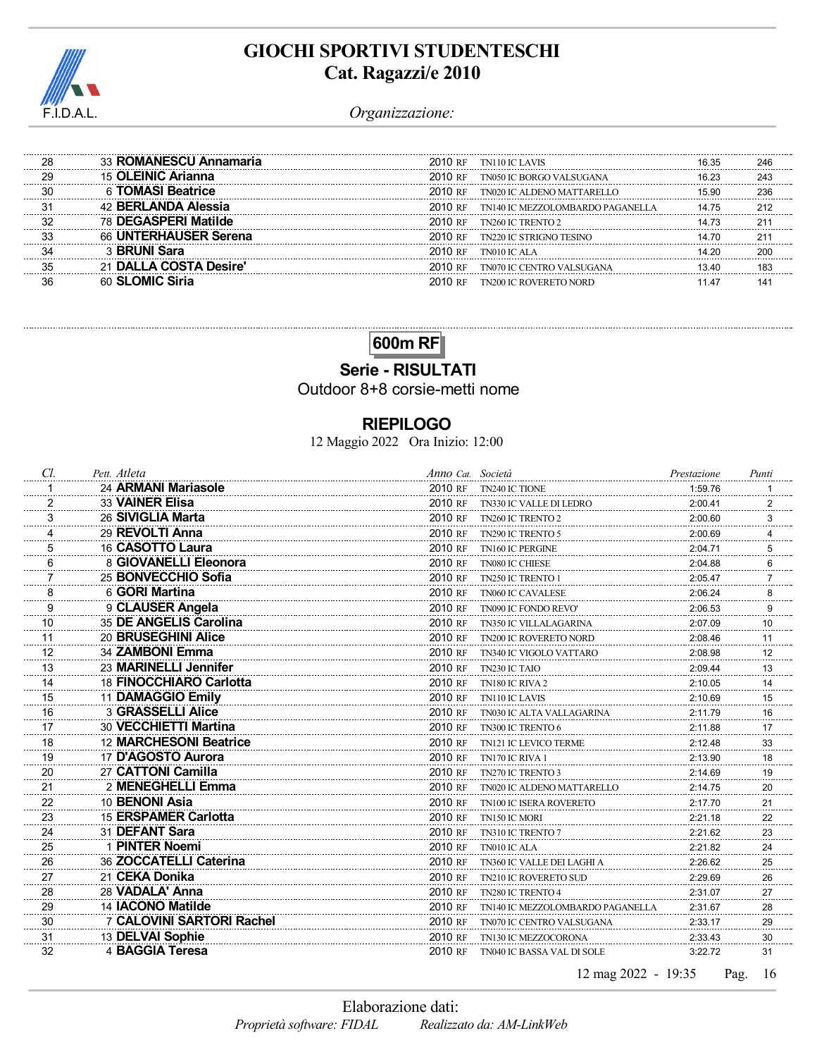# GIOCHI SPORTIVI STUDENTESCHI
## Cat. Ragazzi/e 2010

*Organizzazione:*

| Cl. | Pett. Atleta | Anno | Cat. | Società | Prestazione | Punti |
|---|---|---|---|---|---|---|
| 28 | 33 **ROMANESCU Annamaria** | 2010 | RF | TN110 IC LAVIS | 16.35 | 246 |
| 29 | 15 **OLEINIC Arianna** | 2010 | RF | TN050 IC BORGO VALSUGANA | 16.23 | 243 |
| 30 | 6 **TOMASI Beatrice** | 2010 | RF | TN020 IC ALDENO MATTARELLO | 15.90 | 236 |
| 31 | 42 **BERLANDA Alessia** | 2010 | RF | TN140 IC MEZZOLOMBARDO PAGANELLA | 14.75 | 212 |
| 32 | 78 **DEGASPERI Matilde** | 2010 | RF | TN260 IC TRENTO 2 | 14.73 | 211 |
| 33 | 66 **UNTERHAUSER Serena** | 2010 | RF | TN220 IC STRIGNO TESINO | 14.70 | 211 |
| 34 | 3 **BRUNI Sara** | 2010 | RF | TN010 IC ALA | 14.20 | 200 |
| 35 | 21 **DALLA COSTA Desire'** | 2010 | RF | TN070 IC CENTRO VALSUGANA | 13.40 | 183 |
| 36 | 60 **SLOMIC Siria** | 2010 | RF | TN200 IC ROVERETO NORD | 11.47 | 141 |

## 600m RF

### Serie - RISULTATI

Outdoor 8+8 corsie-metti nome

### RIEPILOGO

12 Maggio 2022 Ora Inizio: 12:00

| Cl. | Pett. Atleta | Anno | Cat. | Società | Prestazione | Punti |
|---|---|---|---|---|---|---|
| 1 | 24 **ARMANI Mariasole** | 2010 | RF | TN240 IC TIONE | 1:59.76 | 1 |
| 2 | 33 **VAINER Elisa** | 2010 | RF | TN330 IC VALLE DI LEDRO | 2:00.41 | 2 |
| 3 | 26 **SIVIGLIA Marta** | 2010 | RF | TN260 IC TRENTO 2 | 2:00.60 | 3 |
| 4 | 29 **REVOLTI Anna** | 2010 | RF | TN290 IC TRENTO 5 | 2:00.69 | 4 |
| 5 | 16 **CASOTTO Laura** | 2010 | RF | TN160 IC PERGINE | 2:04.71 | 5 |
| 6 | 8 **GIOVANELLI Eleonora** | 2010 | RF | TN080 IC CHIESE | 2:04.88 | 6 |
| 7 | 25 **BONVECCHIO Sofia** | 2010 | RF | TN250 IC TRENTO 1 | 2:05.47 | 7 |
| 8 | 6 **GORI Martina** | 2010 | RF | TN060 IC CAVALESE | 2:06.24 | 8 |
| 9 | 9 **CLAUSER Angela** | 2010 | RF | TN090 IC FONDO REVO' | 2:06.53 | 9 |
| 10 | 35 **DE ANGELIS Carolina** | 2010 | RF | TN350 IC VILLALAGARINA | 2:07.09 | 10 |
| 11 | 20 **BRUSEGHINI Alice** | 2010 | RF | TN200 IC ROVERETO NORD | 2:08.46 | 11 |
| 12 | 34 **ZAMBONI Emma** | 2010 | RF | TN340 IC VIGOLO VATTARO | 2:08.98 | 12 |
| 13 | 23 **MARINELLI Jennifer** | 2010 | RF | TN230 IC TAIO | 2:09.44 | 13 |
| 14 | 18 **FINOCCHIARO Carlotta** | 2010 | RF | TN180 IC RIVA 2 | 2:10.05 | 14 |
| 15 | 11 **DAMAGGIO Emily** | 2010 | RF | TN110 IC LAVIS | 2:10.69 | 15 |
| 16 | 3 **GRASSELLI Alice** | 2010 | RF | TN030 IC ALTA VALLAGARINA | 2:11.79 | 16 |
| 17 | 30 **VECCHIETTI Martina** | 2010 | RF | TN300 IC TRENTO 6 | 2:11.88 | 17 |
| 18 | 12 **MARCHESONI Beatrice** | 2010 | RF | TN121 IC LEVICO TERME | 2:12.48 | 33 |
| 19 | 17 **D'AGOSTO Aurora** | 2010 | RF | TN170 IC RIVA 1 | 2:13.90 | 18 |
| 20 | 27 **CATTONI Camilla** | 2010 | RF | TN270 IC TRENTO 3 | 2:14.69 | 19 |
| 21 | 2 **MENEGHELLI Emma** | 2010 | RF | TN020 IC ALDENO MATTARELLO | 2:14.75 | 20 |
| 22 | 10 **BENONI Asia** | 2010 | RF | TN100 IC ISERA ROVERETO | 2:17.70 | 21 |
| 23 | 15 **ERSPAMER Carlotta** | 2010 | RF | TN150 IC MORI | 2:21.18 | 22 |
| 24 | 31 **DEFANT Sara** | 2010 | RF | TN310 IC TRENTO 7 | 2:21.62 | 23 |
| 25 | 1 **PINTER Noemi** | 2010 | RF | TN010 IC ALA | 2:21.82 | 24 |
| 26 | 36 **ZOCCATELLI Caterina** | 2010 | RF | TN360 IC VALLE DEI LAGHI A | 2:26.62 | 25 |
| 27 | 21 **CEKA Donika** | 2010 | RF | TN210 IC ROVERETO SUD | 2:29.69 | 26 |
| 28 | 28 **VADALA' Anna** | 2010 | RF | TN280 IC TRENTO 4 | 2:31.07 | 27 |
| 29 | 14 **IACONO Matilde** | 2010 | RF | TN140 IC MEZZOLOMBARDO PAGANELLA | 2:31.67 | 28 |
| 30 | 7 **CALOVINI SARTORI Rachel** | 2010 | RF | TN070 IC CENTRO VALSUGANA | 2:33.17 | 29 |
| 31 | 13 **DELVAI Sophie** | 2010 | RF | TN130 IC MEZZOCORONA | 2:33.43 | 30 |
| 32 | 4 **BAGGIA Teresa** | 2010 | RF | TN040 IC BASSA VAL DI SOLE | 3:22.72 | 31 |

12 mag 2022 - 19:35

Elaborazione dati:
*Proprietà software: FIDAL* *Realizzato da: AM-LinkWeb*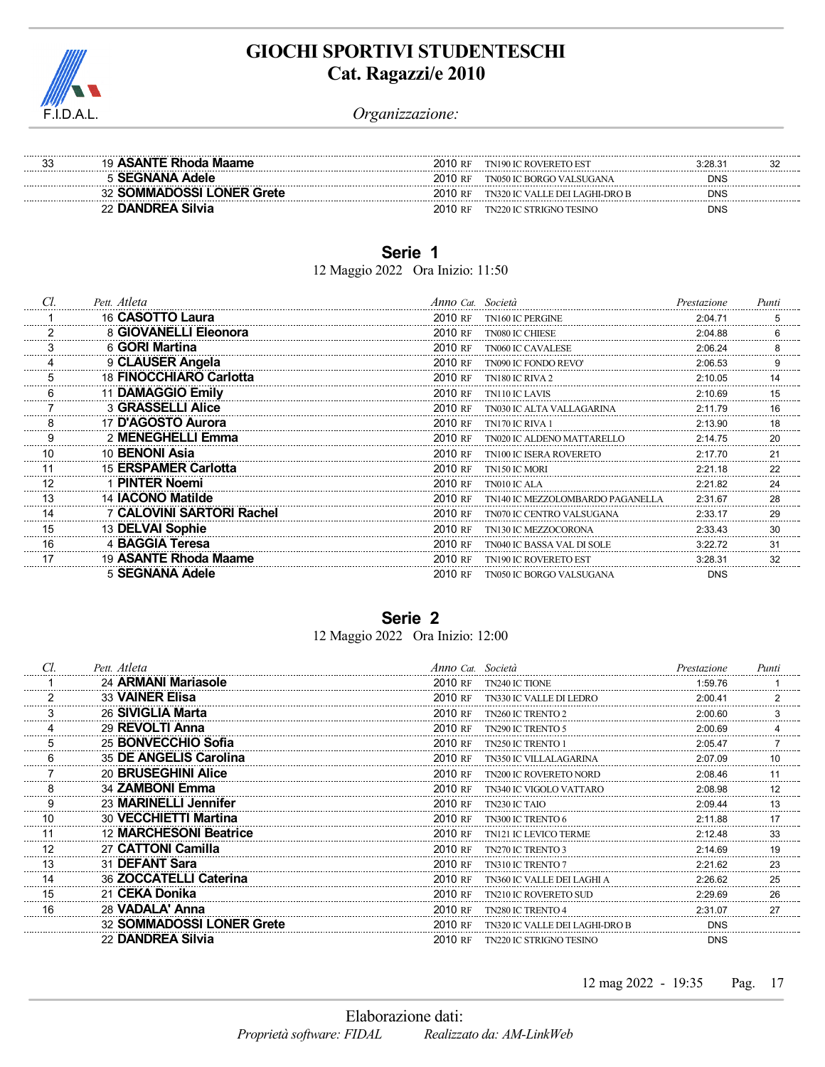# GIOCHI SPORTIVI STUDENTESCHI
## Cat. Ragazzi/e 2010

*Organizzazione:*

| Cl. | Pett. | Atleta | Anno | Cat. | Società | Prestazione | Punti |
|---|---|---|---|---|---|---|---|
| 33 | 19 | **ASANTE Rhoda Maame** | 2010 | RF | TN190 IC ROVERETO EST | 3:28.31 | 32 |
| | 5 | **SEGNANA Adele** | 2010 | RF | TN050 IC BORGO VALSUGANA | DNS | |
| | 32 | **SOMMADOSSI LONER Grete** | 2010 | RF | TN320 IC VALLE DEI LAGHI-DRO B | DNS | |
| | 22 | **DANDREA Silvia** | 2010 | RF | TN220 IC STRIGNO TESINO | DNS | |

## Serie 1

12 Maggio 2022 Ora Inizio: 11:50

| Cl. | Pett. | Atleta | Anno | Cat. | Società | Prestazione | Punti |
|---|---|---|---|---|---|---|---|
| 1 | 16 | **CASOTTO Laura** | 2010 | RF | TN160 IC PERGINE | 2:04.71 | 5 |
| 2 | 8 | **GIOVANELLI Eleonora** | 2010 | RF | TN080 IC CHIESE | 2:04.88 | 6 |
| 3 | 6 | **GORI Martina** | 2010 | RF | TN060 IC CAVALESE | 2:06.24 | 8 |
| 4 | 9 | **CLAUSER Angela** | 2010 | RF | TN090 IC FONDO REVO' | 2:06.53 | 9 |
| 5 | 18 | **FINOCCHIARO Carlotta** | 2010 | RF | TN180 IC RIVA 2 | 2:10.05 | 14 |
| 6 | 11 | **DAMAGGIO Emily** | 2010 | RF | TN110 IC LAVIS | 2:10.69 | 15 |
| 7 | 3 | **GRASSELLI Alice** | 2010 | RF | TN030 IC ALTA VALLAGARINA | 2:11.79 | 16 |
| 8 | 17 | **D'AGOSTO Aurora** | 2010 | RF | TN170 IC RIVA 1 | 2:13.90 | 18 |
| 9 | 2 | **MENEGHELLI Emma** | 2010 | RF | TN020 IC ALDENO MATTARELLO | 2:14.75 | 20 |
| 10 | 10 | **BENONI Asia** | 2010 | RF | TN100 IC ISERA ROVERETO | 2:17.70 | 21 |
| 11 | 15 | **ERSPAMER Carlotta** | 2010 | RF | TN150 IC MORI | 2:21.18 | 22 |
| 12 | 1 | **PINTER Noemi** | 2010 | RF | TN010 IC ALA | 2:21.82 | 24 |
| 13 | 14 | **IACONO Matilde** | 2010 | RF | TN140 IC MEZZOLOMBARDO PAGANELLA | 2:31.67 | 28 |
| 14 | 7 | **CALOVINI SARTORI Rachel** | 2010 | RF | TN070 IC CENTRO VALSUGANA | 2:33.17 | 29 |
| 15 | 13 | **DELVAI Sophie** | 2010 | RF | TN130 IC MEZZOCORONA | 2:33.43 | 30 |
| 16 | 4 | **BAGGIA Teresa** | 2010 | RF | TN040 IC BASSA VAL DI SOLE | 3:22.72 | 31 |
| 17 | 19 | **ASANTE Rhoda Maame** | 2010 | RF | TN190 IC ROVERETO EST | 3:28.31 | 32 |
| | 5 | **SEGNANA Adele** | 2010 | RF | TN050 IC BORGO VALSUGANA | DNS | |

## Serie 2

12 Maggio 2022 Ora Inizio: 12:00

| Cl. | Pett. | Atleta | Anno | Cat. | Società | Prestazione | Punti |
|---|---|---|---|---|---|---|---|
| 1 | 24 | **ARMANI Mariasole** | 2010 | RF | TN240 IC TIONE | 1:59.76 | 1 |
| 2 | 33 | **VAINER Elisa** | 2010 | RF | TN330 IC VALLE DI LEDRO | 2:00.41 | 2 |
| 3 | 26 | **SIVIGLIA Marta** | 2010 | RF | TN260 IC TRENTO 2 | 2:00.60 | 3 |
| 4 | 29 | **REVOLTI Anna** | 2010 | RF | TN290 IC TRENTO 5 | 2:00.69 | 4 |
| 5 | 25 | **BONVECCHIO Sofia** | 2010 | RF | TN250 IC TRENTO 1 | 2:05.47 | 7 |
| 6 | 35 | **DE ANGELIS Carolina** | 2010 | RF | TN350 IC VILLALAGARINA | 2:07.09 | 10 |
| 7 | 20 | **BRUSEGHINI Alice** | 2010 | RF | TN200 IC ROVERETO NORD | 2:08.46 | 11 |
| 8 | 34 | **ZAMBONI Emma** | 2010 | RF | TN340 IC VIGOLO VATTARO | 2:08.98 | 12 |
| 9 | 23 | **MARINELLI Jennifer** | 2010 | RF | TN230 IC TAIO | 2:09.44 | 13 |
| 10 | 30 | **VECCHIETTI Martina** | 2010 | RF | TN300 IC TRENTO 6 | 2:11.88 | 17 |
| 11 | 12 | **MARCHESONI Beatrice** | 2010 | RF | TN121 IC LEVICO TERME | 2:12.48 | 33 |
| 12 | 27 | **CATTONI Camilla** | 2010 | RF | TN270 IC TRENTO 3 | 2:14.69 | 19 |
| 13 | 31 | **DEFANT Sara** | 2010 | RF | TN310 IC TRENTO 7 | 2:21.62 | 23 |
| 14 | 36 | **ZOCCATELLI Caterina** | 2010 | RF | TN360 IC VALLE DEI LAGHI A | 2:26.62 | 25 |
| 15 | 21 | **CEKA Donika** | 2010 | RF | TN210 IC ROVERETO SUD | 2:29.69 | 26 |
| 16 | 28 | **VADALA' Anna** | 2010 | RF | TN280 IC TRENTO 4 | 2:31.07 | 27 |
| | 32 | **SOMMADOSSI LONER Grete** | 2010 | RF | TN320 IC VALLE DEI LAGHI-DRO B | DNS | |
| | 22 | **DANDREA Silvia** | 2010 | RF | TN220 IC STRIGNO TESINO | DNS | |

12 mag 2022 - 19:35

Elaborazione dati:
*Proprietà software: FIDAL* *Realizzato da: AM-LinkWeb*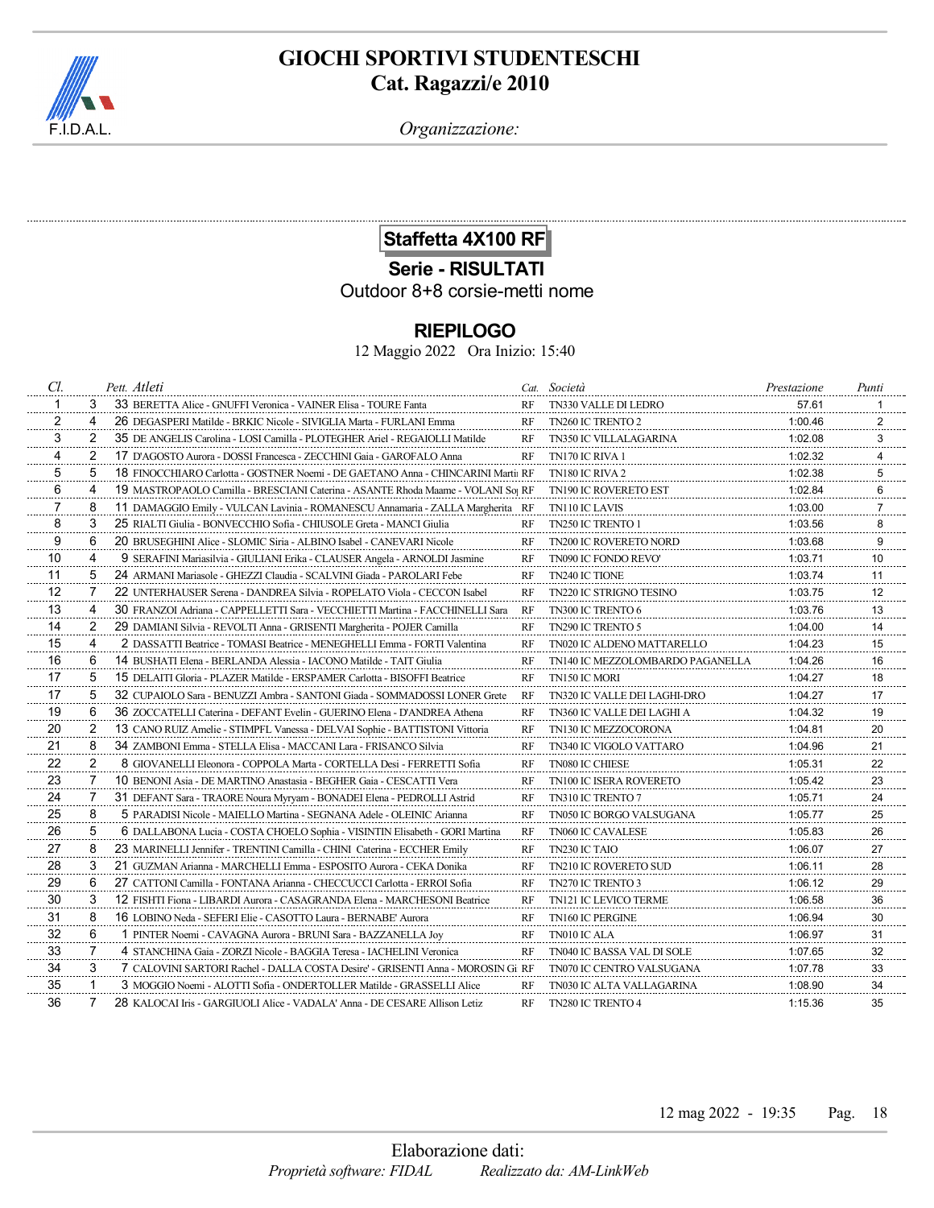# GIOCHI SPORTIVI STUDENTESCHI
## Cat. Ragazzi/e 2010

F.I.D.A.L.

*Organizzazione:*

### Staffetta 4X100 RF

**Serie - RISULTATI**

Outdoor 8+8 corsie-metti nome

### RIEPILOGO

12 Maggio 2022 Ora Inizio: 15:40

| *Cl.* | | *Pett.* | *Atleti* | *Cat.* | *Società* | *Prestazione* | *Punti* |
|---|---|---|---|---|---|---|---|
| 1 | 3 | 33 | BERETTA Alice - GNUFFI Veronica - VAINER Elisa - TOURE Fanta | RF | TN330 VALLE DI LEDRO | 57.61 | 1 |
| 2 | 4 | 26 | DEGASPERI Matilde - BRKIC Nicole - SIVIGLIA Marta - FURLANI Emma | RF | TN260 IC TRENTO 2 | 1:00.46 | 2 |
| 3 | 2 | 35 | DE ANGELIS Carolina - LOSI Camilla - PLOTEGHER Ariel - REGAIOLLI Matilde | RF | TN350 IC VILLALAGARINA | 1:02.08 | 3 |
| 4 | 2 | 17 | D'AGOSTO Aurora - DOSSI Francesca - ZECCHINI Gaia - GAROFALO Anna | RF | TN170 IC RIVA 1 | 1:02.32 | 4 |
| 5 | 5 | 18 | FINOCCHIARO Carlotta - GOSTNER Noemi - DE GAETANO Anna - CHINCARINI Marti | RF | TN180 IC RIVA 2 | 1:02.38 | 5 |
| 6 | 4 | 19 | MASTROPAOLO Camilla - BRESCIANI Caterina - ASANTE Rhoda Maame - VOLANI So | RF | TN190 IC ROVERETO EST | 1:02.84 | 6 |
| 7 | 8 | 11 | DAMAGGIO Emily - VULCAN Lavinia - ROMANESCU Annamaria - ZALLA Margherita | RF | TN110 IC LAVIS | 1:03.00 | 7 |
| 8 | 3 | 25 | RIALTI Giulia - BONVECCHIO Sofia - CHIUSOLE Greta - MANCI Giulia | RF | TN250 IC TRENTO 1 | 1:03.56 | 8 |
| 9 | 6 | 20 | BRUSEGHINI Alice - SLOMIC Siria - ALBINO Isabel - CANEVARI Nicole | RF | TN200 IC ROVERETO NORD | 1:03.68 | 9 |
| 10 | 4 | 9 | SERAFINI Mariasilvia - GIULIANI Erika - CLAUSER Angela - ARNOLDI Jasmine | RF | TN090 IC FONDO REVO' | 1:03.71 | 10 |
| 11 | 5 | 24 | ARMANI Mariasole - GHEZZI Claudia - SCALVINI Giada - PAROLARI Febe | RF | TN240 IC TIONE | 1:03.74 | 11 |
| 12 | 7 | 22 | UNTERHAUSER Serena - DANDREA Silvia - ROPELATO Viola - CECCON Isabel | RF | TN220 IC STRIGNO TESINO | 1:03.75 | 12 |
| 13 | 4 | 30 | FRANZOI Adriana - CAPPELLETTI Sara - VECCHIETTI Martina - FACCHINELLI Sara | RF | TN300 IC TRENTO 6 | 1:03.76 | 13 |
| 14 | 2 | 29 | DAMIANI Silvia - REVOLTI Anna - GRISENTI Margherita - POJER Camilla | RF | TN290 IC TRENTO 5 | 1:04.00 | 14 |
| 15 | 4 | 2 | DASSATTI Beatrice - TOMASI Beatrice - MENEGHELLI Emma - FORTI Valentina | RF | TN020 IC ALDENO MATTARELLO | 1:04.23 | 15 |
| 16 | 6 | 14 | BUSHATI Elena - BERLANDA Alessia - IACONO Matilde - TAIT Giulia | RF | TN140 IC MEZZOLOMBARDO PAGANELLA | 1:04.26 | 16 |
| 17 | 5 | 15 | DELAITI Gloria - PLAZER Matilde - ERSPAMER Carlotta - BISOFFI Beatrice | RF | TN150 IC MORI | 1:04.27 | 18 |
| 17 | 5 | 32 | CUPAIOLO Sara - BENUZZI Ambra - SANTONI Giada - SOMMADOSSI LONER Grete | RF | TN320 IC VALLE DEI LAGHI-DRO | 1:04.27 | 17 |
| 19 | 6 | 36 | ZOCCATELLI Caterina - DEFANT Evelin - GUERINO Elena - D'ANDREA Athena | RF | TN360 IC VALLE DEI LAGHI A | 1:04.32 | 19 |
| 20 | 2 | 13 | CANO RUIZ Amelie - STIMPFL Vanessa - DELVAI Sophie - BATTISTONI Vittoria | RF | TN130 IC MEZZOCORONA | 1:04.81 | 20 |
| 21 | 8 | 34 | ZAMBONI Emma - STELLA Elisa - MACCANI Lara - FRISANCO Silvia | RF | TN340 IC VIGOLO VATTARO | 1:04.96 | 21 |
| 22 | 2 | 8 | GIOVANELLI Eleonora - COPPOLA Marta - CORTELLA Desi - FERRETTI Sofia | RF | TN080 IC CHIESE | 1:05.31 | 22 |
| 23 | 7 | 10 | BENONI Asia - DE MARTINO Anastasia - BEGHER Gaia - CESCATTI Vera | RF | TN100 IC ISERA ROVERETO | 1:05.42 | 23 |
| 24 | 7 | 31 | DEFANT Sara - TRAORE Noura Myryam - BONADEI Elena - PEDROLLI Astrid | RF | TN310 IC TRENTO 7 | 1:05.71 | 24 |
| 25 | 8 | 5 | PARADISI Nicole - MAIELLO Martina - SEGNANA Adele - OLEINIC Arianna | RF | TN050 IC BORGO VALSUGANA | 1:05.77 | 25 |
| 26 | 5 | 6 | DALLABONA Lucia - COSTA CHOELO Sophia - VISINTIN Elisabeth - GORI Martina | RF | TN060 IC CAVALESE | 1:05.83 | 26 |
| 27 | 8 | 23 | MARINELLI Jennifer - TRENTINI Camilla - CHINI Caterina - ECCHER Emily | RF | TN230 IC TAIO | 1:06.07 | 27 |
| 28 | 3 | 21 | GUZMAN Arianna - MARCHELLI Emma - ESPOSITO Aurora - CEKA Donika | RF | TN210 IC ROVERETO SUD | 1:06.11 | 28 |
| 29 | 6 | 27 | CATTONI Camilla - FONTANA Arianna - CHECCUCCI Carlotta - ERROI Sofia | RF | TN270 IC TRENTO 3 | 1:06.12 | 29 |
| 30 | 3 | 12 | FISHTI Fiona - LIBARDI Aurora - CASAGRANDA Elena - MARCHESONI Beatrice | RF | TN121 IC LEVICO TERME | 1:06.58 | 36 |
| 31 | 8 | 16 | LOBINO Neda - SEFERI Elie - CASOTTO Laura - BERNABE' Aurora | RF | TN160 IC PERGINE | 1:06.94 | 30 |
| 32 | 6 | 1 | PINTER Noemi - CAVAGNA Aurora - BRUNI Sara - BAZZANELLA Joy | RF | TN010 IC ALA | 1:06.97 | 31 |
| 33 | 7 | 4 | STANCHINA Gaia - ZORZI Nicole - BAGGIA Teresa - IACHELINI Veronica | RF | TN040 IC BASSA VAL DI SOLE | 1:07.65 | 32 |
| 34 | 3 | 7 | CALOVINI SARTORI Rachel - DALLA COSTA Desire' - GRISENTI Anna - MOROSIN Gi | RF | TN070 IC CENTRO VALSUGANA | 1:07.78 | 33 |
| 35 | 1 | 3 | MOGGIO Noemi - ALOTTI Sofia - ONDERTOLLER Matilde - GRASSELLI Alice | RF | TN030 IC ALTA VALLAGARINA | 1:08.90 | 34 |
| 36 | 7 | 28 | KALOCAI Iris - GARGIUOLI Alice - VADALA' Anna - DE CESARE Allison Letiz | RF | TN280 IC TRENTO 4 | 1:15.36 | 35 |

12 mag 2022 - 19:35

Elaborazione dati:

*Proprietà software: FIDAL* *Realizzato da: AM-LinkWeb*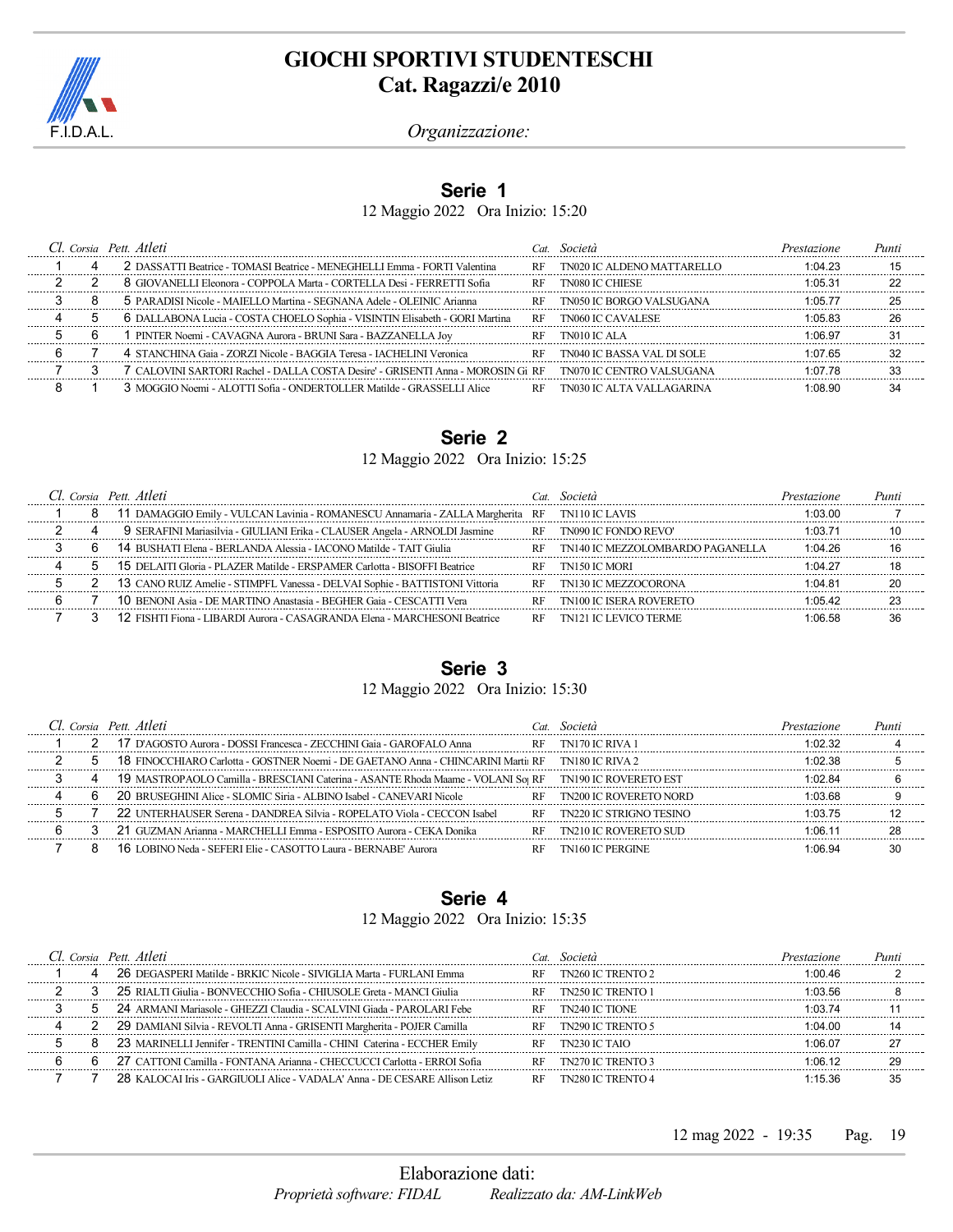# GIOCHI SPORTIVI STUDENTESCHI
## Cat. Ragazzi/e 2010

F.I.D.A.L.

*Organizzazione:*

### Serie 1

12 Maggio 2022 Ora Inizio: 15:20

| Cl. | Corsia | Pett. | Atleti | Cat. | Società | Prestazione | Punti |
|---|---|---|---|---|---|---|---|
| 1 | 4 | 2 | DASSATTI Beatrice - TOMASI Beatrice - MENEGHELLI Emma - FORTI Valentina | RF | TN020 IC ALDENO MATTARELLO | 1:04.23 | 15 |
| 2 | 2 | 8 | GIOVANELLI Eleonora - COPPOLA Marta - CORTELLA Desi - FERRETTI Sofia | RF | TN080 IC CHIESE | 1:05.31 | 22 |
| 3 | 8 | 5 | PARADISI Nicole - MAIELLO Martina - SEGNANA Adele - OLEINIC Arianna | RF | TN050 IC BORGO VALSUGANA | 1:05.77 | 25 |
| 4 | 5 | 6 | DALLABONA Lucia - COSTA CHOELO Sophia - VISINTIN Elisabeth - GORI Martina | RF | TN060 IC CAVALESE | 1:05.83 | 26 |
| 5 | 6 | 1 | PINTER Noemi - CAVAGNA Aurora - BRUNI Sara - BAZZANELLA Joy | RF | TN010 IC ALA | 1:06.97 | 31 |
| 6 | 7 | 4 | STANCHINA Gaia - ZORZI Nicole - BAGGIA Teresa - IACHELINI Veronica | RF | TN040 IC BASSA VAL DI SOLE | 1:07.65 | 32 |
| 7 | 3 | 7 | CALOVINI SARTORI Rachel - DALLA COSTA Desire' - GRISENTI Anna - MOROSIN Gi | RF | TN070 IC CENTRO VALSUGANA | 1:07.78 | 33 |
| 8 | 1 | 3 | MOGGIO Noemi - ALOTTI Sofia - ONDERTOLLER Matilde - GRASSELLI Alice | RF | TN030 IC ALTA VALLAGARINA | 1:08.90 | 34 |

### Serie 2

12 Maggio 2022 Ora Inizio: 15:25

| Cl. | Corsia | Pett. | Atleti | Cat. | Società | Prestazione | Punti |
|---|---|---|---|---|---|---|---|
| 1 | 8 | 11 | DAMAGGIO Emily - VULCAN Lavinia - ROMANESCU Annamaria - ZALLA Margherita | RF | TN110 IC LAVIS | 1:03.00 | 7 |
| 2 | 4 | 9 | SERAFINI Mariasilvia - GIULIANI Erika - CLAUSER Angela - ARNOLDI Jasmine | RF | TN090 IC FONDO REVO' | 1:03.71 | 10 |
| 3 | 6 | 14 | BUSHATI Elena - BERLANDA Alessia - IACONO Matilde - TAIT Giulia | RF | TN140 IC MEZZOLOMBARDO PAGANELLA | 1:04.26 | 16 |
| 4 | 5 | 15 | DELAITI Gloria - PLAZER Matilde - ERSPAMER Carlotta - BISOFFI Beatrice | RF | TN150 IC MORI | 1:04.27 | 18 |
| 5 | 2 | 13 | CANO RUIZ Amelie - STIMPFL Vanessa - DELVAI Sophie - BATTISTONI Vittoria | RF | TN130 IC MEZZOCORONA | 1:04.81 | 20 |
| 6 | 7 | 10 | BENONI Asia - DE MARTINO Anastasia - BEGHER Gaia - CESCATTI Vera | RF | TN100 IC ISERA ROVERETO | 1:05.42 | 23 |
| 7 | 3 | 12 | FISHTI Fiona - LIBARDI Aurora - CASAGRANDA Elena - MARCHESONI Beatrice | RF | TN121 IC LEVICO TERME | 1:06.58 | 36 |

### Serie 3

12 Maggio 2022 Ora Inizio: 15:30

| Cl. | Corsia | Pett. | Atleti | Cat. | Società | Prestazione | Punti |
|---|---|---|---|---|---|---|---|
| 1 | 2 | 17 | D'AGOSTO Aurora - DOSSI Francesca - ZECCHINI Gaia - GAROFALO Anna | RF | TN170 IC RIVA 1 | 1:02.32 | 4 |
| 2 | 5 | 18 | FINOCCHIARO Carlotta - GOSTNER Noemi - DE GAETANO Anna - CHINCARINI Marti | RF | TN180 IC RIVA 2 | 1:02.38 | 5 |
| 3 | 4 | 19 | MASTROPAOLO Camilla - BRESCIANI Caterina - ASANTE Rhoda Maame - VOLANI So | RF | TN190 IC ROVERETO EST | 1:02.84 | 6 |
| 4 | 6 | 20 | BRUSEGHINI Alice - SLOMIC Siria - ALBINO Isabel - CANEVARI Nicole | RF | TN200 IC ROVERETO NORD | 1:03.68 | 9 |
| 5 | 7 | 22 | UNTERHAUSER Serena - DANDREA Silvia - ROPELATO Viola - CECCON Isabel | RF | TN220 IC STRIGNO TESINO | 1:03.75 | 12 |
| 6 | 3 | 21 | GUZMAN Arianna - MARCHELLI Emma - ESPOSITO Aurora - CEKA Donika | RF | TN210 IC ROVERETO SUD | 1:06.11 | 28 |
| 7 | 8 | 16 | LOBINO Neda - SEFERI Elie - CASOTTO Laura - BERNABE' Aurora | RF | TN160 IC PERGINE | 1:06.94 | 30 |

### Serie 4

12 Maggio 2022 Ora Inizio: 15:35

| Cl. | Corsia | Pett. | Atleti | Cat. | Società | Prestazione | Punti |
|---|---|---|---|---|---|---|---|
| 1 | 4 | 26 | DEGASPERI Matilde - BRKIC Nicole - SIVIGLIA Marta - FURLANI Emma | RF | TN260 IC TRENTO 2 | 1:00.46 | 2 |
| 2 | 3 | 25 | RIALTI Giulia - BONVECCHIO Sofia - CHIUSOLE Greta - MANCI Giulia | RF | TN250 IC TRENTO 1 | 1:03.56 | 8 |
| 3 | 5 | 24 | ARMANI Mariasole - GHEZZI Claudia - SCALVINI Giada - PAROLARI Febe | RF | TN240 IC TIONE | 1:03.74 | 11 |
| 4 | 2 | 29 | DAMIANI Silvia - REVOLTI Anna - GRISENTI Margherita - POJER Camilla | RF | TN290 IC TRENTO 5 | 1:04.00 | 14 |
| 5 | 8 | 23 | MARINELLI Jennifer - TRENTINI Camilla - CHINI Caterina - ECCHER Emily | RF | TN230 IC TAIO | 1:06.07 | 27 |
| 6 | 6 | 27 | CATTONI Camilla - FONTANA Arianna - CHECCUCCI Carlotta - ERROI Sofia | RF | TN270 IC TRENTO 3 | 1:06.12 | 29 |
| 7 | 7 | 28 | KALOCAI Iris - GARGIUOLI Alice - VADALA' Anna - DE CESARE Allison Letiz | RF | TN280 IC TRENTO 4 | 1:15.36 | 35 |

12 mag 2022 - 19:35

Elaborazione dati:

*Proprietà software: FIDAL* *Realizzato da: AM-LinkWeb*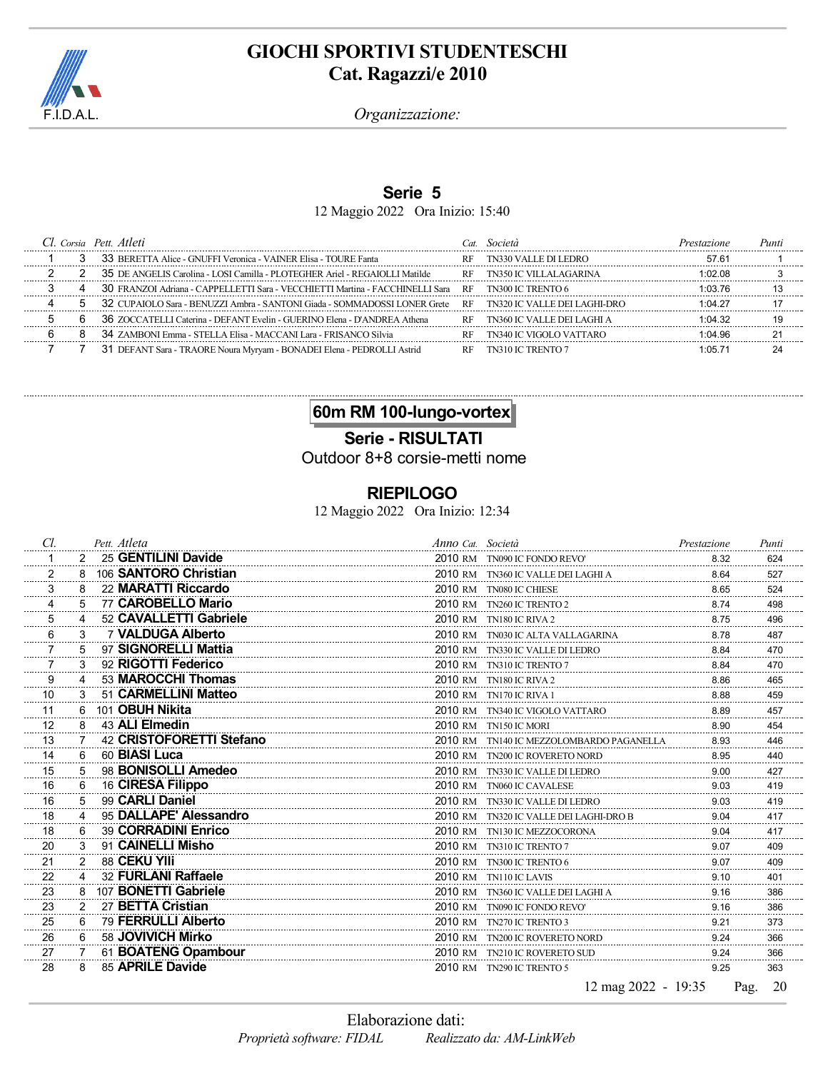## Serie 5

12 Maggio 2022 Ora Inizio: 15:40

| Cl. | Corsia | Pett. | Atleti | Cat. | Società | Prestazione | Punti |
|---|---|---|---|---|---|---|---|
| 1 | 3 | 33 | BERETTA Alice - GNUFFI Veronica - VAINER Elisa - TOURE Fanta | RF | TN330 VALLE DI LEDRO | 57.61 | 1 |
| 2 | 2 | 35 | DE ANGELIS Carolina - LOSI Camilla - PLOTEGHER Ariel - REGAIOLLI Matilde | RF | TN350 IC VILLALAGARINA | 1:02.08 | 3 |
| 3 | 4 | 30 | FRANZOI Adriana - CAPPELLETTI Sara - VECCHIETTI Martina - FACCHINELLI Sara | RF | TN300 IC TRENTO 6 | 1:03.76 | 13 |
| 4 | 5 | 32 | CUPAIOLO Sara - BENUZZI Ambra - SANTONI Giada - SOMMADOSSI LONER Grete | RF | TN320 IC VALLE DEI LAGHI-DRO | 1:04.27 | 17 |
| 5 | 6 | 36 | ZOCCATELLI Caterina - DEFANT Evelin - GUERINO Elena - D'ANDREA Athena | RF | TN360 IC VALLE DEI LAGHI A | 1:04.32 | 19 |
| 6 | 8 | 34 | ZAMBONI Emma - STELLA Elisa - MACCANI Lara - FRISANCO Silvia | RF | TN340 IC VIGOLO VATTARO | 1:04.96 | 21 |
| 7 | 7 | 31 | DEFANT Sara - TRAORE Noura Myryam - BONADEI Elena - PEDROLLI Astrid | RF | TN310 IC TRENTO 7 | 1:05.71 | 24 |

## 60m RM 100-lungo-vortex

### Serie - RISULTATI

Outdoor 8+8 corsie-metti nome

## RIEPILOGO

12 Maggio 2022 Ora Inizio: 12:34

| Cl. | | Pett. | Atleta | Anno | Cat. | Società | Prestazione | Punti |
|---|---|---|---|---|---|---|---|---|
| 1 | 2 | 25 | **GENTILINI Davide** | 2010 | RM | TN090 IC FONDO REVO' | 8.32 | 624 |
| 2 | 8 | 106 | **SANTORO Christian** | 2010 | RM | TN360 IC VALLE DEI LAGHI A | 8.64 | 527 |
| 3 | 8 | 22 | **MARATTI Riccardo** | 2010 | RM | TN080 IC CHIESE | 8.65 | 524 |
| 4 | 5 | 77 | **CAROBELLO Mario** | 2010 | RM | TN260 IC TRENTO 2 | 8.74 | 498 |
| 5 | 4 | 52 | **CAVALLETTI Gabriele** | 2010 | RM | TN180 IC RIVA 2 | 8.75 | 496 |
| 6 | 3 | 7 | **VALDUGA Alberto** | 2010 | RM | TN030 IC ALTA VALLAGARINA | 8.78 | 487 |
| 7 | 5 | 97 | **SIGNORELLI Mattia** | 2010 | RM | TN330 IC VALLE DI LEDRO | 8.84 | 470 |
| 7 | 3 | 92 | **RIGOTTI Federico** | 2010 | RM | TN310 IC TRENTO 7 | 8.84 | 470 |
| 9 | 4 | 53 | **MAROCCHI Thomas** | 2010 | RM | TN180 IC RIVA 2 | 8.86 | 465 |
| 10 | 3 | 51 | **CARMELLINI Matteo** | 2010 | RM | TN170 IC RIVA 1 | 8.88 | 459 |
| 11 | 6 | 101 | **OBUH Nikita** | 2010 | RM | TN340 IC VIGOLO VATTARO | 8.89 | 457 |
| 12 | 8 | 43 | **ALI Elmedin** | 2010 | RM | TN150 IC MORI | 8.90 | 454 |
| 13 | 7 | 42 | **CRISTOFORETTI Stefano** | 2010 | RM | TN140 IC MEZZOLOMBARDO PAGANELLA | 8.93 | 446 |
| 14 | 6 | 60 | **BIASI Luca** | 2010 | RM | TN200 IC ROVERETO NORD | 8.95 | 440 |
| 15 | 5 | 98 | **BONISOLLI Amedeo** | 2010 | RM | TN330 IC VALLE DI LEDRO | 9.00 | 427 |
| 16 | 6 | 16 | **CIRESA Filippo** | 2010 | RM | TN060 IC CAVALESE | 9.03 | 419 |
| 16 | 5 | 99 | **CARLI Daniel** | 2010 | RM | TN330 IC VALLE DI LEDRO | 9.03 | 419 |
| 18 | 4 | 95 | **DALLAPE' Alessandro** | 2010 | RM | TN320 IC VALLE DEI LAGHI-DRO B | 9.04 | 417 |
| 18 | 6 | 39 | **CORRADINI Enrico** | 2010 | RM | TN130 IC MEZZOCORONA | 9.04 | 417 |
| 20 | 3 | 91 | **CAINELLI Misho** | 2010 | RM | TN310 IC TRENTO 7 | 9.07 | 409 |
| 21 | 2 | 88 | **CEKU Ylli** | 2010 | RM | TN300 IC TRENTO 6 | 9.07 | 409 |
| 22 | 4 | 32 | **FURLANI Raffaele** | 2010 | RM | TN110 IC LAVIS | 9.10 | 401 |
| 23 | 8 | 107 | **BONETTI Gabriele** | 2010 | RM | TN360 IC VALLE DEI LAGHI A | 9.16 | 386 |
| 23 | 2 | 27 | **BETTA Cristian** | 2010 | RM | TN090 IC FONDO REVO' | 9.16 | 386 |
| 25 | 6 | 79 | **FERRULLI Alberto** | 2010 | RM | TN270 IC TRENTO 3 | 9.21 | 373 |
| 26 | 6 | 58 | **JOVIVICH Mirko** | 2010 | RM | TN200 IC ROVERETO NORD | 9.24 | 366 |
| 27 | 7 | 61 | **BOATENG Opambour** | 2010 | RM | TN210 IC ROVERETO SUD | 9.24 | 366 |
| 28 | 8 | 85 | **APRILE Davide** | 2010 | RM | TN290 IC TRENTO 5 | 9.25 | 363 |

12 mag 2022 - 19:35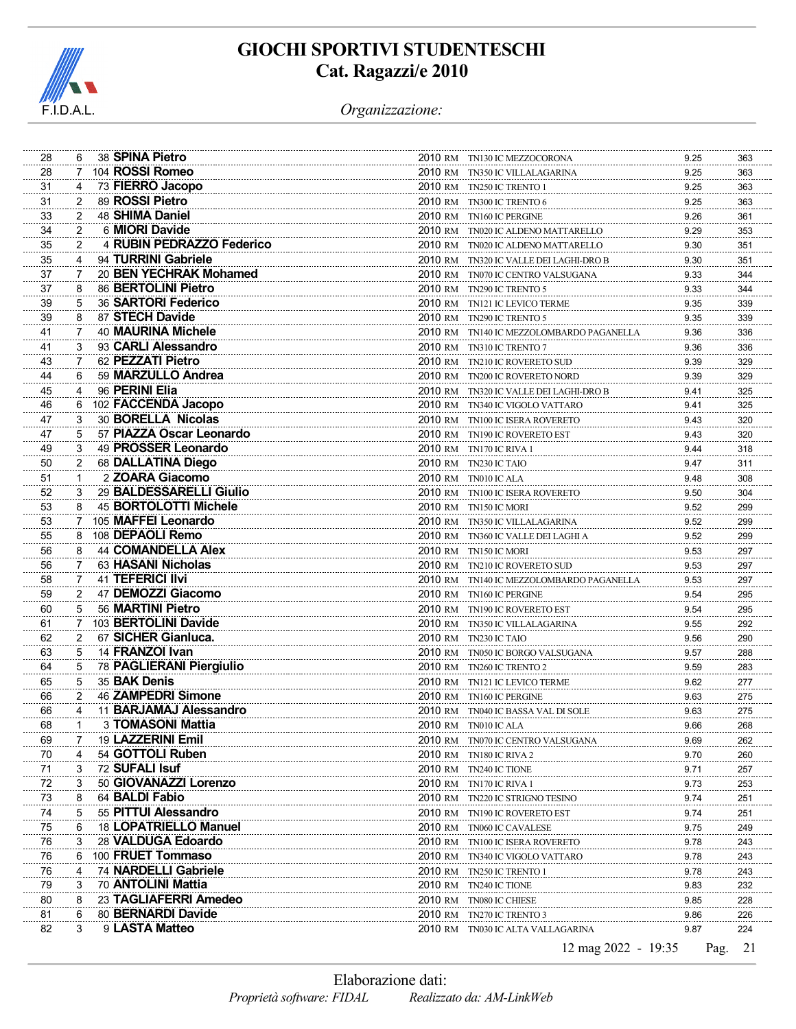# GIOCHI SPORTIVI STUDENTESCHI
## Cat. Ragazzi/e 2010

*Organizzazione:*

| | | | | | | | | |
|---|---|---|---|---|---|---|---|---|
| 28 | 6 | 38 | **SPINA Pietro** | 2010 RM | TN130 IC MEZZOCORONA | | 9.25 | 363 |
| 28 | 7 | 104 | **ROSSI Romeo** | 2010 RM | TN350 IC VILLALAGARINA | | 9.25 | 363 |
| 31 | 4 | 73 | **FIERRO Jacopo** | 2010 RM | TN250 IC TRENTO 1 | | 9.25 | 363 |
| 31 | 2 | 89 | **ROSSI Pietro** | 2010 RM | TN300 IC TRENTO 6 | | 9.25 | 363 |
| 33 | 2 | 48 | **SHIMA Daniel** | 2010 RM | TN160 IC PERGINE | | 9.26 | 361 |
| 34 | 2 | 6 | **MIORI Davide** | 2010 RM | TN020 IC ALDENO MATTARELLO | | 9.29 | 353 |
| 35 | 2 | 4 | **RUBIN PEDRAZZO Federico** | 2010 RM | TN020 IC ALDENO MATTARELLO | | 9.30 | 351 |
| 35 | 4 | 94 | **TURRINI Gabriele** | 2010 RM | TN320 IC VALLE DEI LAGHI-DRO B | | 9.30 | 351 |
| 37 | 7 | 20 | **BEN YECHRAK Mohamed** | 2010 RM | TN070 IC CENTRO VALSUGANA | | 9.33 | 344 |
| 37 | 8 | 86 | **BERTOLINI Pietro** | 2010 RM | TN290 IC TRENTO 5 | | 9.33 | 344 |
| 39 | 5 | 36 | **SARTORI Federico** | 2010 RM | TN121 IC LEVICO TERME | | 9.35 | 339 |
| 39 | 8 | 87 | **STECH Davide** | 2010 RM | TN290 IC TRENTO 5 | | 9.35 | 339 |
| 41 | 7 | 40 | **MAURINA Michele** | 2010 RM | TN140 IC MEZZOLOMBARDO PAGANELLA | | 9.36 | 336 |
| 41 | 3 | 93 | **CARLI Alessandro** | 2010 RM | TN310 IC TRENTO 7 | | 9.36 | 336 |
| 43 | 7 | 62 | **PEZZATI Pietro** | 2010 RM | TN210 IC ROVERETO SUD | | 9.39 | 329 |
| 44 | 6 | 59 | **MARZULLO Andrea** | 2010 RM | TN200 IC ROVERETO NORD | | 9.39 | 329 |
| 45 | 4 | 96 | **PERINI Elia** | 2010 RM | TN320 IC VALLE DEI LAGHI-DRO B | | 9.41 | 325 |
| 46 | 6 | 102 | **FACCENDA Jacopo** | 2010 RM | TN340 IC VIGOLO VATTARO | | 9.41 | 325 |
| 47 | 3 | 30 | **BORELLA Nicolas** | 2010 RM | TN100 IC ISERA ROVERETO | | 9.43 | 320 |
| 47 | 5 | 57 | **PIAZZA Oscar Leonardo** | 2010 RM | TN190 IC ROVERETO EST | | 9.43 | 320 |
| 49 | 3 | 49 | **PROSSER Leonardo** | 2010 RM | TN170 IC RIVA 1 | | 9.44 | 318 |
| 50 | 2 | 68 | **DALLATINA Diego** | 2010 RM | TN230 IC TAIO | | 9.47 | 311 |
| 51 | 1 | 2 | **ZOARA Giacomo** | 2010 RM | TN010 IC ALA | | 9.48 | 308 |
| 52 | 3 | 29 | **BALDESSARELLI Giulio** | 2010 RM | TN100 IC ISERA ROVERETO | | 9.50 | 304 |
| 53 | 8 | 45 | **BORTOLOTTI Michele** | 2010 RM | TN150 IC MORI | | 9.52 | 299 |
| 53 | 7 | 105 | **MAFFEI Leonardo** | 2010 RM | TN350 IC VILLALAGARINA | | 9.52 | 299 |
| 55 | 8 | 108 | **DEPAOLI Remo** | 2010 RM | TN360 IC VALLE DEI LAGHI A | | 9.52 | 299 |
| 56 | 8 | 44 | **COMANDELLA Alex** | 2010 RM | TN150 IC MORI | | 9.53 | 297 |
| 56 | 7 | 63 | **HASANI Nicholas** | 2010 RM | TN210 IC ROVERETO SUD | | 9.53 | 297 |
| 58 | 7 | 41 | **TEFERICI Ilvi** | 2010 RM | TN140 IC MEZZOLOMBARDO PAGANELLA | | 9.53 | 297 |
| 59 | 2 | 47 | **DEMOZZI Giacomo** | 2010 RM | TN160 IC PERGINE | | 9.54 | 295 |
| 60 | 5 | 56 | **MARTINI Pietro** | 2010 RM | TN190 IC ROVERETO EST | | 9.54 | 295 |
| 61 | 7 | 103 | **BERTOLINI Davide** | 2010 RM | TN350 IC VILLALAGARINA | | 9.55 | 292 |
| 62 | 2 | 67 | **SICHER Gianluca.** | 2010 RM | TN230 IC TAIO | | 9.56 | 290 |
| 63 | 5 | 14 | **FRANZOI Ivan** | 2010 RM | TN050 IC BORGO VALSUGANA | | 9.57 | 288 |
| 64 | 5 | 78 | **PAGLIERANI Piergiulio** | 2010 RM | TN260 IC TRENTO 2 | | 9.59 | 283 |
| 65 | 5 | 35 | **BAK Denis** | 2010 RM | TN121 IC LEVICO TERME | | 9.62 | 277 |
| 66 | 2 | 46 | **ZAMPEDRI Simone** | 2010 RM | TN160 IC PERGINE | | 9.63 | 275 |
| 66 | 4 | 11 | **BARJAMAJ Alessandro** | 2010 RM | TN040 IC BASSA VAL DI SOLE | | 9.63 | 275 |
| 68 | 1 | 3 | **TOMASONI Mattia** | 2010 RM | TN010 IC ALA | | 9.66 | 268 |
| 69 | 7 | 19 | **LAZZERINI Emil** | 2010 RM | TN070 IC CENTRO VALSUGANA | | 9.69 | 262 |
| 70 | 4 | 54 | **GOTTOLI Ruben** | 2010 RM | TN180 IC RIVA 2 | | 9.70 | 260 |
| 71 | 3 | 72 | **SUFALI Isuf** | 2010 RM | TN240 IC TIONE | | 9.71 | 257 |
| 72 | 3 | 50 | **GIOVANAZZI Lorenzo** | 2010 RM | TN170 IC RIVA 1 | | 9.73 | 253 |
| 73 | 8 | 64 | **BALDI Fabio** | 2010 RM | TN220 IC STRIGNO TESINO | | 9.74 | 251 |
| 74 | 5 | 55 | **PITTUI Alessandro** | 2010 RM | TN190 IC ROVERETO EST | | 9.74 | 251 |
| 75 | 6 | 18 | **LOPATRIELLO Manuel** | 2010 RM | TN060 IC CAVALESE | | 9.75 | 249 |
| 76 | 3 | 28 | **VALDUGA Edoardo** | 2010 RM | TN100 IC ISERA ROVERETO | | 9.78 | 243 |
| 76 | 6 | 100 | **FRUET Tommaso** | 2010 RM | TN340 IC VIGOLO VATTARO | | 9.78 | 243 |
| 76 | 4 | 74 | **NARDELLI Gabriele** | 2010 RM | TN250 IC TRENTO 1 | | 9.78 | 243 |
| 79 | 3 | 70 | **ANTOLINI Mattia** | 2010 RM | TN240 IC TIONE | | 9.83 | 232 |
| 80 | 8 | 23 | **TAGLIAFERRI Amedeo** | 2010 RM | TN080 IC CHIESE | | 9.85 | 228 |
| 81 | 6 | 80 | **BERNARDI Davide** | 2010 RM | TN270 IC TRENTO 3 | | 9.86 | 226 |
| 82 | 3 | 9 | **LASTA Matteo** | 2010 RM | TN030 IC ALTA VALLAGARINA | | 9.87 | 224 |

12 mag 2022 - 19:35

Elaborazione dati:

*Proprietà software: FIDAL* *Realizzato da: AM-LinkWeb*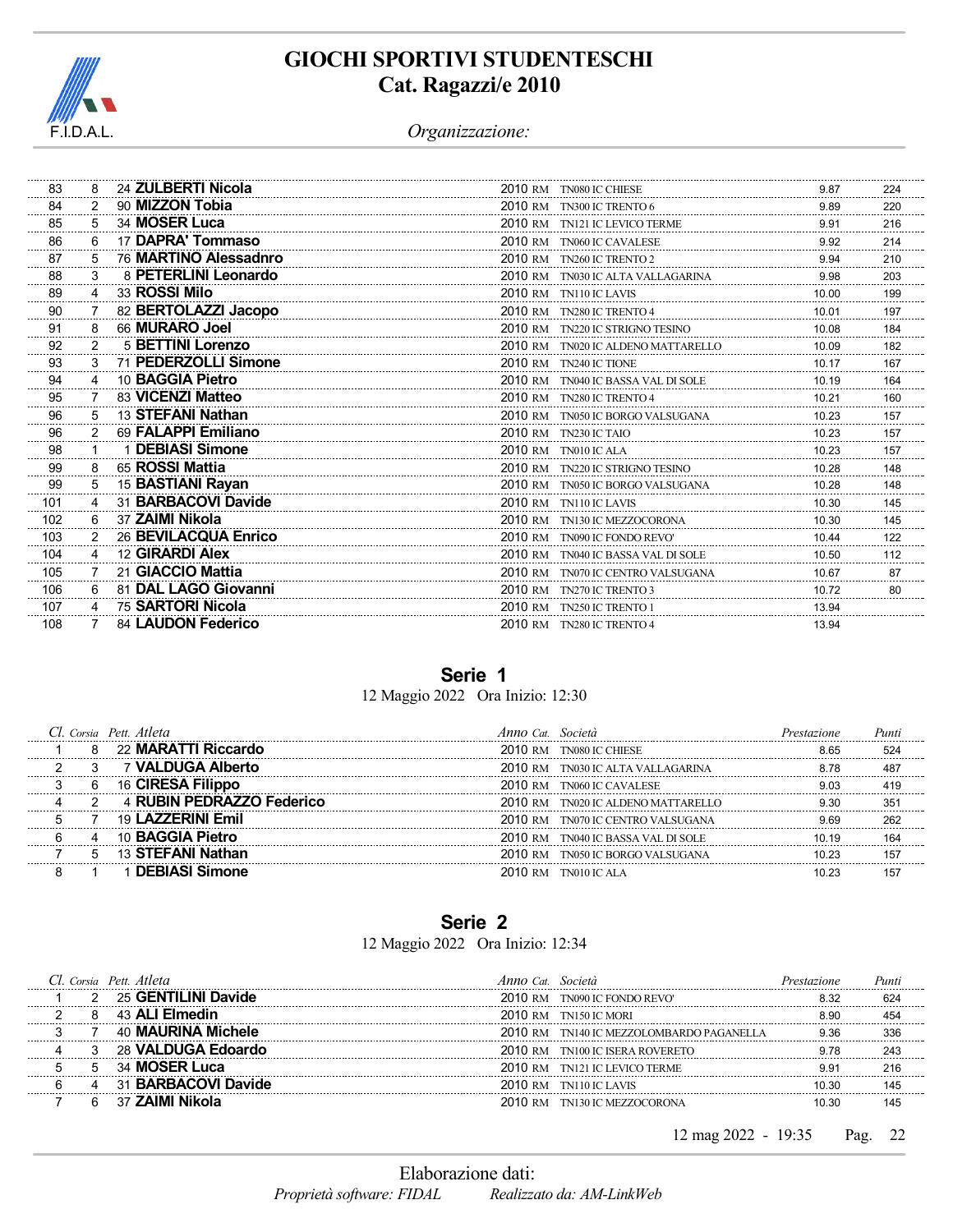# GIOCHI SPORTIVI STUDENTESCHI
## Cat. Ragazzi/e 2010

F.I.D.A.L.

*Organizzazione:*

| Cl. | Corsia | Pett. | Atleta | Anno | Cat. | Società | Prestazione | Punti |
|---|---|---|---|---|---|---|---|---|
| 83 | 8 | 24 | **ZULBERTI Nicola** | 2010 | RM | TN080 IC CHIESE | 9.87 | 224 |
| 84 | 2 | 90 | **MIZZON Tobia** | 2010 | RM | TN300 IC TRENTO 6 | 9.89 | 220 |
| 85 | 5 | 34 | **MOSER Luca** | 2010 | RM | TN121 IC LEVICO TERME | 9.91 | 216 |
| 86 | 6 | 17 | **DAPRA' Tommaso** | 2010 | RM | TN060 IC CAVALESE | 9.92 | 214 |
| 87 | 5 | 76 | **MARTINO Alessadnro** | 2010 | RM | TN260 IC TRENTO 2 | 9.94 | 210 |
| 88 | 3 | 8 | **PETERLINI Leonardo** | 2010 | RM | TN030 IC ALTA VALLAGARINA | 9.98 | 203 |
| 89 | 4 | 33 | **ROSSI Milo** | 2010 | RM | TN110 IC LAVIS | 10.00 | 199 |
| 90 | 7 | 82 | **BERTOLAZZI Jacopo** | 2010 | RM | TN280 IC TRENTO 4 | 10.01 | 197 |
| 91 | 8 | 66 | **MURARO Joel** | 2010 | RM | TN220 IC STRIGNO TESINO | 10.08 | 184 |
| 92 | 2 | 5 | **BETTINI Lorenzo** | 2010 | RM | TN020 IC ALDENO MATTARELLO | 10.09 | 182 |
| 93 | 3 | 71 | **PEDERZOLLI Simone** | 2010 | RM | TN240 IC TIONE | 10.17 | 167 |
| 94 | 4 | 10 | **BAGGIA Pietro** | 2010 | RM | TN040 IC BASSA VAL DI SOLE | 10.19 | 164 |
| 95 | 7 | 83 | **VICENZI Matteo** | 2010 | RM | TN280 IC TRENTO 4 | 10.21 | 160 |
| 96 | 5 | 13 | **STEFANI Nathan** | 2010 | RM | TN050 IC BORGO VALSUGANA | 10.23 | 157 |
| 96 | 2 | 69 | **FALAPPI Emiliano** | 2010 | RM | TN230 IC TAIO | 10.23 | 157 |
| 98 | 1 | 1 | **DEBIASI Simone** | 2010 | RM | TN010 IC ALA | 10.23 | 157 |
| 99 | 8 | 65 | **ROSSI Mattia** | 2010 | RM | TN220 IC STRIGNO TESINO | 10.28 | 148 |
| 99 | 5 | 15 | **BASTIANI Rayan** | 2010 | RM | TN050 IC BORGO VALSUGANA | 10.28 | 148 |
| 101 | 4 | 31 | **BARBACOVI Davide** | 2010 | RM | TN110 IC LAVIS | 10.30 | 145 |
| 102 | 6 | 37 | **ZAIMI Nikola** | 2010 | RM | TN130 IC MEZZOCORONA | 10.30 | 145 |
| 103 | 2 | 26 | **BEVILACQUA Enrico** | 2010 | RM | TN090 IC FONDO REVO' | 10.44 | 122 |
| 104 | 4 | 12 | **GIRARDI Alex** | 2010 | RM | TN040 IC BASSA VAL DI SOLE | 10.50 | 112 |
| 105 | 7 | 21 | **GIACCIO Mattia** | 2010 | RM | TN070 IC CENTRO VALSUGANA | 10.67 | 87 |
| 106 | 6 | 81 | **DAL LAGO Giovanni** | 2010 | RM | TN270 IC TRENTO 3 | 10.72 | 80 |
| 107 | 4 | 75 | **SARTORI Nicola** | 2010 | RM | TN250 IC TRENTO 1 | 13.94 | |
| 108 | 7 | 84 | **LAUDON Federico** | 2010 | RM | TN280 IC TRENTO 4 | 13.94 | |

## Serie 1

12 Maggio 2022 Ora Inizio: 12:30

| Cl. | Corsia | Pett. | Atleta | Anno | Cat. | Società | Prestazione | Punti |
|---|---|---|---|---|---|---|---|---|
| 1 | 8 | 22 | **MARATTI Riccardo** | 2010 | RM | TN080 IC CHIESE | 8.65 | 524 |
| 2 | 3 | 7 | **VALDUGA Alberto** | 2010 | RM | TN030 IC ALTA VALLAGARINA | 8.78 | 487 |
| 3 | 6 | 16 | **CIRESA Filippo** | 2010 | RM | TN060 IC CAVALESE | 9.03 | 419 |
| 4 | 2 | 4 | **RUBIN PEDRAZZO Federico** | 2010 | RM | TN020 IC ALDENO MATTARELLO | 9.30 | 351 |
| 5 | 7 | 19 | **LAZZERINI Emil** | 2010 | RM | TN070 IC CENTRO VALSUGANA | 9.69 | 262 |
| 6 | 4 | 10 | **BAGGIA Pietro** | 2010 | RM | TN040 IC BASSA VAL DI SOLE | 10.19 | 164 |
| 7 | 5 | 13 | **STEFANI Nathan** | 2010 | RM | TN050 IC BORGO VALSUGANA | 10.23 | 157 |
| 8 | 1 | 1 | **DEBIASI Simone** | 2010 | RM | TN010 IC ALA | 10.23 | 157 |

## Serie 2

12 Maggio 2022 Ora Inizio: 12:34

| Cl. | Corsia | Pett. | Atleta | Anno | Cat. | Società | Prestazione | Punti |
|---|---|---|---|---|---|---|---|---|
| 1 | 2 | 25 | **GENTILINI Davide** | 2010 | RM | TN090 IC FONDO REVO' | 8.32 | 624 |
| 2 | 8 | 43 | **ALI Elmedin** | 2010 | RM | TN150 IC MORI | 8.90 | 454 |
| 3 | 7 | 40 | **MAURINA Michele** | 2010 | RM | TN140 IC MEZZOLOMBARDO PAGANELLA | 9.36 | 336 |
| 4 | 3 | 28 | **VALDUGA Edoardo** | 2010 | RM | TN100 IC ISERA ROVERETO | 9.78 | 243 |
| 5 | 5 | 34 | **MOSER Luca** | 2010 | RM | TN121 IC LEVICO TERME | 9.91 | 216 |
| 6 | 4 | 31 | **BARBACOVI Davide** | 2010 | RM | TN110 IC LAVIS | 10.30 | 145 |
| 7 | 6 | 37 | **ZAIMI Nikola** | 2010 | RM | TN130 IC MEZZOCORONA | 10.30 | 145 |

12 mag 2022 - 19:35

Elaborazione dati:
*Proprietà software: FIDAL* *Realizzato da: AM-LinkWeb*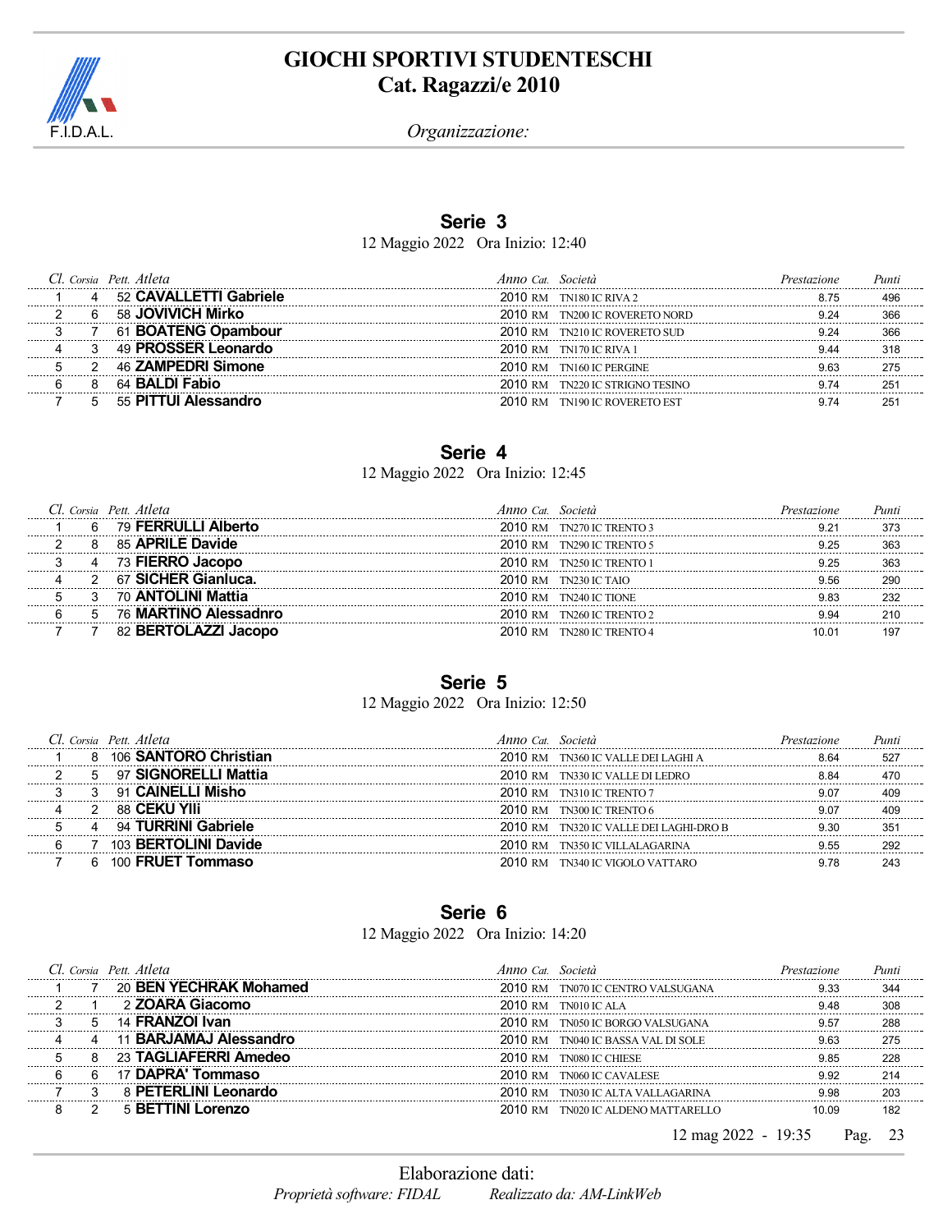# GIOCHI SPORTIVI STUDENTESCHI
## Cat. Ragazzi/e 2010

*Organizzazione:*

### Serie 3

12 Maggio 2022 Ora Inizio: 12:40

| Cl. | Corsia | Pett. | Atleta | Anno | Cat. | Società | Prestazione | Punti |
|---|---|---|---|---|---|---|---|---|
| 1 | 4 | 52 | **CAVALLETTI Gabriele** | 2010 | RM | TN180 IC RIVA 2 | 8.75 | 496 |
| 2 | 6 | 58 | **JOVIVICH Mirko** | 2010 | RM | TN200 IC ROVERETO NORD | 9.24 | 366 |
| 3 | 7 | 61 | **BOATENG Opambour** | 2010 | RM | TN210 IC ROVERETO SUD | 9.24 | 366 |
| 4 | 3 | 49 | **PROSSER Leonardo** | 2010 | RM | TN170 IC RIVA 1 | 9.44 | 318 |
| 5 | 2 | 46 | **ZAMPEDRI Simone** | 2010 | RM | TN160 IC PERGINE | 9.63 | 275 |
| 6 | 8 | 64 | **BALDI Fabio** | 2010 | RM | TN220 IC STRIGNO TESINO | 9.74 | 251 |
| 7 | 5 | 55 | **PITTUI Alessandro** | 2010 | RM | TN190 IC ROVERETO EST | 9.74 | 251 |

### Serie 4

12 Maggio 2022 Ora Inizio: 12:45

| Cl. | Corsia | Pett. | Atleta | Anno | Cat. | Società | Prestazione | Punti |
|---|---|---|---|---|---|---|---|---|
| 1 | 6 | 79 | **FERRULLI Alberto** | 2010 | RM | TN270 IC TRENTO 3 | 9.21 | 373 |
| 2 | 8 | 85 | **APRILE Davide** | 2010 | RM | TN290 IC TRENTO 5 | 9.25 | 363 |
| 3 | 4 | 73 | **FIERRO Jacopo** | 2010 | RM | TN250 IC TRENTO 1 | 9.25 | 363 |
| 4 | 2 | 67 | **SICHER Gianluca.** | 2010 | RM | TN230 IC TAIO | 9.56 | 290 |
| 5 | 3 | 70 | **ANTOLINI Mattia** | 2010 | RM | TN240 IC TIONE | 9.83 | 232 |
| 6 | 5 | 76 | **MARTINO Alessadnro** | 2010 | RM | TN260 IC TRENTO 2 | 9.94 | 210 |
| 7 | 7 | 82 | **BERTOLAZZI Jacopo** | 2010 | RM | TN280 IC TRENTO 4 | 10.01 | 197 |

### Serie 5

12 Maggio 2022 Ora Inizio: 12:50

| Cl. | Corsia | Pett. | Atleta | Anno | Cat. | Società | Prestazione | Punti |
|---|---|---|---|---|---|---|---|---|
| 1 | 8 | 106 | **SANTORO Christian** | 2010 | RM | TN360 IC VALLE DEI LAGHI A | 8.64 | 527 |
| 2 | 5 | 97 | **SIGNORELLI Mattia** | 2010 | RM | TN330 IC VALLE DI LEDRO | 8.84 | 470 |
| 3 | 3 | 91 | **CAINELLI Misho** | 2010 | RM | TN310 IC TRENTO 7 | 9.07 | 409 |
| 4 | 2 | 88 | **CEKU Ylli** | 2010 | RM | TN300 IC TRENTO 6 | 9.07 | 409 |
| 5 | 4 | 94 | **TURRINI Gabriele** | 2010 | RM | TN320 IC VALLE DEI LAGHI-DRO B | 9.30 | 351 |
| 6 | 7 | 103 | **BERTOLINI Davide** | 2010 | RM | TN350 IC VILLALAGARINA | 9.55 | 292 |
| 7 | 6 | 100 | **FRUET Tommaso** | 2010 | RM | TN340 IC VIGOLO VATTARO | 9.78 | 243 |

### Serie 6

12 Maggio 2022 Ora Inizio: 14:20

| Cl. | Corsia | Pett. | Atleta | Anno | Cat. | Società | Prestazione | Punti |
|---|---|---|---|---|---|---|---|---|
| 1 | 7 | 20 | **BEN YECHRAK Mohamed** | 2010 | RM | TN070 IC CENTRO VALSUGANA | 9.33 | 344 |
| 2 | 1 | 2 | **ZOARA Giacomo** | 2010 | RM | TN010 IC ALA | 9.48 | 308 |
| 3 | 5 | 14 | **FRANZOI Ivan** | 2010 | RM | TN050 IC BORGO VALSUGANA | 9.57 | 288 |
| 4 | 4 | 11 | **BARJAMAJ Alessandro** | 2010 | RM | TN040 IC BASSA VAL DI SOLE | 9.63 | 275 |
| 5 | 8 | 23 | **TAGLIAFERRI Amedeo** | 2010 | RM | TN080 IC CHIESE | 9.85 | 228 |
| 6 | 6 | 17 | **DAPRA' Tommaso** | 2010 | RM | TN060 IC CAVALESE | 9.92 | 214 |
| 7 | 3 | 8 | **PETERLINI Leonardo** | 2010 | RM | TN030 IC ALTA VALLAGARINA | 9.98 | 203 |
| 8 | 2 | 5 | **BETTINI Lorenzo** | 2010 | RM | TN020 IC ALDENO MATTARELLO | 10.09 | 182 |

12 mag 2022 - 19:35

Elaborazione dati:

*Proprietà software: FIDAL* *Realizzato da: AM-LinkWeb*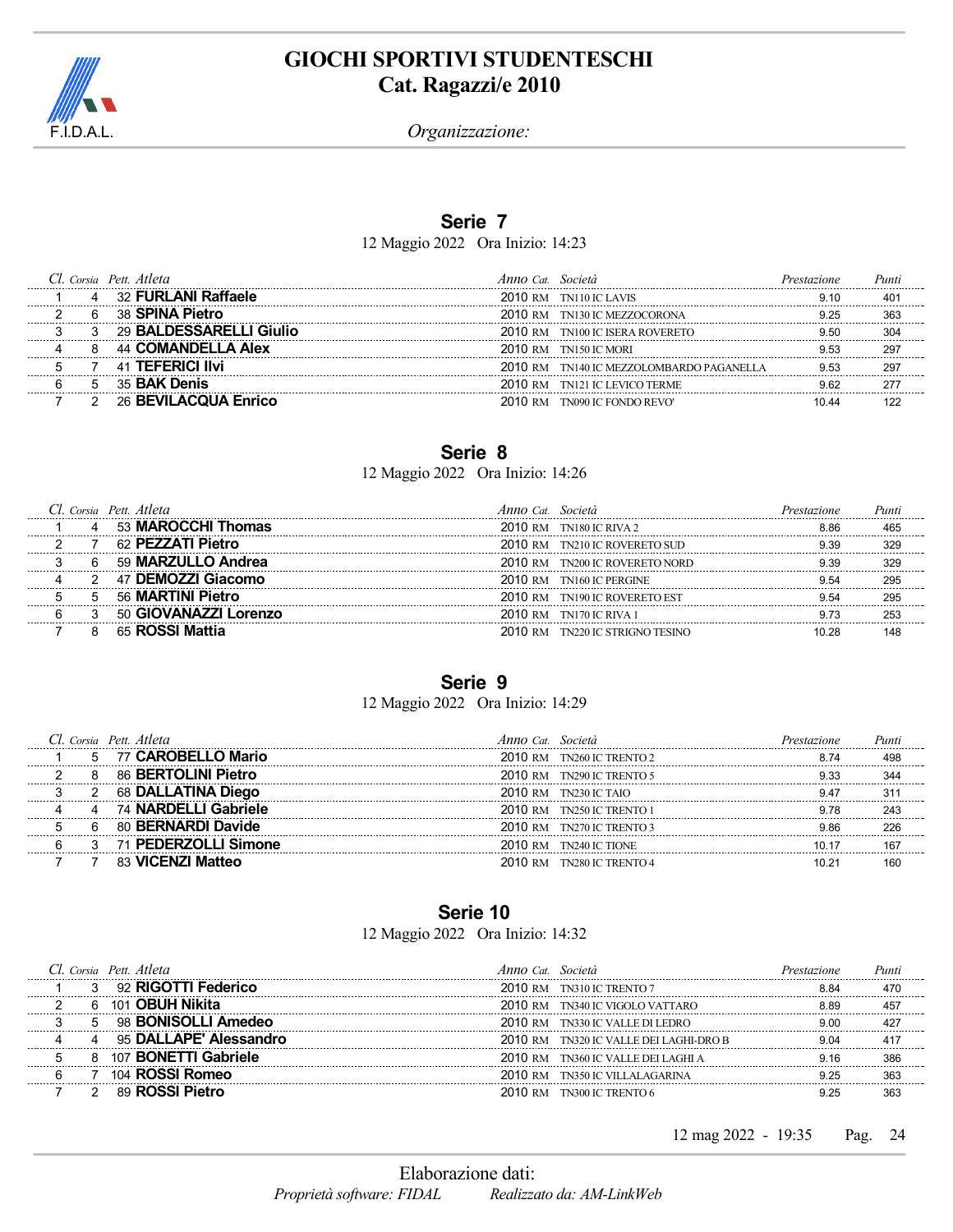# GIOCHI SPORTIVI STUDENTESCHI
## Cat. Ragazzi/e 2010

*Organizzazione:*

### Serie 7

12 Maggio 2022 Ora Inizio: 14:23

| Cl. | Corsia | Pett. | Atleta | Anno | Cat. | Società | Prestazione | Punti |
|---|---|---|---|---|---|---|---|---|
| 1 | 4 | 32 | **FURLANI Raffaele** | 2010 | RM | TN110 IC LAVIS | 9.10 | 401 |
| 2 | 6 | 38 | **SPINA Pietro** | 2010 | RM | TN130 IC MEZZOCORONA | 9.25 | 363 |
| 3 | 3 | 29 | **BALDESSARELLI Giulio** | 2010 | RM | TN100 IC ISERA ROVERETO | 9.50 | 304 |
| 4 | 8 | 44 | **COMANDELLA Alex** | 2010 | RM | TN150 IC MORI | 9.53 | 297 |
| 5 | 7 | 41 | **TEFERICI Ilvi** | 2010 | RM | TN140 IC MEZZOLOMBARDO PAGANELLA | 9.53 | 297 |
| 6 | 5 | 35 | **BAK Denis** | 2010 | RM | TN121 IC LEVICO TERME | 9.62 | 277 |
| 7 | 2 | 26 | **BEVILACQUA Enrico** | 2010 | RM | TN090 IC FONDO REVO' | 10.44 | 122 |

### Serie 8

12 Maggio 2022 Ora Inizio: 14:26

| Cl. | Corsia | Pett. | Atleta | Anno | Cat. | Società | Prestazione | Punti |
|---|---|---|---|---|---|---|---|---|
| 1 | 4 | 53 | **MAROCCHI Thomas** | 2010 | RM | TN180 IC RIVA 2 | 8.86 | 465 |
| 2 | 7 | 62 | **PEZZATI Pietro** | 2010 | RM | TN210 IC ROVERETO SUD | 9.39 | 329 |
| 3 | 6 | 59 | **MARZULLO Andrea** | 2010 | RM | TN200 IC ROVERETO NORD | 9.39 | 329 |
| 4 | 2 | 47 | **DEMOZZI Giacomo** | 2010 | RM | TN160 IC PERGINE | 9.54 | 295 |
| 5 | 5 | 56 | **MARTINI Pietro** | 2010 | RM | TN190 IC ROVERETO EST | 9.54 | 295 |
| 6 | 3 | 50 | **GIOVANAZZI Lorenzo** | 2010 | RM | TN170 IC RIVA 1 | 9.73 | 253 |
| 7 | 8 | 65 | **ROSSI Mattia** | 2010 | RM | TN220 IC STRIGNO TESINO | 10.28 | 148 |

### Serie 9

12 Maggio 2022 Ora Inizio: 14:29

| Cl. | Corsia | Pett. | Atleta | Anno | Cat. | Società | Prestazione | Punti |
|---|---|---|---|---|---|---|---|---|
| 1 | 5 | 77 | **CAROBELLO Mario** | 2010 | RM | TN260 IC TRENTO 2 | 8.74 | 498 |
| 2 | 8 | 86 | **BERTOLINI Pietro** | 2010 | RM | TN290 IC TRENTO 5 | 9.33 | 344 |
| 3 | 2 | 68 | **DALLATINA Diego** | 2010 | RM | TN230 IC TAIO | 9.47 | 311 |
| 4 | 4 | 74 | **NARDELLI Gabriele** | 2010 | RM | TN250 IC TRENTO 1 | 9.78 | 243 |
| 5 | 6 | 80 | **BERNARDI Davide** | 2010 | RM | TN270 IC TRENTO 3 | 9.86 | 226 |
| 6 | 3 | 71 | **PEDERZOLLI Simone** | 2010 | RM | TN240 IC TIONE | 10.17 | 167 |
| 7 | 7 | 83 | **VICENZI Matteo** | 2010 | RM | TN280 IC TRENTO 4 | 10.21 | 160 |

### Serie 10

12 Maggio 2022 Ora Inizio: 14:32

| Cl. | Corsia | Pett. | Atleta | Anno | Cat. | Società | Prestazione | Punti |
|---|---|---|---|---|---|---|---|---|
| 1 | 3 | 92 | **RIGOTTI Federico** | 2010 | RM | TN310 IC TRENTO 7 | 8.84 | 470 |
| 2 | 6 | 101 | **OBUH Nikita** | 2010 | RM | TN340 IC VIGOLO VATTARO | 8.89 | 457 |
| 3 | 5 | 98 | **BONISOLLI Amedeo** | 2010 | RM | TN330 IC VALLE DI LEDRO | 9.00 | 427 |
| 4 | 4 | 95 | **DALLAPE' Alessandro** | 2010 | RM | TN320 IC VALLE DEI LAGHI-DRO B | 9.04 | 417 |
| 5 | 8 | 107 | **BONETTI Gabriele** | 2010 | RM | TN360 IC VALLE DEI LAGHI A | 9.16 | 386 |
| 6 | 7 | 104 | **ROSSI Romeo** | 2010 | RM | TN350 IC VILLALAGARINA | 9.25 | 363 |
| 7 | 2 | 89 | **ROSSI Pietro** | 2010 | RM | TN300 IC TRENTO 6 | 9.25 | 363 |

12 mag 2022 - 19:35

Elaborazione dati:
*Proprietà software: FIDAL* *Realizzato da: AM-LinkWeb*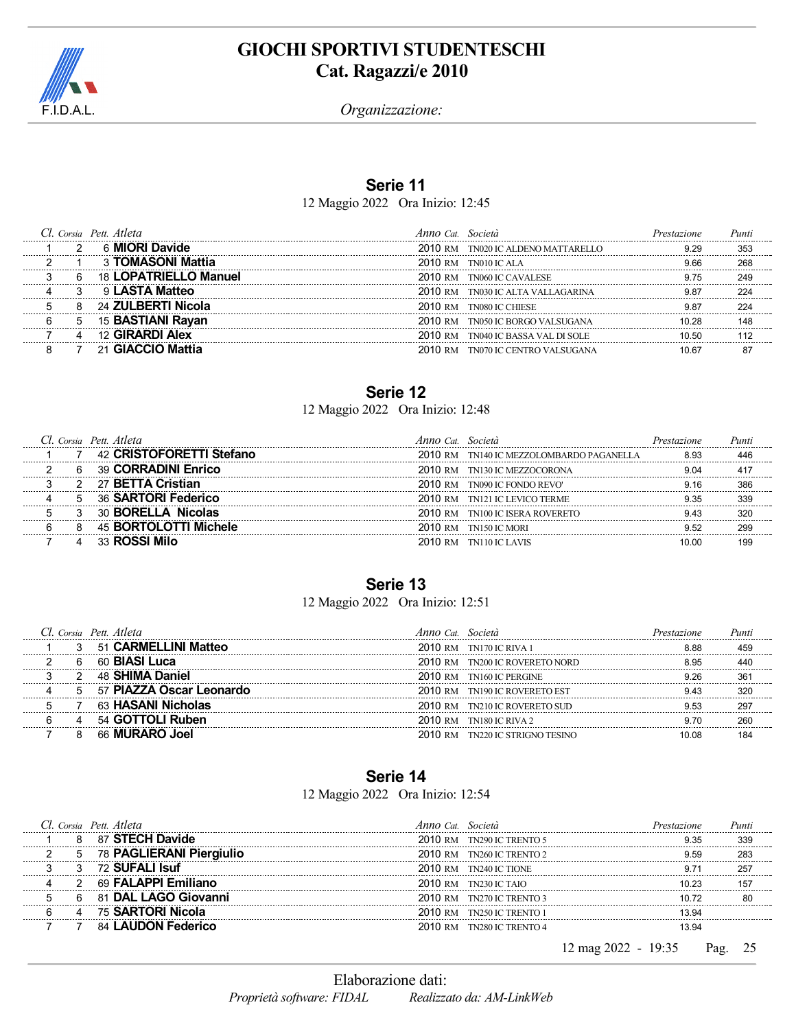# GIOCHI SPORTIVI STUDENTESCHI
## Cat. Ragazzi/e 2010

*Organizzazione:*

### Serie 11

12 Maggio 2022 Ora Inizio: 12:45

| Cl. | Corsia | Pett. | Atleta | Anno | Cat. | Società | Prestazione | Punti |
|---|---|---|---|---|---|---|---|---|
| 1 | 2 | 6 | **MIORI Davide** | 2010 | RM | TN020 IC ALDENO MATTARELLO | 9.29 | 353 |
| 2 | 1 | 3 | **TOMASONI Mattia** | 2010 | RM | TN010 IC ALA | 9.66 | 268 |
| 3 | 6 | 18 | **LOPATRIELLO Manuel** | 2010 | RM | TN060 IC CAVALESE | 9.75 | 249 |
| 4 | 3 | 9 | **LASTA Matteo** | 2010 | RM | TN030 IC ALTA VALLAGARINA | 9.87 | 224 |
| 5 | 8 | 24 | **ZULBERTI Nicola** | 2010 | RM | TN080 IC CHIESE | 9.87 | 224 |
| 6 | 5 | 15 | **BASTIANI Rayan** | 2010 | RM | TN050 IC BORGO VALSUGANA | 10.28 | 148 |
| 7 | 4 | 12 | **GIRARDI Alex** | 2010 | RM | TN040 IC BASSA VAL DI SOLE | 10.50 | 112 |
| 8 | 7 | 21 | **GIACCIO Mattia** | 2010 | RM | TN070 IC CENTRO VALSUGANA | 10.67 | 87 |

### Serie 12

12 Maggio 2022 Ora Inizio: 12:48

| Cl. | Corsia | Pett. | Atleta | Anno | Cat. | Società | Prestazione | Punti |
|---|---|---|---|---|---|---|---|---|
| 1 | 7 | 42 | **CRISTOFORETTI Stefano** | 2010 | RM | TN140 IC MEZZOLOMBARDO PAGANELLA | 8.93 | 446 |
| 2 | 6 | 39 | **CORRADINI Enrico** | 2010 | RM | TN130 IC MEZZOCORONA | 9.04 | 417 |
| 3 | 2 | 27 | **BETTA Cristian** | 2010 | RM | TN090 IC FONDO REVO' | 9.16 | 386 |
| 4 | 5 | 36 | **SARTORI Federico** | 2010 | RM | TN121 IC LEVICO TERME | 9.35 | 339 |
| 5 | 3 | 30 | **BORELLA Nicolas** | 2010 | RM | TN100 IC ISERA ROVERETO | 9.43 | 320 |
| 6 | 8 | 45 | **BORTOLOTTI Michele** | 2010 | RM | TN150 IC MORI | 9.52 | 299 |
| 7 | 4 | 33 | **ROSSI Milo** | 2010 | RM | TN110 IC LAVIS | 10.00 | 199 |

### Serie 13

12 Maggio 2022 Ora Inizio: 12:51

| Cl. | Corsia | Pett. | Atleta | Anno | Cat. | Società | Prestazione | Punti |
|---|---|---|---|---|---|---|---|---|
| 1 | 3 | 51 | **CARMELLINI Matteo** | 2010 | RM | TN170 IC RIVA 1 | 8.88 | 459 |
| 2 | 6 | 60 | **BIASI Luca** | 2010 | RM | TN200 IC ROVERETO NORD | 8.95 | 440 |
| 3 | 2 | 48 | **SHIMA Daniel** | 2010 | RM | TN160 IC PERGINE | 9.26 | 361 |
| 4 | 5 | 57 | **PIAZZA Oscar Leonardo** | 2010 | RM | TN190 IC ROVERETO EST | 9.43 | 320 |
| 5 | 7 | 63 | **HASANI Nicholas** | 2010 | RM | TN210 IC ROVERETO SUD | 9.53 | 297 |
| 6 | 4 | 54 | **GOTTOLI Ruben** | 2010 | RM | TN180 IC RIVA 2 | 9.70 | 260 |
| 7 | 8 | 66 | **MURARO Joel** | 2010 | RM | TN220 IC STRIGNO TESINO | 10.08 | 184 |

### Serie 14

12 Maggio 2022 Ora Inizio: 12:54

| Cl. | Corsia | Pett. | Atleta | Anno | Cat. | Società | Prestazione | Punti |
|---|---|---|---|---|---|---|---|---|
| 1 | 8 | 87 | **STECH Davide** | 2010 | RM | TN290 IC TRENTO 5 | 9.35 | 339 |
| 2 | 5 | 78 | **PAGLIERANI Piergiulio** | 2010 | RM | TN260 IC TRENTO 2 | 9.59 | 283 |
| 3 | 3 | 72 | **SUFALI Isuf** | 2010 | RM | TN240 IC TIONE | 9.71 | 257 |
| 4 | 2 | 69 | **FALAPPI Emiliano** | 2010 | RM | TN230 IC TAIO | 10.23 | 157 |
| 5 | 6 | 81 | **DAL LAGO Giovanni** | 2010 | RM | TN270 IC TRENTO 3 | 10.72 | 80 |
| 6 | 4 | 75 | **SARTORI Nicola** | 2010 | RM | TN250 IC TRENTO 1 | 13.94 | |
| 7 | 7 | 84 | **LAUDON Federico** | 2010 | RM | TN280 IC TRENTO 4 | 13.94 | |

12 mag 2022 - 19:35

Elaborazione dati:

*Proprietà software: FIDAL* *Realizzato da: AM-LinkWeb*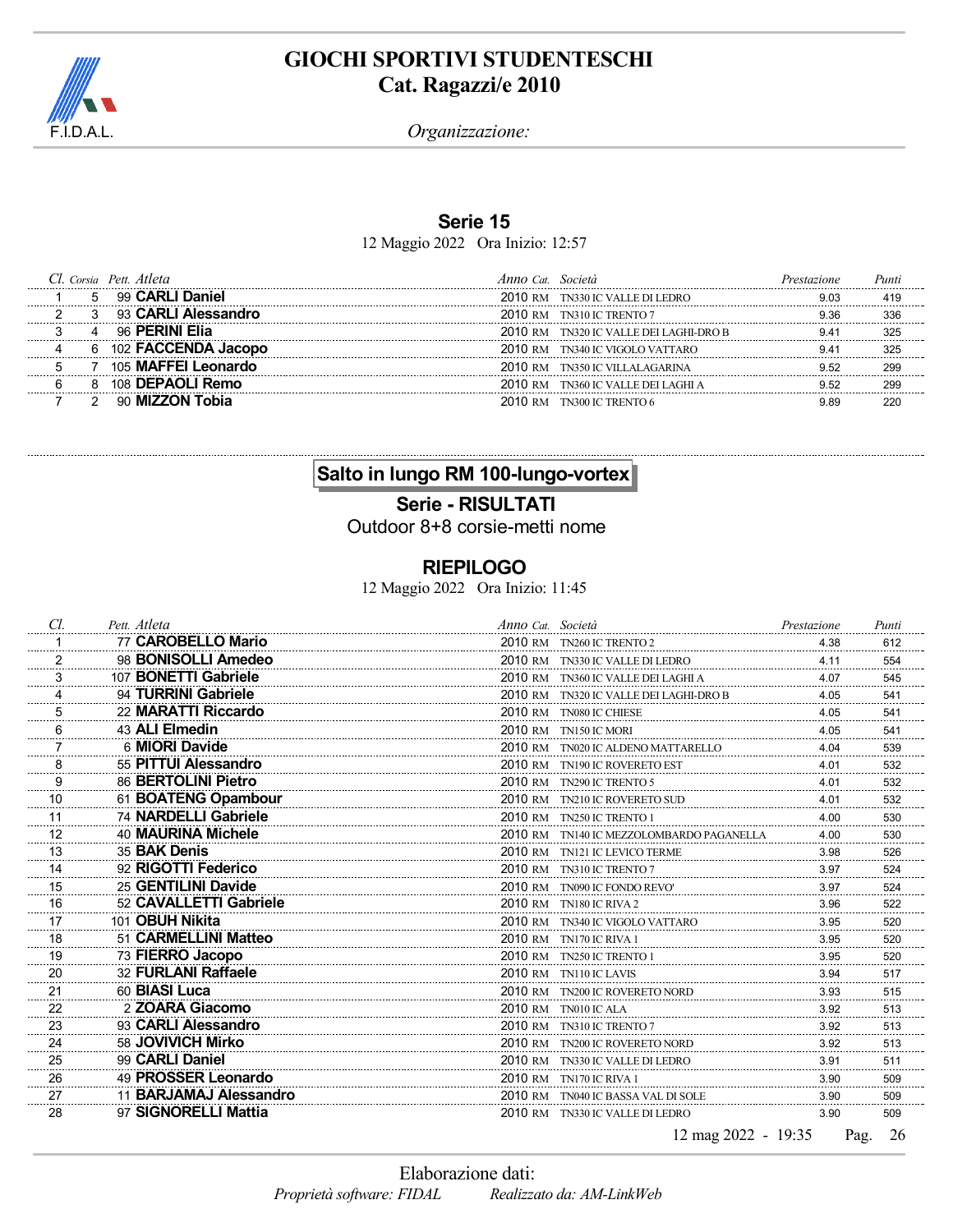## Serie 15

12 Maggio 2022 Ora Inizio: 12:57

| Cl. | Corsia | Pett. | Atleta | Anno | Cat. | Società | Prestazione | Punti |
|---|---|---|---|---|---|---|---|---|
| 1 | 5 | 99 | **CARLI Daniel** | 2010 | RM | TN330 IC VALLE DI LEDRO | 9.03 | 419 |
| 2 | 3 | 93 | **CARLI Alessandro** | 2010 | RM | TN310 IC TRENTO 7 | 9.36 | 336 |
| 3 | 4 | 96 | **PERINI Elia** | 2010 | RM | TN320 IC VALLE DEI LAGHI-DRO B | 9.41 | 325 |
| 4 | 6 | 102 | **FACCENDA Jacopo** | 2010 | RM | TN340 IC VIGOLO VATTARO | 9.41 | 325 |
| 5 | 7 | 105 | **MAFFEI Leonardo** | 2010 | RM | TN350 IC VILLALAGARINA | 9.52 | 299 |
| 6 | 8 | 108 | **DEPAOLI Remo** | 2010 | RM | TN360 IC VALLE DEI LAGHI A | 9.52 | 299 |
| 7 | 2 | 90 | **MIZZON Tobia** | 2010 | RM | TN300 IC TRENTO 6 | 9.89 | 220 |

## Salto in lungo RM 100-lungo-vortex

### Serie - RISULTATI

Outdoor 8+8 corsie-metti nome

## RIEPILOGO

12 Maggio 2022 Ora Inizio: 11:45

| Cl. | Pett. | Atleta | Anno | Cat. | Società | Prestazione | Punti |
|---|---|---|---|---|---|---|---|
| 1 | 77 | **CAROBELLO Mario** | 2010 | RM | TN260 IC TRENTO 2 | 4.38 | 612 |
| 2 | 98 | **BONISOLLI Amedeo** | 2010 | RM | TN330 IC VALLE DI LEDRO | 4.11 | 554 |
| 3 | 107 | **BONETTI Gabriele** | 2010 | RM | TN360 IC VALLE DEI LAGHI A | 4.07 | 545 |
| 4 | 94 | **TURRINI Gabriele** | 2010 | RM | TN320 IC VALLE DEI LAGHI-DRO B | 4.05 | 541 |
| 5 | 22 | **MARATTI Riccardo** | 2010 | RM | TN080 IC CHIESE | 4.05 | 541 |
| 6 | 43 | **ALI Elmedin** | 2010 | RM | TN150 IC MORI | 4.05 | 541 |
| 7 | 6 | **MIORI Davide** | 2010 | RM | TN020 IC ALDENO MATTARELLO | 4.04 | 539 |
| 8 | 55 | **PITTUI Alessandro** | 2010 | RM | TN190 IC ROVERETO EST | 4.01 | 532 |
| 9 | 86 | **BERTOLINI Pietro** | 2010 | RM | TN290 IC TRENTO 5 | 4.01 | 532 |
| 10 | 61 | **BOATENG Opambour** | 2010 | RM | TN210 IC ROVERETO SUD | 4.01 | 532 |
| 11 | 74 | **NARDELLI Gabriele** | 2010 | RM | TN250 IC TRENTO 1 | 4.00 | 530 |
| 12 | 40 | **MAURINA Michele** | 2010 | RM | TN140 IC MEZZOLOMBARDO PAGANELLA | 4.00 | 530 |
| 13 | 35 | **BAK Denis** | 2010 | RM | TN121 IC LEVICO TERME | 3.98 | 526 |
| 14 | 92 | **RIGOTTI Federico** | 2010 | RM | TN310 IC TRENTO 7 | 3.97 | 524 |
| 15 | 25 | **GENTILINI Davide** | 2010 | RM | TN090 IC FONDO REVO' | 3.97 | 524 |
| 16 | 52 | **CAVALLETTI Gabriele** | 2010 | RM | TN180 IC RIVA 2 | 3.96 | 522 |
| 17 | 101 | **OBUH Nikita** | 2010 | RM | TN340 IC VIGOLO VATTARO | 3.95 | 520 |
| 18 | 51 | **CARMELLINI Matteo** | 2010 | RM | TN170 IC RIVA 1 | 3.95 | 520 |
| 19 | 73 | **FIERRO Jacopo** | 2010 | RM | TN250 IC TRENTO 1 | 3.95 | 520 |
| 20 | 32 | **FURLANI Raffaele** | 2010 | RM | TN110 IC LAVIS | 3.94 | 517 |
| 21 | 60 | **BIASI Luca** | 2010 | RM | TN200 IC ROVERETO NORD | 3.93 | 515 |
| 22 | 2 | **ZOARA Giacomo** | 2010 | RM | TN010 IC ALA | 3.92 | 513 |
| 23 | 93 | **CARLI Alessandro** | 2010 | RM | TN310 IC TRENTO 7 | 3.92 | 513 |
| 24 | 58 | **JOVIVICH Mirko** | 2010 | RM | TN200 IC ROVERETO NORD | 3.92 | 513 |
| 25 | 99 | **CARLI Daniel** | 2010 | RM | TN330 IC VALLE DI LEDRO | 3.91 | 511 |
| 26 | 49 | **PROSSER Leonardo** | 2010 | RM | TN170 IC RIVA 1 | 3.90 | 509 |
| 27 | 11 | **BARJAMAJ Alessandro** | 2010 | RM | TN040 IC BASSA VAL DI SOLE | 3.90 | 509 |
| 28 | 97 | **SIGNORELLI Mattia** | 2010 | RM | TN330 IC VALLE DI LEDRO | 3.90 | 509 |

12 mag 2022 - 19:35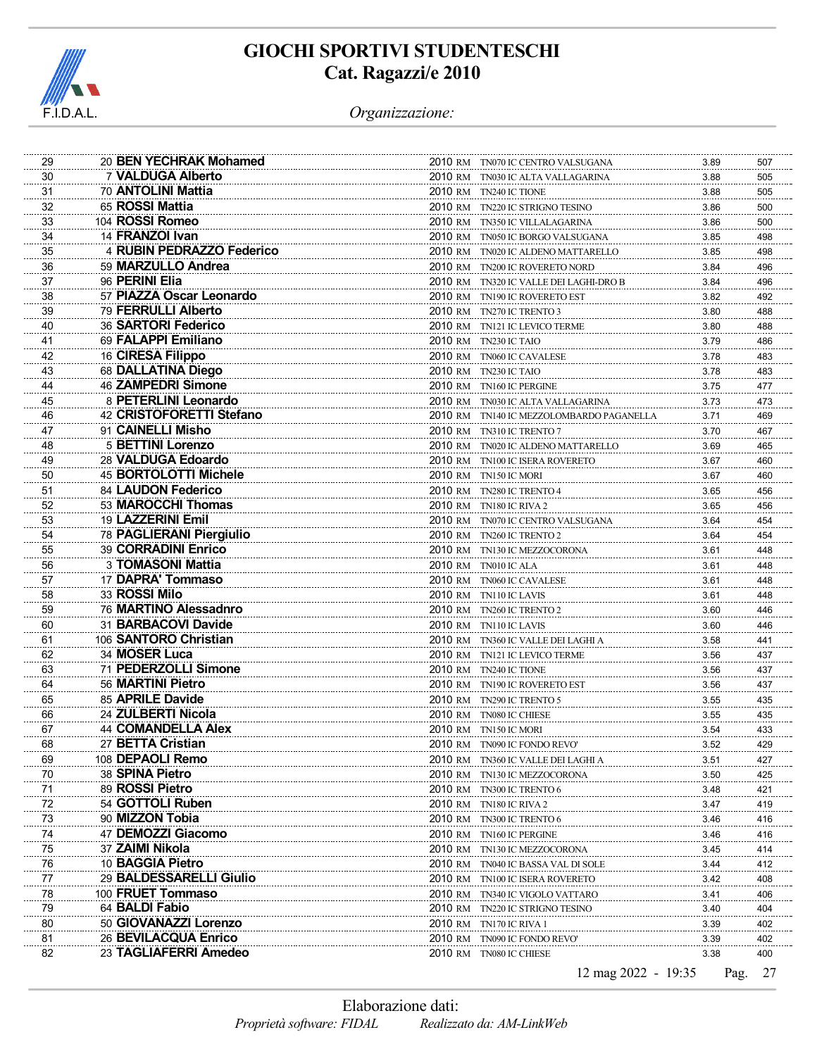# GIOCHI SPORTIVI STUDENTESCHI
## Cat. Ragazzi/e 2010

*Organizzazione:*

| | | | | | | |
|---|---|---|---|---|---|---|
| 29 | 20 **BEN YECHRAK Mohamed** | 2010 | RM | TN070 IC CENTRO VALSUGANA | 3.89 | 507 |
| 30 | 7 **VALDUGA Alberto** | 2010 | RM | TN030 IC ALTA VALLAGARINA | 3.88 | 505 |
| 31 | 70 **ANTOLINI Mattia** | 2010 | RM | TN240 IC TIONE | 3.88 | 505 |
| 32 | 65 **ROSSI Mattia** | 2010 | RM | TN220 IC STRIGNO TESINO | 3.86 | 500 |
| 33 | 104 **ROSSI Romeo** | 2010 | RM | TN350 IC VILLALAGARINA | 3.86 | 500 |
| 34 | 14 **FRANZOI Ivan** | 2010 | RM | TN050 IC BORGO VALSUGANA | 3.85 | 498 |
| 35 | 4 **RUBIN PEDRAZZO Federico** | 2010 | RM | TN020 IC ALDENO MATTARELLO | 3.85 | 498 |
| 36 | 59 **MARZULLO Andrea** | 2010 | RM | TN200 IC ROVERETO NORD | 3.84 | 496 |
| 37 | 96 **PERINI Elia** | 2010 | RM | TN320 IC VALLE DEI LAGHI-DRO B | 3.84 | 496 |
| 38 | 57 **PIAZZA Oscar Leonardo** | 2010 | RM | TN190 IC ROVERETO EST | 3.82 | 492 |
| 39 | 79 **FERRULLI Alberto** | 2010 | RM | TN270 IC TRENTO 3 | 3.80 | 488 |
| 40 | 36 **SARTORI Federico** | 2010 | RM | TN121 IC LEVICO TERME | 3.80 | 488 |
| 41 | 69 **FALAPPI Emiliano** | 2010 | RM | TN230 IC TAIO | 3.79 | 486 |
| 42 | 16 **CIRESA Filippo** | 2010 | RM | TN060 IC CAVALESE | 3.78 | 483 |
| 43 | 68 **DALLATINA Diego** | 2010 | RM | TN230 IC TAIO | 3.78 | 483 |
| 44 | 46 **ZAMPEDRI Simone** | 2010 | RM | TN160 IC PERGINE | 3.75 | 477 |
| 45 | 8 **PETERLINI Leonardo** | 2010 | RM | TN030 IC ALTA VALLAGARINA | 3.73 | 473 |
| 46 | 42 **CRISTOFORETTI Stefano** | 2010 | RM | TN140 IC MEZZOLOMBARDO PAGANELLA | 3.71 | 469 |
| 47 | 91 **CAINELLI Misho** | 2010 | RM | TN310 IC TRENTO 7 | 3.70 | 467 |
| 48 | 5 **BETTINI Lorenzo** | 2010 | RM | TN020 IC ALDENO MATTARELLO | 3.69 | 465 |
| 49 | 28 **VALDUGA Edoardo** | 2010 | RM | TN100 IC ISERA ROVERETO | 3.67 | 460 |
| 50 | 45 **BORTOLOTTI Michele** | 2010 | RM | TN150 IC MORI | 3.67 | 460 |
| 51 | 84 **LAUDON Federico** | 2010 | RM | TN280 IC TRENTO 4 | 3.65 | 456 |
| 52 | 53 **MAROCCHI Thomas** | 2010 | RM | TN180 IC RIVA 2 | 3.65 | 456 |
| 53 | 19 **LAZZERINI Emil** | 2010 | RM | TN070 IC CENTRO VALSUGANA | 3.64 | 454 |
| 54 | 78 **PAGLIERANI Piergiulio** | 2010 | RM | TN260 IC TRENTO 2 | 3.64 | 454 |
| 55 | 39 **CORRADINI Enrico** | 2010 | RM | TN130 IC MEZZOCORONA | 3.61 | 448 |
| 56 | 3 **TOMASONI Mattia** | 2010 | RM | TN010 IC ALA | 3.61 | 448 |
| 57 | 17 **DAPRA' Tommaso** | 2010 | RM | TN060 IC CAVALESE | 3.61 | 448 |
| 58 | 33 **ROSSI Milo** | 2010 | RM | TN110 IC LAVIS | 3.61 | 448 |
| 59 | 76 **MARTINO Alessadnro** | 2010 | RM | TN260 IC TRENTO 2 | 3.60 | 446 |
| 60 | 31 **BARBACOVI Davide** | 2010 | RM | TN110 IC LAVIS | 3.60 | 446 |
| 61 | 106 **SANTORO Christian** | 2010 | RM | TN360 IC VALLE DEI LAGHI A | 3.58 | 441 |
| 62 | 34 **MOSER Luca** | 2010 | RM | TN121 IC LEVICO TERME | 3.56 | 437 |
| 63 | 71 **PEDERZOLLI Simone** | 2010 | RM | TN240 IC TIONE | 3.56 | 437 |
| 64 | 56 **MARTINI Pietro** | 2010 | RM | TN190 IC ROVERETO EST | 3.56 | 437 |
| 65 | 85 **APRILE Davide** | 2010 | RM | TN290 IC TRENTO 5 | 3.55 | 435 |
| 66 | 24 **ZULBERTI Nicola** | 2010 | RM | TN080 IC CHIESE | 3.55 | 435 |
| 67 | 44 **COMANDELLA Alex** | 2010 | RM | TN150 IC MORI | 3.54 | 433 |
| 68 | 27 **BETTA Cristian** | 2010 | RM | TN090 IC FONDO REVO' | 3.52 | 429 |
| 69 | 108 **DEPAOLI Remo** | 2010 | RM | TN360 IC VALLE DEI LAGHI A | 3.51 | 427 |
| 70 | 38 **SPINA Pietro** | 2010 | RM | TN130 IC MEZZOCORONA | 3.50 | 425 |
| 71 | 89 **ROSSI Pietro** | 2010 | RM | TN300 IC TRENTO 6 | 3.48 | 421 |
| 72 | 54 **GOTTOLI Ruben** | 2010 | RM | TN180 IC RIVA 2 | 3.47 | 419 |
| 73 | 90 **MIZZON Tobia** | 2010 | RM | TN300 IC TRENTO 6 | 3.46 | 416 |
| 74 | 47 **DEMOZZI Giacomo** | 2010 | RM | TN160 IC PERGINE | 3.46 | 416 |
| 75 | 37 **ZAIMI Nikola** | 2010 | RM | TN130 IC MEZZOCORONA | 3.45 | 414 |
| 76 | 10 **BAGGIA Pietro** | 2010 | RM | TN040 IC BASSA VAL DI SOLE | 3.44 | 412 |
| 77 | 29 **BALDESSARELLI Giulio** | 2010 | RM | TN100 IC ISERA ROVERETO | 3.42 | 408 |
| 78 | 100 **FRUET Tommaso** | 2010 | RM | TN340 IC VIGOLO VATTARO | 3.41 | 406 |
| 79 | 64 **BALDI Fabio** | 2010 | RM | TN220 IC STRIGNO TESINO | 3.40 | 404 |
| 80 | 50 **GIOVANAZZI Lorenzo** | 2010 | RM | TN170 IC RIVA 1 | 3.39 | 402 |
| 81 | 26 **BEVILACQUA Enrico** | 2010 | RM | TN090 IC FONDO REVO' | 3.39 | 402 |
| 82 | 23 **TAGLIAFERRI Amedeo** | 2010 | RM | TN080 IC CHIESE | 3.38 | 400 |

12 mag 2022 - 19:35

Elaborazione dati:
*Proprietà software: FIDAL* *Realizzato da: AM-LinkWeb*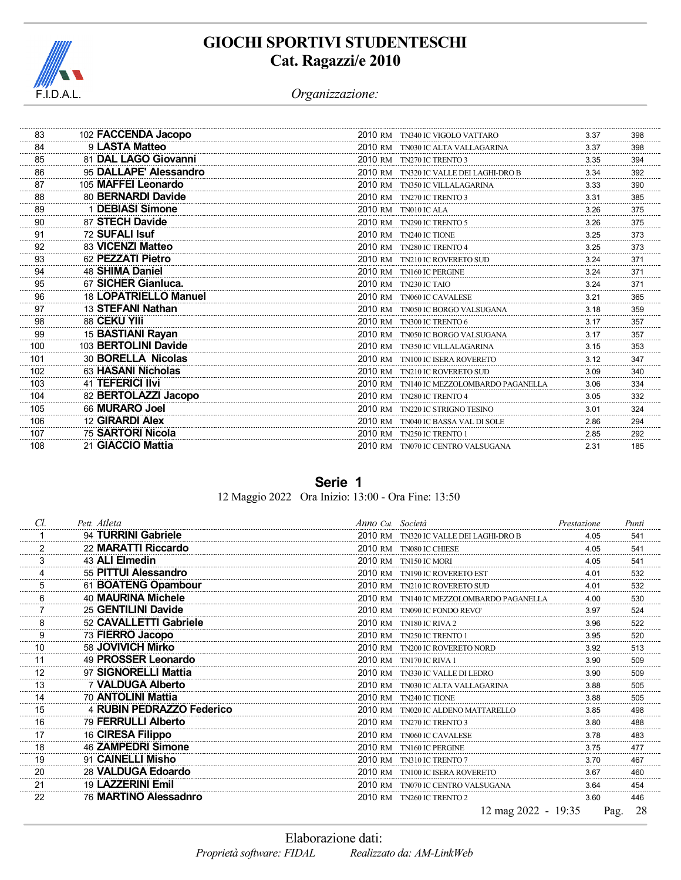# GIOCHI SPORTIVI STUDENTESCHI
## Cat. Ragazzi/e 2010

*Organizzazione:*

| Cl. | Pett. | Atleta | Anno | Cat. | Società | Prestazione | Punti |
|---|---|---|---|---|---|---|---|
| 83 | 102 | **FACCENDA Jacopo** | 2010 | RM | TN340 IC VIGOLO VATTARO | 3.37 | 398 |
| 84 | 9 | **LASTA Matteo** | 2010 | RM | TN030 IC ALTA VALLAGARINA | 3.37 | 398 |
| 85 | 81 | **DAL LAGO Giovanni** | 2010 | RM | TN270 IC TRENTO 3 | 3.35 | 394 |
| 86 | 95 | **DALLAPE' Alessandro** | 2010 | RM | TN320 IC VALLE DEI LAGHI-DRO B | 3.34 | 392 |
| 87 | 105 | **MAFFEI Leonardo** | 2010 | RM | TN350 IC VILLALAGARINA | 3.33 | 390 |
| 88 | 80 | **BERNARDI Davide** | 2010 | RM | TN270 IC TRENTO 3 | 3.31 | 385 |
| 89 | 1 | **DEBIASI Simone** | 2010 | RM | TN010 IC ALA | 3.26 | 375 |
| 90 | 87 | **STECH Davide** | 2010 | RM | TN290 IC TRENTO 5 | 3.26 | 375 |
| 91 | 72 | **SUFALI Isuf** | 2010 | RM | TN240 IC TIONE | 3.25 | 373 |
| 92 | 83 | **VICENZI Matteo** | 2010 | RM | TN280 IC TRENTO 4 | 3.25 | 373 |
| 93 | 62 | **PEZZATI Pietro** | 2010 | RM | TN210 IC ROVERETO SUD | 3.24 | 371 |
| 94 | 48 | **SHIMA Daniel** | 2010 | RM | TN160 IC PERGINE | 3.24 | 371 |
| 95 | 67 | **SICHER Gianluca.** | 2010 | RM | TN230 IC TAIO | 3.24 | 371 |
| 96 | 18 | **LOPATRIELLO Manuel** | 2010 | RM | TN060 IC CAVALESE | 3.21 | 365 |
| 97 | 13 | **STEFANI Nathan** | 2010 | RM | TN050 IC BORGO VALSUGANA | 3.18 | 359 |
| 98 | 88 | **CEKU Ylli** | 2010 | RM | TN300 IC TRENTO 6 | 3.17 | 357 |
| 99 | 15 | **BASTIANI Rayan** | 2010 | RM | TN050 IC BORGO VALSUGANA | 3.17 | 357 |
| 100 | 103 | **BERTOLINI Davide** | 2010 | RM | TN350 IC VILLALAGARINA | 3.15 | 353 |
| 101 | 30 | **BORELLA Nicolas** | 2010 | RM | TN100 IC ISERA ROVERETO | 3.12 | 347 |
| 102 | 63 | **HASANI Nicholas** | 2010 | RM | TN210 IC ROVERETO SUD | 3.09 | 340 |
| 103 | 41 | **TEFERICI Ilvi** | 2010 | RM | TN140 IC MEZZOLOMBARDO PAGANELLA | 3.06 | 334 |
| 104 | 82 | **BERTOLAZZI Jacopo** | 2010 | RM | TN280 IC TRENTO 4 | 3.05 | 332 |
| 105 | 66 | **MURARO Joel** | 2010 | RM | TN220 IC STRIGNO TESINO | 3.01 | 324 |
| 106 | 12 | **GIRARDI Alex** | 2010 | RM | TN040 IC BASSA VAL DI SOLE | 2.86 | 294 |
| 107 | 75 | **SARTORI Nicola** | 2010 | RM | TN250 IC TRENTO 1 | 2.85 | 292 |
| 108 | 21 | **GIACCIO Mattia** | 2010 | RM | TN070 IC CENTRO VALSUGANA | 2.31 | 185 |

## Serie 1

12 Maggio 2022 Ora Inizio: 13:00 - Ora Fine: 13:50

| Cl. | Pett. | Atleta | Anno | Cat. | Società | Prestazione | Punti |
|---|---|---|---|---|---|---|---|
| 1 | 94 | **TURRINI Gabriele** | 2010 | RM | TN320 IC VALLE DEI LAGHI-DRO B | 4.05 | 541 |
| 2 | 22 | **MARATTI Riccardo** | 2010 | RM | TN080 IC CHIESE | 4.05 | 541 |
| 3 | 43 | **ALI Elmedin** | 2010 | RM | TN150 IC MORI | 4.05 | 541 |
| 4 | 55 | **PITTUI Alessandro** | 2010 | RM | TN190 IC ROVERETO EST | 4.01 | 532 |
| 5 | 61 | **BOATENG Opambour** | 2010 | RM | TN210 IC ROVERETO SUD | 4.01 | 532 |
| 6 | 40 | **MAURINA Michele** | 2010 | RM | TN140 IC MEZZOLOMBARDO PAGANELLA | 4.00 | 530 |
| 7 | 25 | **GENTILINI Davide** | 2010 | RM | TN090 IC FONDO REVO' | 3.97 | 524 |
| 8 | 52 | **CAVALLETTI Gabriele** | 2010 | RM | TN180 IC RIVA 2 | 3.96 | 522 |
| 9 | 73 | **FIERRO Jacopo** | 2010 | RM | TN250 IC TRENTO 1 | 3.95 | 520 |
| 10 | 58 | **JOVIVICH Mirko** | 2010 | RM | TN200 IC ROVERETO NORD | 3.92 | 513 |
| 11 | 49 | **PROSSER Leonardo** | 2010 | RM | TN170 IC RIVA 1 | 3.90 | 509 |
| 12 | 97 | **SIGNORELLI Mattia** | 2010 | RM | TN330 IC VALLE DI LEDRO | 3.90 | 509 |
| 13 | 7 | **VALDUGA Alberto** | 2010 | RM | TN030 IC ALTA VALLAGARINA | 3.88 | 505 |
| 14 | 70 | **ANTOLINI Mattia** | 2010 | RM | TN240 IC TIONE | 3.88 | 505 |
| 15 | 4 | **RUBIN PEDRAZZO Federico** | 2010 | RM | TN020 IC ALDENO MATTARELLO | 3.85 | 498 |
| 16 | 79 | **FERRULLI Alberto** | 2010 | RM | TN270 IC TRENTO 3 | 3.80 | 488 |
| 17 | 16 | **CIRESA Filippo** | 2010 | RM | TN060 IC CAVALESE | 3.78 | 483 |
| 18 | 46 | **ZAMPEDRI Simone** | 2010 | RM | TN160 IC PERGINE | 3.75 | 477 |
| 19 | 91 | **CAINELLI Misho** | 2010 | RM | TN310 IC TRENTO 7 | 3.70 | 467 |
| 20 | 28 | **VALDUGA Edoardo** | 2010 | RM | TN100 IC ISERA ROVERETO | 3.67 | 460 |
| 21 | 19 | **LAZZERINI Emil** | 2010 | RM | TN070 IC CENTRO VALSUGANA | 3.64 | 454 |
| 22 | 76 | **MARTINO Alessadnro** | 2010 | RM | TN260 IC TRENTO 2 | 3.60 | 446 |

12 mag 2022 - 19:35

Elaborazione dati:
*Proprietà software: FIDAL* *Realizzato da: AM-LinkWeb*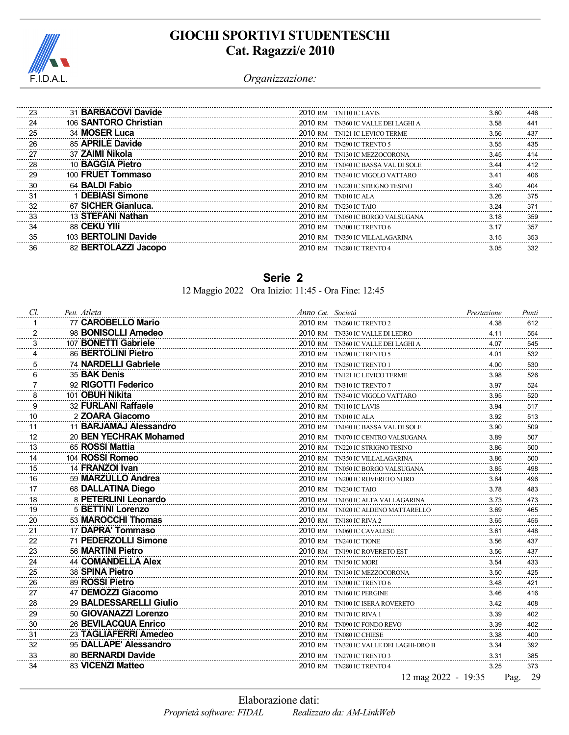# GIOCHI SPORTIVI STUDENTESCHI
## Cat. Ragazzi/e 2010

*Organizzazione:*

| Cl. | Pett. | Atleta | Anno | Cat. | Società | Prestazione | Punti |
|---|---|---|---|---|---|---|---|
| 23 | 31 | **BARBACOVI Davide** | 2010 | RM | TN110 IC LAVIS | 3.60 | 446 |
| 24 | 106 | **SANTORO Christian** | 2010 | RM | TN360 IC VALLE DEI LAGHI A | 3.58 | 441 |
| 25 | 34 | **MOSER Luca** | 2010 | RM | TN121 IC LEVICO TERME | 3.56 | 437 |
| 26 | 85 | **APRILE Davide** | 2010 | RM | TN290 IC TRENTO 5 | 3.55 | 435 |
| 27 | 37 | **ZAIMI Nikola** | 2010 | RM | TN130 IC MEZZOCORONA | 3.45 | 414 |
| 28 | 10 | **BAGGIA Pietro** | 2010 | RM | TN040 IC BASSA VAL DI SOLE | 3.44 | 412 |
| 29 | 100 | **FRUET Tommaso** | 2010 | RM | TN340 IC VIGOLO VATTARO | 3.41 | 406 |
| 30 | 64 | **BALDI Fabio** | 2010 | RM | TN220 IC STRIGNO TESINO | 3.40 | 404 |
| 31 | 1 | **DEBIASI Simone** | 2010 | RM | TN010 IC ALA | 3.26 | 375 |
| 32 | 67 | **SICHER Gianluca.** | 2010 | RM | TN230 IC TAIO | 3.24 | 371 |
| 33 | 13 | **STEFANI Nathan** | 2010 | RM | TN050 IC BORGO VALSUGANA | 3.18 | 359 |
| 34 | 88 | **CEKU Ylli** | 2010 | RM | TN300 IC TRENTO 6 | 3.17 | 357 |
| 35 | 103 | **BERTOLINI Davide** | 2010 | RM | TN350 IC VILLALAGARINA | 3.15 | 353 |
| 36 | 82 | **BERTOLAZZI Jacopo** | 2010 | RM | TN280 IC TRENTO 4 | 3.05 | 332 |

## Serie 2

12 Maggio 2022 Ora Inizio: 11:45 - Ora Fine: 12:45

| Cl. | Pett. | Atleta | Anno | Cat. | Società | Prestazione | Punti |
|---|---|---|---|---|---|---|---|
| 1 | 77 | **CAROBELLO Mario** | 2010 | RM | TN260 IC TRENTO 2 | 4.38 | 612 |
| 2 | 98 | **BONISOLLI Amedeo** | 2010 | RM | TN330 IC VALLE DI LEDRO | 4.11 | 554 |
| 3 | 107 | **BONETTI Gabriele** | 2010 | RM | TN360 IC VALLE DEI LAGHI A | 4.07 | 545 |
| 4 | 86 | **BERTOLINI Pietro** | 2010 | RM | TN290 IC TRENTO 5 | 4.01 | 532 |
| 5 | 74 | **NARDELLI Gabriele** | 2010 | RM | TN250 IC TRENTO 1 | 4.00 | 530 |
| 6 | 35 | **BAK Denis** | 2010 | RM | TN121 IC LEVICO TERME | 3.98 | 526 |
| 7 | 92 | **RIGOTTI Federico** | 2010 | RM | TN310 IC TRENTO 7 | 3.97 | 524 |
| 8 | 101 | **OBUH Nikita** | 2010 | RM | TN340 IC VIGOLO VATTARO | 3.95 | 520 |
| 9 | 32 | **FURLANI Raffaele** | 2010 | RM | TN110 IC LAVIS | 3.94 | 517 |
| 10 | 2 | **ZOARA Giacomo** | 2010 | RM | TN010 IC ALA | 3.92 | 513 |
| 11 | 11 | **BARJAMAJ Alessandro** | 2010 | RM | TN040 IC BASSA VAL DI SOLE | 3.90 | 509 |
| 12 | 20 | **BEN YECHRAK Mohamed** | 2010 | RM | TN070 IC CENTRO VALSUGANA | 3.89 | 507 |
| 13 | 65 | **ROSSI Mattia** | 2010 | RM | TN220 IC STRIGNO TESINO | 3.86 | 500 |
| 14 | 104 | **ROSSI Romeo** | 2010 | RM | TN350 IC VILLALAGARINA | 3.86 | 500 |
| 15 | 14 | **FRANZOI Ivan** | 2010 | RM | TN050 IC BORGO VALSUGANA | 3.85 | 498 |
| 16 | 59 | **MARZULLO Andrea** | 2010 | RM | TN200 IC ROVERETO NORD | 3.84 | 496 |
| 17 | 68 | **DALLATINA Diego** | 2010 | RM | TN230 IC TAIO | 3.78 | 483 |
| 18 | 8 | **PETERLINI Leonardo** | 2010 | RM | TN030 IC ALTA VALLAGARINA | 3.73 | 473 |
| 19 | 5 | **BETTINI Lorenzo** | 2010 | RM | TN020 IC ALDENO MATTARELLO | 3.69 | 465 |
| 20 | 53 | **MAROCCHI Thomas** | 2010 | RM | TN180 IC RIVA 2 | 3.65 | 456 |
| 21 | 17 | **DAPRA' Tommaso** | 2010 | RM | TN060 IC CAVALESE | 3.61 | 448 |
| 22 | 71 | **PEDERZOLLI Simone** | 2010 | RM | TN240 IC TIONE | 3.56 | 437 |
| 23 | 56 | **MARTINI Pietro** | 2010 | RM | TN190 IC ROVERETO EST | 3.56 | 437 |
| 24 | 44 | **COMANDELLA Alex** | 2010 | RM | TN150 IC MORI | 3.54 | 433 |
| 25 | 38 | **SPINA Pietro** | 2010 | RM | TN130 IC MEZZOCORONA | 3.50 | 425 |
| 26 | 89 | **ROSSI Pietro** | 2010 | RM | TN300 IC TRENTO 6 | 3.48 | 421 |
| 27 | 47 | **DEMOZZI Giacomo** | 2010 | RM | TN160 IC PERGINE | 3.46 | 416 |
| 28 | 29 | **BALDESSARELLI Giulio** | 2010 | RM | TN100 IC ISERA ROVERETO | 3.42 | 408 |
| 29 | 50 | **GIOVANAZZI Lorenzo** | 2010 | RM | TN170 IC RIVA 1 | 3.39 | 402 |
| 30 | 26 | **BEVILACQUA Enrico** | 2010 | RM | TN090 IC FONDO REVO' | 3.39 | 402 |
| 31 | 23 | **TAGLIAFERRI Amedeo** | 2010 | RM | TN080 IC CHIESE | 3.38 | 400 |
| 32 | 95 | **DALLAPE' Alessandro** | 2010 | RM | TN320 IC VALLE DEI LAGHI-DRO B | 3.34 | 392 |
| 33 | 80 | **BERNARDI Davide** | 2010 | RM | TN270 IC TRENTO 3 | 3.31 | 385 |
| 34 | 83 | **VICENZI Matteo** | 2010 | RM | TN280 IC TRENTO 4 | 3.25 | 373 |

12 mag 2022 - 19:35

Elaborazione dati:
*Proprietà software: FIDAL* *Realizzato da: AM-LinkWeb*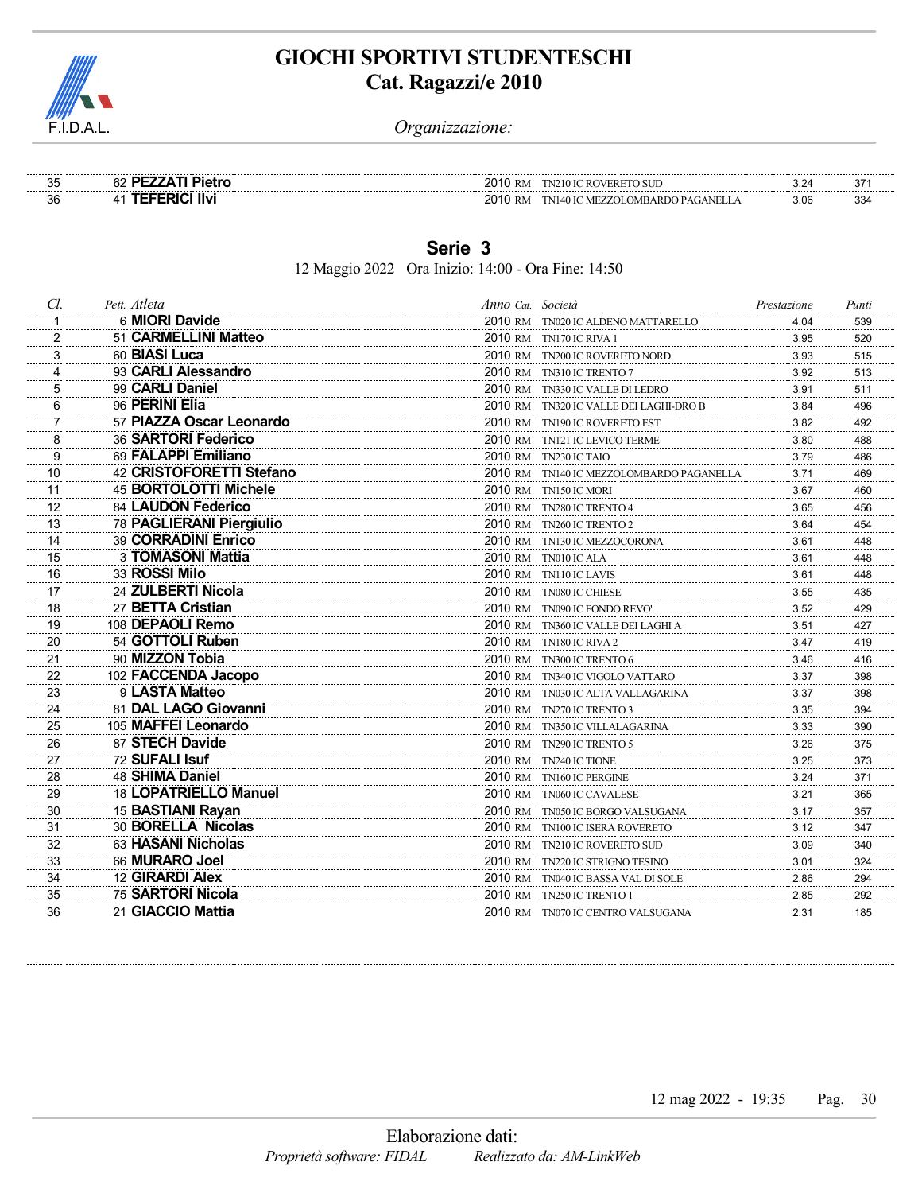# GIOCHI SPORTIVI STUDENTESCHI
## Cat. Ragazzi/e 2010

*Organizzazione:*

| | | | | | | |
|---|---|---|---|---|---|---|
| 35 | 62 **PEZZATI Pietro** | 2010 | RM | TN210 IC ROVERETO SUD | 3.24 | 371 |
| 36 | 41 **TEFERICI Ilvi** | 2010 | RM | TN140 IC MEZZOLOMBARDO PAGANELLA | 3.06 | 334 |

## Serie 3

12 Maggio 2022 Ora Inizio: 14:00 - Ora Fine: 14:50

| *Cl.* | *Pett. Atleta* | *Anno* | *Cat.* | *Società* | *Prestazione* | *Punti* |
|---|---|---|---|---|---|---|
| 1 | 6 **MIORI Davide** | 2010 | RM | TN020 IC ALDENO MATTARELLO | 4.04 | 539 |
| 2 | 51 **CARMELLINI Matteo** | 2010 | RM | TN170 IC RIVA 1 | 3.95 | 520 |
| 3 | 60 **BIASI Luca** | 2010 | RM | TN200 IC ROVERETO NORD | 3.93 | 515 |
| 4 | 93 **CARLI Alessandro** | 2010 | RM | TN310 IC TRENTO 7 | 3.92 | 513 |
| 5 | 99 **CARLI Daniel** | 2010 | RM | TN330 IC VALLE DI LEDRO | 3.91 | 511 |
| 6 | 96 **PERINI Elia** | 2010 | RM | TN320 IC VALLE DEI LAGHI-DRO B | 3.84 | 496 |
| 7 | 57 **PIAZZA Oscar Leonardo** | 2010 | RM | TN190 IC ROVERETO EST | 3.82 | 492 |
| 8 | 36 **SARTORI Federico** | 2010 | RM | TN121 IC LEVICO TERME | 3.80 | 488 |
| 9 | 69 **FALAPPI Emiliano** | 2010 | RM | TN230 IC TAIO | 3.79 | 486 |
| 10 | 42 **CRISTOFORETTI Stefano** | 2010 | RM | TN140 IC MEZZOLOMBARDO PAGANELLA | 3.71 | 469 |
| 11 | 45 **BORTOLOTTI Michele** | 2010 | RM | TN150 IC MORI | 3.67 | 460 |
| 12 | 84 **LAUDON Federico** | 2010 | RM | TN280 IC TRENTO 4 | 3.65 | 456 |
| 13 | 78 **PAGLIERANI Piergiulio** | 2010 | RM | TN260 IC TRENTO 2 | 3.64 | 454 |
| 14 | 39 **CORRADINI Enrico** | 2010 | RM | TN130 IC MEZZOCORONA | 3.61 | 448 |
| 15 | 3 **TOMASONI Mattia** | 2010 | RM | TN010 IC ALA | 3.61 | 448 |
| 16 | 33 **ROSSI Milo** | 2010 | RM | TN110 IC LAVIS | 3.61 | 448 |
| 17 | 24 **ZULBERTI Nicola** | 2010 | RM | TN080 IC CHIESE | 3.55 | 435 |
| 18 | 27 **BETTA Cristian** | 2010 | RM | TN090 IC FONDO REVO' | 3.52 | 429 |
| 19 | 108 **DEPAOLI Remo** | 2010 | RM | TN360 IC VALLE DEI LAGHI A | 3.51 | 427 |
| 20 | 54 **GOTTOLI Ruben** | 2010 | RM | TN180 IC RIVA 2 | 3.47 | 419 |
| 21 | 90 **MIZZON Tobia** | 2010 | RM | TN300 IC TRENTO 6 | 3.46 | 416 |
| 22 | 102 **FACCENDA Jacopo** | 2010 | RM | TN340 IC VIGOLO VATTARO | 3.37 | 398 |
| 23 | 9 **LASTA Matteo** | 2010 | RM | TN030 IC ALTA VALLAGARINA | 3.37 | 398 |
| 24 | 81 **DAL LAGO Giovanni** | 2010 | RM | TN270 IC TRENTO 3 | 3.35 | 394 |
| 25 | 105 **MAFFEI Leonardo** | 2010 | RM | TN350 IC VILLALAGARINA | 3.33 | 390 |
| 26 | 87 **STECH Davide** | 2010 | RM | TN290 IC TRENTO 5 | 3.26 | 375 |
| 27 | 72 **SUFALI Isuf** | 2010 | RM | TN240 IC TIONE | 3.25 | 373 |
| 28 | 48 **SHIMA Daniel** | 2010 | RM | TN160 IC PERGINE | 3.24 | 371 |
| 29 | 18 **LOPATRIELLO Manuel** | 2010 | RM | TN060 IC CAVALESE | 3.21 | 365 |
| 30 | 15 **BASTIANI Rayan** | 2010 | RM | TN050 IC BORGO VALSUGANA | 3.17 | 357 |
| 31 | 30 **BORELLA Nicolas** | 2010 | RM | TN100 IC ISERA ROVERETO | 3.12 | 347 |
| 32 | 63 **HASANI Nicholas** | 2010 | RM | TN210 IC ROVERETO SUD | 3.09 | 340 |
| 33 | 66 **MURARO Joel** | 2010 | RM | TN220 IC STRIGNO TESINO | 3.01 | 324 |
| 34 | 12 **GIRARDI Alex** | 2010 | RM | TN040 IC BASSA VAL DI SOLE | 2.86 | 294 |
| 35 | 75 **SARTORI Nicola** | 2010 | RM | TN250 IC TRENTO 1 | 2.85 | 292 |
| 36 | 21 **GIACCIO Mattia** | 2010 | RM | TN070 IC CENTRO VALSUGANA | 2.31 | 185 |

12 mag 2022 - 19:35

Elaborazione dati:
*Proprietà software: FIDAL* *Realizzato da: AM-LinkWeb*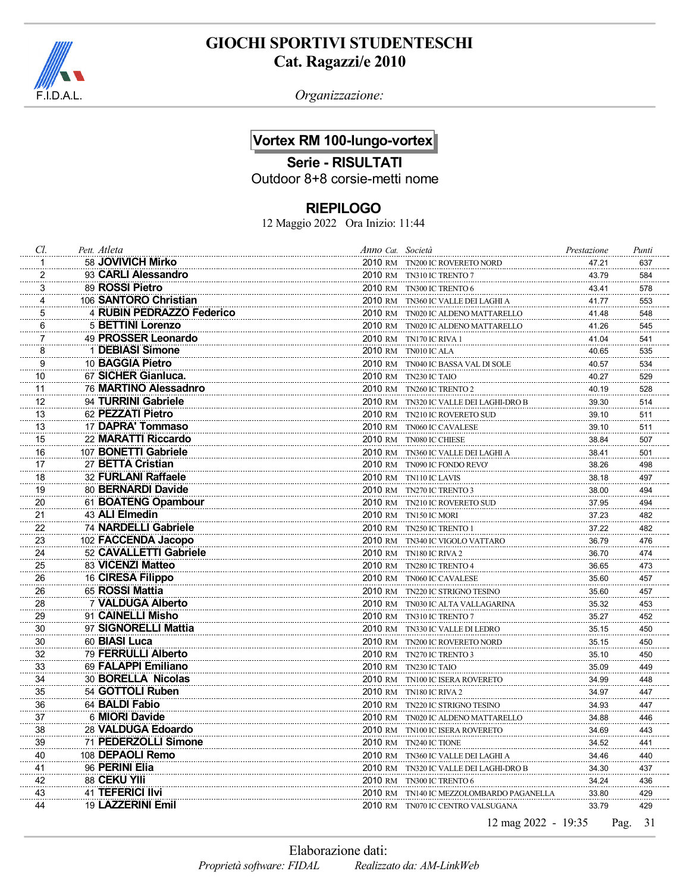# GIOCHI SPORTIVI STUDENTESCHI
## Cat. Ragazzi/e 2010

F.I.D.A.L.

*Organizzazione:*

### Vortex RM 100-lungo-vortex

**Serie - RISULTATI**

Outdoor 8+8 corsie-metti nome

### RIEPILOGO

12 Maggio 2022 Ora Inizio: 11:44

| *Cl.* | *Pett.* | *Atleta* | *Anno* | *Cat.* | *Società* | *Prestazione* | *Punti* |
|---|---|---|---|---|---|---|---|
| 1 | 58 | **JOVIVICH Mirko** | 2010 | RM | TN200 IC ROVERETO NORD | 47.21 | 637 |
| 2 | 93 | **CARLI Alessandro** | 2010 | RM | TN310 IC TRENTO 7 | 43.79 | 584 |
| 3 | 89 | **ROSSI Pietro** | 2010 | RM | TN300 IC TRENTO 6 | 43.41 | 578 |
| 4 | 106 | **SANTORO Christian** | 2010 | RM | TN360 IC VALLE DEI LAGHI A | 41.77 | 553 |
| 5 | 4 | **RUBIN PEDRAZZO Federico** | 2010 | RM | TN020 IC ALDENO MATTARELLO | 41.48 | 548 |
| 6 | 5 | **BETTINI Lorenzo** | 2010 | RM | TN020 IC ALDENO MATTARELLO | 41.26 | 545 |
| 7 | 49 | **PROSSER Leonardo** | 2010 | RM | TN170 IC RIVA 1 | 41.04 | 541 |
| 8 | 1 | **DEBIASI Simone** | 2010 | RM | TN010 IC ALA | 40.65 | 535 |
| 9 | 10 | **BAGGIA Pietro** | 2010 | RM | TN040 IC BASSA VAL DI SOLE | 40.57 | 534 |
| 10 | 67 | **SICHER Gianluca.** | 2010 | RM | TN230 IC TAIO | 40.27 | 529 |
| 11 | 76 | **MARTINO Alessadnro** | 2010 | RM | TN260 IC TRENTO 2 | 40.19 | 528 |
| 12 | 94 | **TURRINI Gabriele** | 2010 | RM | TN320 IC VALLE DEI LAGHI-DRO B | 39.30 | 514 |
| 13 | 62 | **PEZZATI Pietro** | 2010 | RM | TN210 IC ROVERETO SUD | 39.10 | 511 |
| 13 | 17 | **DAPRA' Tommaso** | 2010 | RM | TN060 IC CAVALESE | 39.10 | 511 |
| 15 | 22 | **MARATTI Riccardo** | 2010 | RM | TN080 IC CHIESE | 38.84 | 507 |
| 16 | 107 | **BONETTI Gabriele** | 2010 | RM | TN360 IC VALLE DEI LAGHI A | 38.41 | 501 |
| 17 | 27 | **BETTA Cristian** | 2010 | RM | TN090 IC FONDO REVO' | 38.26 | 498 |
| 18 | 32 | **FURLANI Raffaele** | 2010 | RM | TN110 IC LAVIS | 38.18 | 497 |
| 19 | 80 | **BERNARDI Davide** | 2010 | RM | TN270 IC TRENTO 3 | 38.00 | 494 |
| 20 | 61 | **BOATENG Opambour** | 2010 | RM | TN210 IC ROVERETO SUD | 37.95 | 494 |
| 21 | 43 | **ALI Elmedin** | 2010 | RM | TN150 IC MORI | 37.23 | 482 |
| 22 | 74 | **NARDELLI Gabriele** | 2010 | RM | TN250 IC TRENTO 1 | 37.22 | 482 |
| 23 | 102 | **FACCENDA Jacopo** | 2010 | RM | TN340 IC VIGOLO VATTARO | 36.79 | 476 |
| 24 | 52 | **CAVALLETTI Gabriele** | 2010 | RM | TN180 IC RIVA 2 | 36.70 | 474 |
| 25 | 83 | **VICENZI Matteo** | 2010 | RM | TN280 IC TRENTO 4 | 36.65 | 473 |
| 26 | 16 | **CIRESA Filippo** | 2010 | RM | TN060 IC CAVALESE | 35.60 | 457 |
| 26 | 65 | **ROSSI Mattia** | 2010 | RM | TN220 IC STRIGNO TESINO | 35.60 | 457 |
| 28 | 7 | **VALDUGA Alberto** | 2010 | RM | TN030 IC ALTA VALLAGARINA | 35.32 | 453 |
| 29 | 91 | **CAINELLI Misho** | 2010 | RM | TN310 IC TRENTO 7 | 35.27 | 452 |
| 30 | 97 | **SIGNORELLI Mattia** | 2010 | RM | TN330 IC VALLE DI LEDRO | 35.15 | 450 |
| 30 | 60 | **BIASI Luca** | 2010 | RM | TN200 IC ROVERETO NORD | 35.15 | 450 |
| 32 | 79 | **FERRULLI Alberto** | 2010 | RM | TN270 IC TRENTO 3 | 35.10 | 450 |
| 33 | 69 | **FALAPPI Emiliano** | 2010 | RM | TN230 IC TAIO | 35.09 | 449 |
| 34 | 30 | **BORELLA Nicolas** | 2010 | RM | TN100 IC ISERA ROVERETO | 34.99 | 448 |
| 35 | 54 | **GOTTOLI Ruben** | 2010 | RM | TN180 IC RIVA 2 | 34.97 | 447 |
| 36 | 64 | **BALDI Fabio** | 2010 | RM | TN220 IC STRIGNO TESINO | 34.93 | 447 |
| 37 | 6 | **MIORI Davide** | 2010 | RM | TN020 IC ALDENO MATTARELLO | 34.88 | 446 |
| 38 | 28 | **VALDUGA Edoardo** | 2010 | RM | TN100 IC ISERA ROVERETO | 34.69 | 443 |
| 39 | 71 | **PEDERZOLLI Simone** | 2010 | RM | TN240 IC TIONE | 34.52 | 441 |
| 40 | 108 | **DEPAOLI Remo** | 2010 | RM | TN360 IC VALLE DEI LAGHI A | 34.46 | 440 |
| 41 | 96 | **PERINI Elia** | 2010 | RM | TN320 IC VALLE DEI LAGHI-DRO B | 34.30 | 437 |
| 42 | 88 | **CEKU Ylli** | 2010 | RM | TN300 IC TRENTO 6 | 34.24 | 436 |
| 43 | 41 | **TEFERICI Ilvi** | 2010 | RM | TN140 IC MEZZOLOMBARDO PAGANELLA | 33.80 | 429 |
| 44 | 19 | **LAZZERINI Emil** | 2010 | RM | TN070 IC CENTRO VALSUGANA | 33.79 | 429 |

12 mag 2022 - 19:35

Elaborazione dati:

*Proprietà software: FIDAL* *Realizzato da: AM-LinkWeb*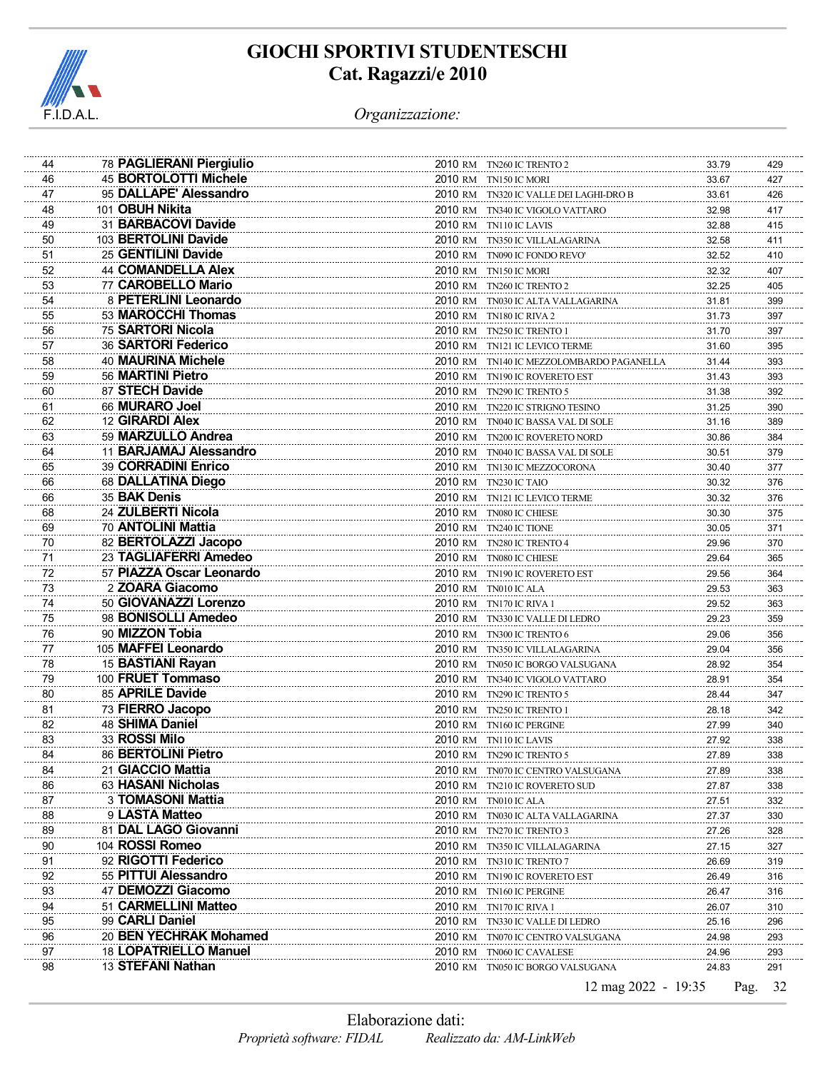# GIOCHI SPORTIVI STUDENTESCHI
## Cat. Ragazzi/e 2010

*Organizzazione:*

| | | | | | | | |
|---|---|---|---|---|---|---|---|
| 44 | 78 | **PAGLIERANI Piergiulio** | 2010 | RM | TN260 IC TRENTO 2 | 33.79 | 429 |
| 46 | 45 | **BORTOLOTTI Michele** | 2010 | RM | TN150 IC MORI | 33.67 | 427 |
| 47 | 95 | **DALLAPE' Alessandro** | 2010 | RM | TN320 IC VALLE DEI LAGHI-DRO B | 33.61 | 426 |
| 48 | 101 | **OBUH Nikita** | 2010 | RM | TN340 IC VIGOLO VATTARO | 32.98 | 417 |
| 49 | 31 | **BARBACOVI Davide** | 2010 | RM | TN110 IC LAVIS | 32.88 | 415 |
| 50 | 103 | **BERTOLINI Davide** | 2010 | RM | TN350 IC VILLALAGARINA | 32.58 | 411 |
| 51 | 25 | **GENTILINI Davide** | 2010 | RM | TN090 IC FONDO REVO' | 32.52 | 410 |
| 52 | 44 | **COMANDELLA Alex** | 2010 | RM | TN150 IC MORI | 32.32 | 407 |
| 53 | 77 | **CAROBELLO Mario** | 2010 | RM | TN260 IC TRENTO 2 | 32.25 | 405 |
| 54 | 8 | **PETERLINI Leonardo** | 2010 | RM | TN030 IC ALTA VALLAGARINA | 31.81 | 399 |
| 55 | 53 | **MAROCCHI Thomas** | 2010 | RM | TN180 IC RIVA 2 | 31.73 | 397 |
| 56 | 75 | **SARTORI Nicola** | 2010 | RM | TN250 IC TRENTO 1 | 31.70 | 397 |
| 57 | 36 | **SARTORI Federico** | 2010 | RM | TN121 IC LEVICO TERME | 31.60 | 395 |
| 58 | 40 | **MAURINA Michele** | 2010 | RM | TN140 IC MEZZOLOMBARDO PAGANELLA | 31.44 | 393 |
| 59 | 56 | **MARTINI Pietro** | 2010 | RM | TN190 IC ROVERETO EST | 31.43 | 393 |
| 60 | 87 | **STECH Davide** | 2010 | RM | TN290 IC TRENTO 5 | 31.38 | 392 |
| 61 | 66 | **MURARO Joel** | 2010 | RM | TN220 IC STRIGNO TESINO | 31.25 | 390 |
| 62 | 12 | **GIRARDI Alex** | 2010 | RM | TN040 IC BASSA VAL DI SOLE | 31.16 | 389 |
| 63 | 59 | **MARZULLO Andrea** | 2010 | RM | TN200 IC ROVERETO NORD | 30.86 | 384 |
| 64 | 11 | **BARJAMAJ Alessandro** | 2010 | RM | TN040 IC BASSA VAL DI SOLE | 30.51 | 379 |
| 65 | 39 | **CORRADINI Enrico** | 2010 | RM | TN130 IC MEZZOCORONA | 30.40 | 377 |
| 66 | 68 | **DALLATINA Diego** | 2010 | RM | TN230 IC TAIO | 30.32 | 376 |
| 66 | 35 | **BAK Denis** | 2010 | RM | TN121 IC LEVICO TERME | 30.32 | 376 |
| 68 | 24 | **ZULBERTI Nicola** | 2010 | RM | TN080 IC CHIESE | 30.30 | 375 |
| 69 | 70 | **ANTOLINI Mattia** | 2010 | RM | TN240 IC TIONE | 30.05 | 371 |
| 70 | 82 | **BERTOLAZZI Jacopo** | 2010 | RM | TN280 IC TRENTO 4 | 29.96 | 370 |
| 71 | 23 | **TAGLIAFERRI Amedeo** | 2010 | RM | TN080 IC CHIESE | 29.64 | 365 |
| 72 | 57 | **PIAZZA Oscar Leonardo** | 2010 | RM | TN190 IC ROVERETO EST | 29.56 | 364 |
| 73 | 2 | **ZOARA Giacomo** | 2010 | RM | TN010 IC ALA | 29.53 | 363 |
| 74 | 50 | **GIOVANAZZI Lorenzo** | 2010 | RM | TN170 IC RIVA 1 | 29.52 | 363 |
| 75 | 98 | **BONISOLLI Amedeo** | 2010 | RM | TN330 IC VALLE DI LEDRO | 29.23 | 359 |
| 76 | 90 | **MIZZON Tobia** | 2010 | RM | TN300 IC TRENTO 6 | 29.06 | 356 |
| 77 | 105 | **MAFFEI Leonardo** | 2010 | RM | TN350 IC VILLALAGARINA | 29.04 | 356 |
| 78 | 15 | **BASTIANI Rayan** | 2010 | RM | TN050 IC BORGO VALSUGANA | 28.92 | 354 |
| 79 | 100 | **FRUET Tommaso** | 2010 | RM | TN340 IC VIGOLO VATTARO | 28.91 | 354 |
| 80 | 85 | **APRILE Davide** | 2010 | RM | TN290 IC TRENTO 5 | 28.44 | 347 |
| 81 | 73 | **FIERRO Jacopo** | 2010 | RM | TN250 IC TRENTO 1 | 28.18 | 342 |
| 82 | 48 | **SHIMA Daniel** | 2010 | RM | TN160 IC PERGINE | 27.99 | 340 |
| 83 | 33 | **ROSSI Milo** | 2010 | RM | TN110 IC LAVIS | 27.92 | 338 |
| 84 | 86 | **BERTOLINI Pietro** | 2010 | RM | TN290 IC TRENTO 5 | 27.89 | 338 |
| 84 | 21 | **GIACCIO Mattia** | 2010 | RM | TN070 IC CENTRO VALSUGANA | 27.89 | 338 |
| 86 | 63 | **HASANI Nicholas** | 2010 | RM | TN210 IC ROVERETO SUD | 27.87 | 338 |
| 87 | 3 | **TOMASONI Mattia** | 2010 | RM | TN010 IC ALA | 27.51 | 332 |
| 88 | 9 | **LASTA Matteo** | 2010 | RM | TN030 IC ALTA VALLAGARINA | 27.37 | 330 |
| 89 | 81 | **DAL LAGO Giovanni** | 2010 | RM | TN270 IC TRENTO 3 | 27.26 | 328 |
| 90 | 104 | **ROSSI Romeo** | 2010 | RM | TN350 IC VILLALAGARINA | 27.15 | 327 |
| 91 | 92 | **RIGOTTI Federico** | 2010 | RM | TN310 IC TRENTO 7 | 26.69 | 319 |
| 92 | 55 | **PITTUI Alessandro** | 2010 | RM | TN190 IC ROVERETO EST | 26.49 | 316 |
| 93 | 47 | **DEMOZZI Giacomo** | 2010 | RM | TN160 IC PERGINE | 26.47 | 316 |
| 94 | 51 | **CARMELLINI Matteo** | 2010 | RM | TN170 IC RIVA 1 | 26.07 | 310 |
| 95 | 99 | **CARLI Daniel** | 2010 | RM | TN330 IC VALLE DI LEDRO | 25.16 | 296 |
| 96 | 20 | **BEN YECHRAK Mohamed** | 2010 | RM | TN070 IC CENTRO VALSUGANA | 24.98 | 293 |
| 97 | 18 | **LOPATRIELLO Manuel** | 2010 | RM | TN060 IC CAVALESE | 24.96 | 293 |
| 98 | 13 | **STEFANI Nathan** | 2010 | RM | TN050 IC BORGO VALSUGANA | 24.83 | 291 |

12 mag 2022 - 19:35

Elaborazione dati:

*Proprietà software: FIDAL* *Realizzato da: AM-LinkWeb*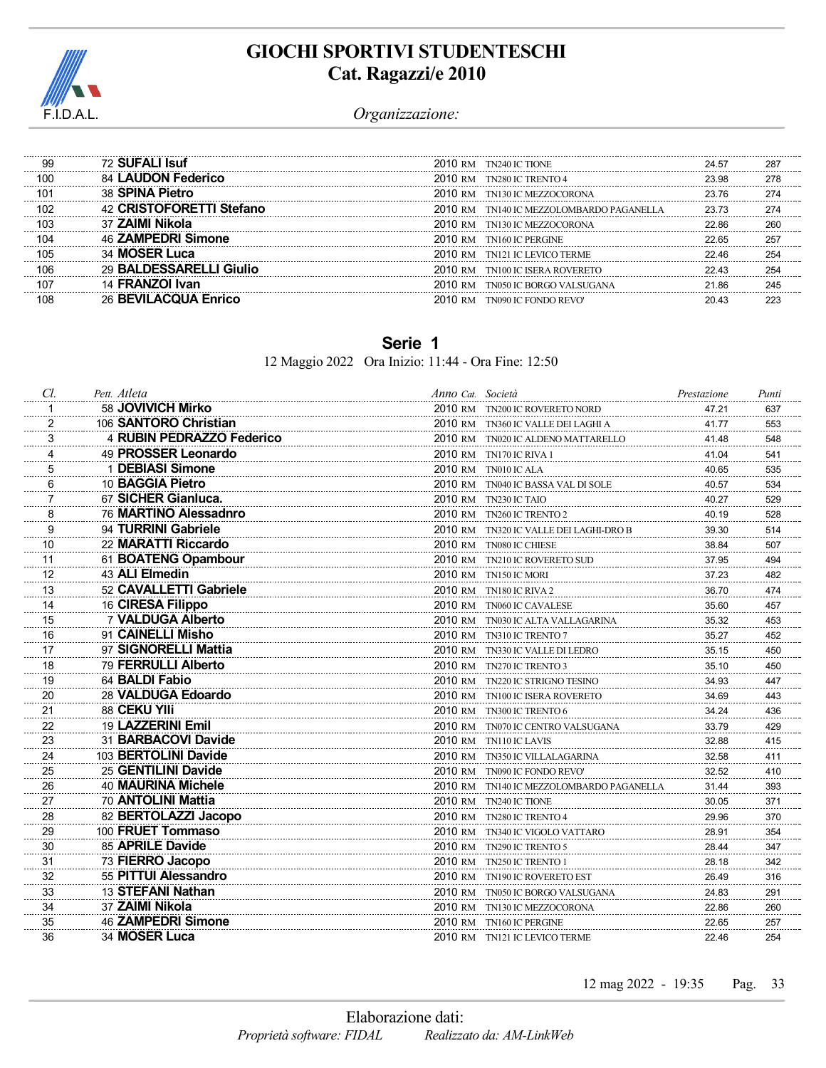# GIOCHI SPORTIVI STUDENTESCHI
## Cat. Ragazzi/e 2010

*Organizzazione:*

| Cl. | Pett. | Atleta | Anno | Cat. | Società | Prestazione | Punti |
|---|---|---|---|---|---|---|---|
| 99 | 72 | **SUFALI Isuf** | 2010 | RM | TN240 IC TIONE | 24.57 | 287 |
| 100 | 84 | **LAUDON Federico** | 2010 | RM | TN280 IC TRENTO 4 | 23.98 | 278 |
| 101 | 38 | **SPINA Pietro** | 2010 | RM | TN130 IC MEZZOCORONA | 23.76 | 274 |
| 102 | 42 | **CRISTOFORETTI Stefano** | 2010 | RM | TN140 IC MEZZOLOMBARDO PAGANELLA | 23.73 | 274 |
| 103 | 37 | **ZAIMI Nikola** | 2010 | RM | TN130 IC MEZZOCORONA | 22.86 | 260 |
| 104 | 46 | **ZAMPEDRI Simone** | 2010 | RM | TN160 IC PERGINE | 22.65 | 257 |
| 105 | 34 | **MOSER Luca** | 2010 | RM | TN121 IC LEVICO TERME | 22.46 | 254 |
| 106 | 29 | **BALDESSARELLI Giulio** | 2010 | RM | TN100 IC ISERA ROVERETO | 22.43 | 254 |
| 107 | 14 | **FRANZOI Ivan** | 2010 | RM | TN050 IC BORGO VALSUGANA | 21.86 | 245 |
| 108 | 26 | **BEVILACQUA Enrico** | 2010 | RM | TN090 IC FONDO REVO' | 20.43 | 223 |

## Serie 1

12 Maggio 2022 Ora Inizio: 11:44 - Ora Fine: 12:50

| Cl. | Pett. | Atleta | Anno | Cat. | Società | Prestazione | Punti |
|---|---|---|---|---|---|---|---|
| 1 | 58 | **JOVIVICH Mirko** | 2010 | RM | TN200 IC ROVERETO NORD | 47.21 | 637 |
| 2 | 106 | **SANTORO Christian** | 2010 | RM | TN360 IC VALLE DEI LAGHI A | 41.77 | 553 |
| 3 | 4 | **RUBIN PEDRAZZO Federico** | 2010 | RM | TN020 IC ALDENO MATTARELLO | 41.48 | 548 |
| 4 | 49 | **PROSSER Leonardo** | 2010 | RM | TN170 IC RIVA 1 | 41.04 | 541 |
| 5 | 1 | **DEBIASI Simone** | 2010 | RM | TN010 IC ALA | 40.65 | 535 |
| 6 | 10 | **BAGGIA Pietro** | 2010 | RM | TN040 IC BASSA VAL DI SOLE | 40.57 | 534 |
| 7 | 67 | **SICHER Gianluca.** | 2010 | RM | TN230 IC TAIO | 40.27 | 529 |
| 8 | 76 | **MARTINO Alessadnro** | 2010 | RM | TN260 IC TRENTO 2 | 40.19 | 528 |
| 9 | 94 | **TURRINI Gabriele** | 2010 | RM | TN320 IC VALLE DEI LAGHI-DRO B | 39.30 | 514 |
| 10 | 22 | **MARATTI Riccardo** | 2010 | RM | TN080 IC CHIESE | 38.84 | 507 |
| 11 | 61 | **BOATENG Opambour** | 2010 | RM | TN210 IC ROVERETO SUD | 37.95 | 494 |
| 12 | 43 | **ALI Elmedin** | 2010 | RM | TN150 IC MORI | 37.23 | 482 |
| 13 | 52 | **CAVALLETTI Gabriele** | 2010 | RM | TN180 IC RIVA 2 | 36.70 | 474 |
| 14 | 16 | **CIRESA Filippo** | 2010 | RM | TN060 IC CAVALESE | 35.60 | 457 |
| 15 | 7 | **VALDUGA Alberto** | 2010 | RM | TN030 IC ALTA VALLAGARINA | 35.32 | 453 |
| 16 | 91 | **CAINELLI Misho** | 2010 | RM | TN310 IC TRENTO 7 | 35.27 | 452 |
| 17 | 97 | **SIGNORELLI Mattia** | 2010 | RM | TN330 IC VALLE DI LEDRO | 35.15 | 450 |
| 18 | 79 | **FERRULLI Alberto** | 2010 | RM | TN270 IC TRENTO 3 | 35.10 | 450 |
| 19 | 64 | **BALDI Fabio** | 2010 | RM | TN220 IC STRIGNO TESINO | 34.93 | 447 |
| 20 | 28 | **VALDUGA Edoardo** | 2010 | RM | TN100 IC ISERA ROVERETO | 34.69 | 443 |
| 21 | 88 | **CEKU Ylli** | 2010 | RM | TN300 IC TRENTO 6 | 34.24 | 436 |
| 22 | 19 | **LAZZERINI Emil** | 2010 | RM | TN070 IC CENTRO VALSUGANA | 33.79 | 429 |
| 23 | 31 | **BARBACOVI Davide** | 2010 | RM | TN110 IC LAVIS | 32.88 | 415 |
| 24 | 103 | **BERTOLINI Davide** | 2010 | RM | TN350 IC VILLALAGARINA | 32.58 | 411 |
| 25 | 25 | **GENTILINI Davide** | 2010 | RM | TN090 IC FONDO REVO' | 32.52 | 410 |
| 26 | 40 | **MAURINA Michele** | 2010 | RM | TN140 IC MEZZOLOMBARDO PAGANELLA | 31.44 | 393 |
| 27 | 70 | **ANTOLINI Mattia** | 2010 | RM | TN240 IC TIONE | 30.05 | 371 |
| 28 | 82 | **BERTOLAZZI Jacopo** | 2010 | RM | TN280 IC TRENTO 4 | 29.96 | 370 |
| 29 | 100 | **FRUET Tommaso** | 2010 | RM | TN340 IC VIGOLO VATTARO | 28.91 | 354 |
| 30 | 85 | **APRILE Davide** | 2010 | RM | TN290 IC TRENTO 5 | 28.44 | 347 |
| 31 | 73 | **FIERRO Jacopo** | 2010 | RM | TN250 IC TRENTO 1 | 28.18 | 342 |
| 32 | 55 | **PITTUI Alessandro** | 2010 | RM | TN190 IC ROVERETO EST | 26.49 | 316 |
| 33 | 13 | **STEFANI Nathan** | 2010 | RM | TN050 IC BORGO VALSUGANA | 24.83 | 291 |
| 34 | 37 | **ZAIMI Nikola** | 2010 | RM | TN130 IC MEZZOCORONA | 22.86 | 260 |
| 35 | 46 | **ZAMPEDRI Simone** | 2010 | RM | TN160 IC PERGINE | 22.65 | 257 |
| 36 | 34 | **MOSER Luca** | 2010 | RM | TN121 IC LEVICO TERME | 22.46 | 254 |

12 mag 2022 - 19:35

Elaborazione dati:
*Proprietà software: FIDAL* *Realizzato da: AM-LinkWeb*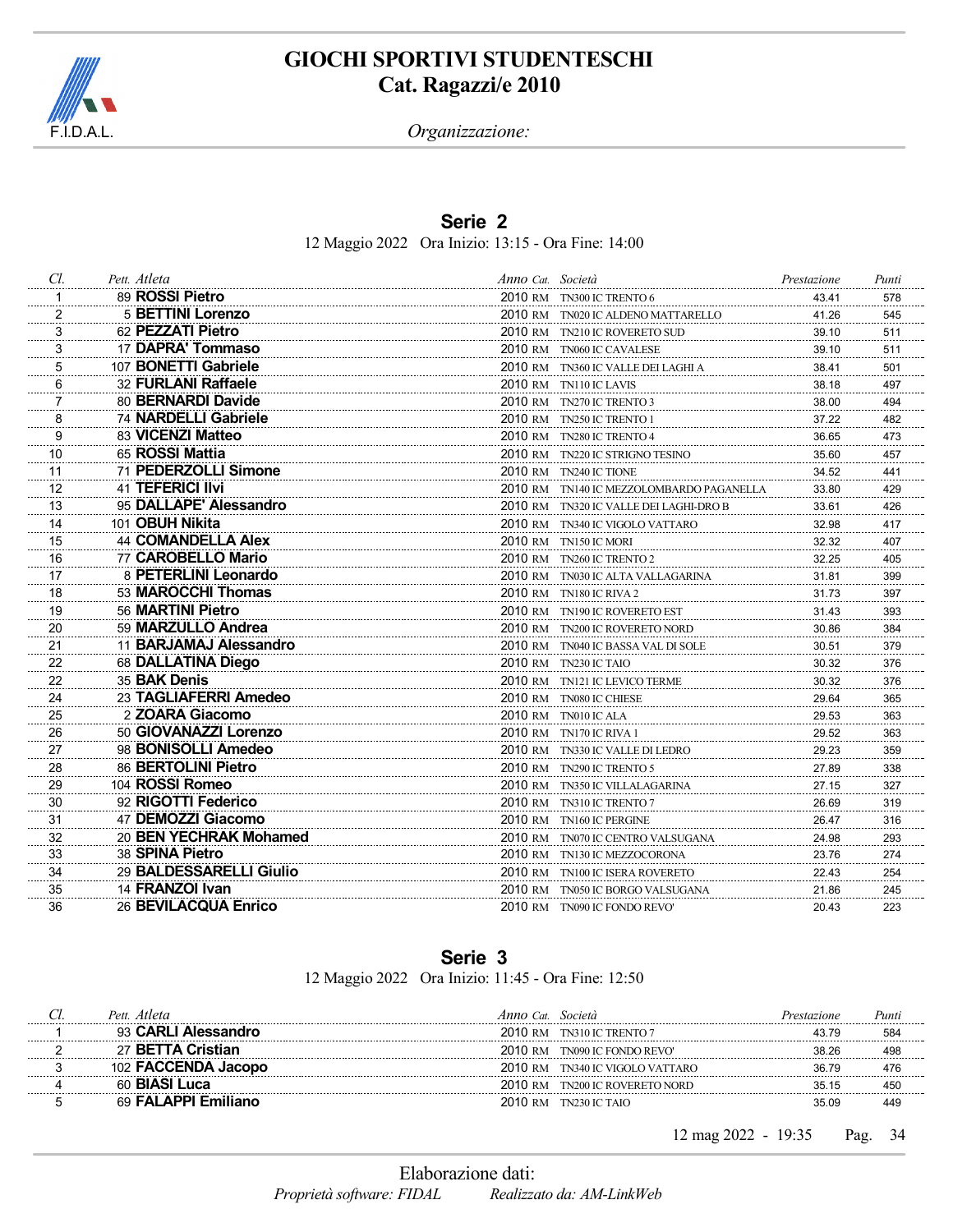# GIOCHI SPORTIVI STUDENTESCHI
## Cat. Ragazzi/e 2010

*Organizzazione:*

### Serie 2

12 Maggio 2022 Ora Inizio: 13:15 - Ora Fine: 14:00

| Cl. | Pett. | Atleta | Anno | Cat. | Società | Prestazione | Punti |
|---|---|---|---|---|---|---|---|
| 1 | 89 | **ROSSI Pietro** | 2010 | RM | TN300 IC TRENTO 6 | 43.41 | 578 |
| 2 | 5 | **BETTINI Lorenzo** | 2010 | RM | TN020 IC ALDENO MATTARELLO | 41.26 | 545 |
| 3 | 62 | **PEZZATI Pietro** | 2010 | RM | TN210 IC ROVERETO SUD | 39.10 | 511 |
| 3 | 17 | **DAPRA' Tommaso** | 2010 | RM | TN060 IC CAVALESE | 39.10 | 511 |
| 5 | 107 | **BONETTI Gabriele** | 2010 | RM | TN360 IC VALLE DEI LAGHI A | 38.41 | 501 |
| 6 | 32 | **FURLANI Raffaele** | 2010 | RM | TN110 IC LAVIS | 38.18 | 497 |
| 7 | 80 | **BERNARDI Davide** | 2010 | RM | TN270 IC TRENTO 3 | 38.00 | 494 |
| 8 | 74 | **NARDELLI Gabriele** | 2010 | RM | TN250 IC TRENTO 1 | 37.22 | 482 |
| 9 | 83 | **VICENZI Matteo** | 2010 | RM | TN280 IC TRENTO 4 | 36.65 | 473 |
| 10 | 65 | **ROSSI Mattia** | 2010 | RM | TN220 IC STRIGNO TESINO | 35.60 | 457 |
| 11 | 71 | **PEDERZOLLI Simone** | 2010 | RM | TN240 IC TIONE | 34.52 | 441 |
| 12 | 41 | **TEFERICI Ilvi** | 2010 | RM | TN140 IC MEZZOLOMBARDO PAGANELLA | 33.80 | 429 |
| 13 | 95 | **DALLAPE' Alessandro** | 2010 | RM | TN320 IC VALLE DEI LAGHI-DRO B | 33.61 | 426 |
| 14 | 101 | **OBUH Nikita** | 2010 | RM | TN340 IC VIGOLO VATTARO | 32.98 | 417 |
| 15 | 44 | **COMANDELLA Alex** | 2010 | RM | TN150 IC MORI | 32.32 | 407 |
| 16 | 77 | **CAROBELLO Mario** | 2010 | RM | TN260 IC TRENTO 2 | 32.25 | 405 |
| 17 | 8 | **PETERLINI Leonardo** | 2010 | RM | TN030 IC ALTA VALLAGARINA | 31.81 | 399 |
| 18 | 53 | **MAROCCHI Thomas** | 2010 | RM | TN180 IC RIVA 2 | 31.73 | 397 |
| 19 | 56 | **MARTINI Pietro** | 2010 | RM | TN190 IC ROVERETO EST | 31.43 | 393 |
| 20 | 59 | **MARZULLO Andrea** | 2010 | RM | TN200 IC ROVERETO NORD | 30.86 | 384 |
| 21 | 11 | **BARJAMAJ Alessandro** | 2010 | RM | TN040 IC BASSA VAL DI SOLE | 30.51 | 379 |
| 22 | 68 | **DALLATINA Diego** | 2010 | RM | TN230 IC TAIO | 30.32 | 376 |
| 22 | 35 | **BAK Denis** | 2010 | RM | TN121 IC LEVICO TERME | 30.32 | 376 |
| 24 | 23 | **TAGLIAFERRI Amedeo** | 2010 | RM | TN080 IC CHIESE | 29.64 | 365 |
| 25 | 2 | **ZOARA Giacomo** | 2010 | RM | TN010 IC ALA | 29.53 | 363 |
| 26 | 50 | **GIOVANAZZI Lorenzo** | 2010 | RM | TN170 IC RIVA 1 | 29.52 | 363 |
| 27 | 98 | **BONISOLLI Amedeo** | 2010 | RM | TN330 IC VALLE DI LEDRO | 29.23 | 359 |
| 28 | 86 | **BERTOLINI Pietro** | 2010 | RM | TN290 IC TRENTO 5 | 27.89 | 338 |
| 29 | 104 | **ROSSI Romeo** | 2010 | RM | TN350 IC VILLALAGARINA | 27.15 | 327 |
| 30 | 92 | **RIGOTTI Federico** | 2010 | RM | TN310 IC TRENTO 7 | 26.69 | 319 |
| 31 | 47 | **DEMOZZI Giacomo** | 2010 | RM | TN160 IC PERGINE | 26.47 | 316 |
| 32 | 20 | **BEN YECHRAK Mohamed** | 2010 | RM | TN070 IC CENTRO VALSUGANA | 24.98 | 293 |
| 33 | 38 | **SPINA Pietro** | 2010 | RM | TN130 IC MEZZOCORONA | 23.76 | 274 |
| 34 | 29 | **BALDESSARELLI Giulio** | 2010 | RM | TN100 IC ISERA ROVERETO | 22.43 | 254 |
| 35 | 14 | **FRANZOI Ivan** | 2010 | RM | TN050 IC BORGO VALSUGANA | 21.86 | 245 |
| 36 | 26 | **BEVILACQUA Enrico** | 2010 | RM | TN090 IC FONDO REVO' | 20.43 | 223 |

### Serie 3

12 Maggio 2022 Ora Inizio: 11:45 - Ora Fine: 12:50

| Cl. | Pett. | Atleta | Anno | Cat. | Società | Prestazione | Punti |
|---|---|---|---|---|---|---|---|
| 1 | 93 | **CARLI Alessandro** | 2010 | RM | TN310 IC TRENTO 7 | 43.79 | 584 |
| 2 | 27 | **BETTA Cristian** | 2010 | RM | TN090 IC FONDO REVO' | 38.26 | 498 |
| 3 | 102 | **FACCENDA Jacopo** | 2010 | RM | TN340 IC VIGOLO VATTARO | 36.79 | 476 |
| 4 | 60 | **BIASI Luca** | 2010 | RM | TN200 IC ROVERETO NORD | 35.15 | 450 |
| 5 | 69 | **FALAPPI Emiliano** | 2010 | RM | TN230 IC TAIO | 35.09 | 449 |

12 mag 2022 - 19:35

Elaborazione dati:
*Proprietà software: FIDAL* *Realizzato da: AM-LinkWeb*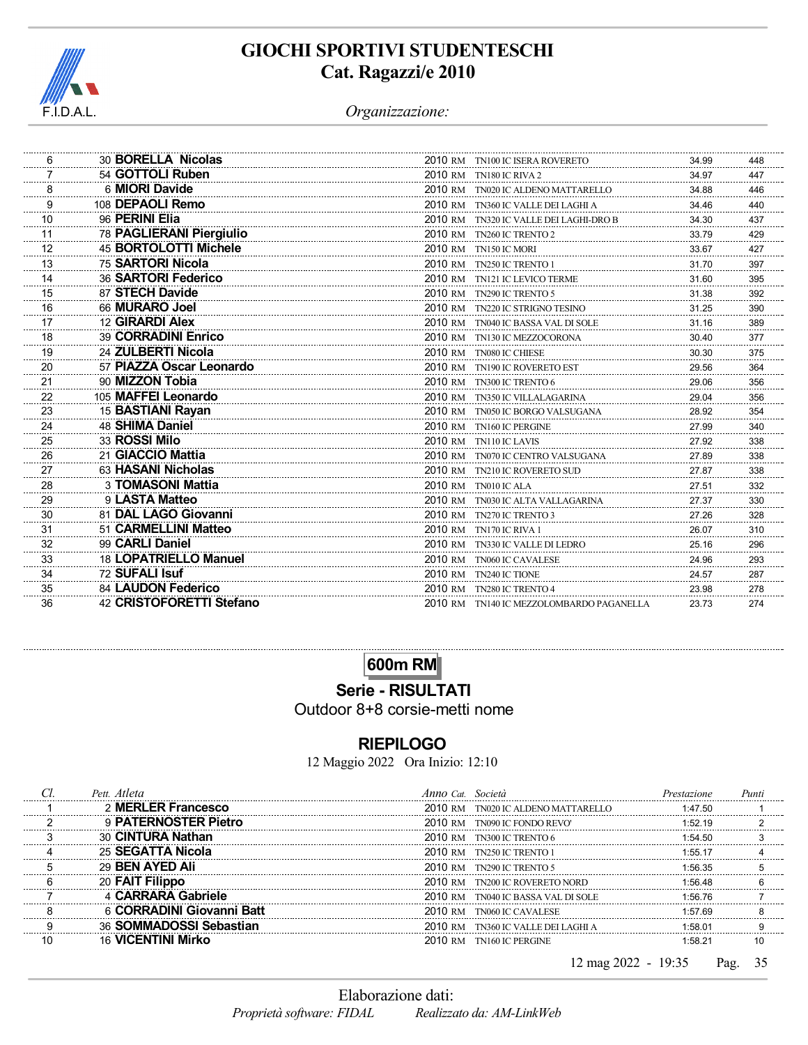# GIOCHI SPORTIVI STUDENTESCHI
## Cat. Ragazzi/e 2010

*Organizzazione:*

| Cl. | Pett. | Atleta | Anno | Cat. | Società | Prestazione | Punti |
|---|---|---|---|---|---|---|---|
| 6 | 30 | **BORELLA Nicolas** | 2010 | RM | TN100 IC ISERA ROVERETO | 34.99 | 448 |
| 7 | 54 | **GOTTOLI Ruben** | 2010 | RM | TN180 IC RIVA 2 | 34.97 | 447 |
| 8 | 6 | **MIORI Davide** | 2010 | RM | TN020 IC ALDENO MATTARELLO | 34.88 | 446 |
| 9 | 108 | **DEPAOLI Remo** | 2010 | RM | TN360 IC VALLE DEI LAGHI A | 34.46 | 440 |
| 10 | 96 | **PERINI Elia** | 2010 | RM | TN320 IC VALLE DEI LAGHI-DRO B | 34.30 | 437 |
| 11 | 78 | **PAGLIERANI Piergiulio** | 2010 | RM | TN260 IC TRENTO 2 | 33.79 | 429 |
| 12 | 45 | **BORTOLOTTI Michele** | 2010 | RM | TN150 IC MORI | 33.67 | 427 |
| 13 | 75 | **SARTORI Nicola** | 2010 | RM | TN250 IC TRENTO 1 | 31.70 | 397 |
| 14 | 36 | **SARTORI Federico** | 2010 | RM | TN121 IC LEVICO TERME | 31.60 | 395 |
| 15 | 87 | **STECH Davide** | 2010 | RM | TN290 IC TRENTO 5 | 31.38 | 392 |
| 16 | 66 | **MURARO Joel** | 2010 | RM | TN220 IC STRIGNO TESINO | 31.25 | 390 |
| 17 | 12 | **GIRARDI Alex** | 2010 | RM | TN040 IC BASSA VAL DI SOLE | 31.16 | 389 |
| 18 | 39 | **CORRADINI Enrico** | 2010 | RM | TN130 IC MEZZOCORONA | 30.40 | 377 |
| 19 | 24 | **ZULBERTI Nicola** | 2010 | RM | TN080 IC CHIESE | 30.30 | 375 |
| 20 | 57 | **PIAZZA Oscar Leonardo** | 2010 | RM | TN190 IC ROVERETO EST | 29.56 | 364 |
| 21 | 90 | **MIZZON Tobia** | 2010 | RM | TN300 IC TRENTO 6 | 29.06 | 356 |
| 22 | 105 | **MAFFEI Leonardo** | 2010 | RM | TN350 IC VILLALAGARINA | 29.04 | 356 |
| 23 | 15 | **BASTIANI Rayan** | 2010 | RM | TN050 IC BORGO VALSUGANA | 28.92 | 354 |
| 24 | 48 | **SHIMA Daniel** | 2010 | RM | TN160 IC PERGINE | 27.99 | 340 |
| 25 | 33 | **ROSSI Milo** | 2010 | RM | TN110 IC LAVIS | 27.92 | 338 |
| 26 | 21 | **GIACCIO Mattia** | 2010 | RM | TN070 IC CENTRO VALSUGANA | 27.89 | 338 |
| 27 | 63 | **HASANI Nicholas** | 2010 | RM | TN210 IC ROVERETO SUD | 27.87 | 338 |
| 28 | 3 | **TOMASONI Mattia** | 2010 | RM | TN010 IC ALA | 27.51 | 332 |
| 29 | 9 | **LASTA Matteo** | 2010 | RM | TN030 IC ALTA VALLAGARINA | 27.37 | 330 |
| 30 | 81 | **DAL LAGO Giovanni** | 2010 | RM | TN270 IC TRENTO 3 | 27.26 | 328 |
| 31 | 51 | **CARMELLINI Matteo** | 2010 | RM | TN170 IC RIVA 1 | 26.07 | 310 |
| 32 | 99 | **CARLI Daniel** | 2010 | RM | TN330 IC VALLE DI LEDRO | 25.16 | 296 |
| 33 | 18 | **LOPATRIELLO Manuel** | 2010 | RM | TN060 IC CAVALESE | 24.96 | 293 |
| 34 | 72 | **SUFALI Isuf** | 2010 | RM | TN240 IC TIONE | 24.57 | 287 |
| 35 | 84 | **LAUDON Federico** | 2010 | RM | TN280 IC TRENTO 4 | 23.98 | 278 |
| 36 | 42 | **CRISTOFORETTI Stefano** | 2010 | RM | TN140 IC MEZZOLOMBARDO PAGANELLA | 23.73 | 274 |

## 600m RM

### Serie - RISULTATI

Outdoor 8+8 corsie-metti nome

### RIEPILOGO

12 Maggio 2022   Ora Inizio: 12:10

| Cl. | Pett. | Atleta | Anno | Cat. | Società | Prestazione | Punti |
|---|---|---|---|---|---|---|---|
| 1 | 2 | **MERLER Francesco** | 2010 | RM | TN020 IC ALDENO MATTARELLO | 1:47.50 | 1 |
| 2 | 9 | **PATERNOSTER Pietro** | 2010 | RM | TN090 IC FONDO REVO' | 1:52.19 | 2 |
| 3 | 30 | **CINTURA Nathan** | 2010 | RM | TN300 IC TRENTO 6 | 1:54.50 | 3 |
| 4 | 25 | **SEGATTA Nicola** | 2010 | RM | TN250 IC TRENTO 1 | 1:55.17 | 4 |
| 5 | 29 | **BEN AYED Ali** | 2010 | RM | TN290 IC TRENTO 5 | 1:56.35 | 5 |
| 6 | 20 | **FAIT Filippo** | 2010 | RM | TN200 IC ROVERETO NORD | 1:56.48 | 6 |
| 7 | 4 | **CARRARA Gabriele** | 2010 | RM | TN040 IC BASSA VAL DI SOLE | 1:56.76 | 7 |
| 8 | 6 | **CORRADINI Giovanni Batt** | 2010 | RM | TN060 IC CAVALESE | 1:57.69 | 8 |
| 9 | 36 | **SOMMADOSSI Sebastian** | 2010 | RM | TN360 IC VALLE DEI LAGHI A | 1:58.01 | 9 |
| 10 | 16 | **VICENTINI Mirko** | 2010 | RM | TN160 IC PERGINE | 1:58.21 | 10 |

12 mag 2022 - 19:35

Elaborazione dati:

*Proprietà software: FIDAL*   *Realizzato da: AM-LinkWeb*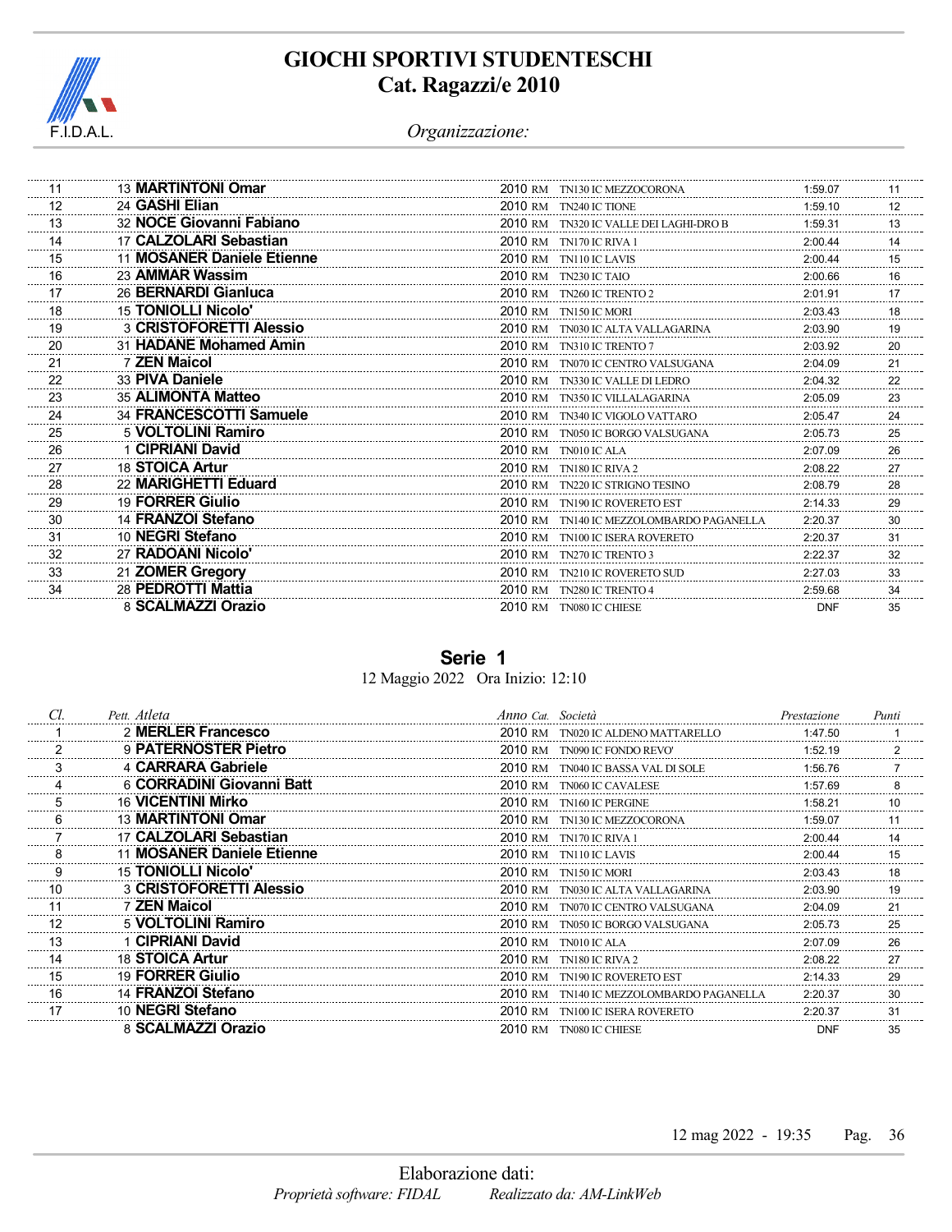# GIOCHI SPORTIVI STUDENTESCHI
## Cat. Ragazzi/e 2010

*Organizzazione:*

| Cl. | Pett. Atleta | Anno Cat. | Società | Prestazione | Punti |
|---|---|---|---|---|---|
| 11 | 13 **MARTINTONI Omar** | 2010 RM | TN130 IC MEZZOCORONA | 1:59.07 | 11 |
| 12 | 24 **GASHI Elian** | 2010 RM | TN240 IC TIONE | 1:59.10 | 12 |
| 13 | 32 **NOCE Giovanni Fabiano** | 2010 RM | TN320 IC VALLE DEI LAGHI-DRO B | 1:59.31 | 13 |
| 14 | 17 **CALZOLARI Sebastian** | 2010 RM | TN170 IC RIVA 1 | 2:00.44 | 14 |
| 15 | 11 **MOSANER Daniele Etienne** | 2010 RM | TN110 IC LAVIS | 2:00.44 | 15 |
| 16 | 23 **AMMAR Wassim** | 2010 RM | TN230 IC TAIO | 2:00.66 | 16 |
| 17 | 26 **BERNARDI Gianluca** | 2010 RM | TN260 IC TRENTO 2 | 2:01.91 | 17 |
| 18 | 15 **TONIOLLI Nicolo'** | 2010 RM | TN150 IC MORI | 2:03.43 | 18 |
| 19 | 3 **CRISTOFORETTI Alessio** | 2010 RM | TN030 IC ALTA VALLAGARINA | 2:03.90 | 19 |
| 20 | 31 **HADANE Mohamed Amin** | 2010 RM | TN310 IC TRENTO 7 | 2:03.92 | 20 |
| 21 | 7 **ZEN Maicol** | 2010 RM | TN070 IC CENTRO VALSUGANA | 2:04.09 | 21 |
| 22 | 33 **PIVA Daniele** | 2010 RM | TN330 IC VALLE DI LEDRO | 2:04.32 | 22 |
| 23 | 35 **ALIMONTA Matteo** | 2010 RM | TN350 IC VILLALAGARINA | 2:05.09 | 23 |
| 24 | 34 **FRANCESCOTTI Samuele** | 2010 RM | TN340 IC VIGOLO VATTARO | 2:05.47 | 24 |
| 25 | 5 **VOLTOLINI Ramiro** | 2010 RM | TN050 IC BORGO VALSUGANA | 2:05.73 | 25 |
| 26 | 1 **CIPRIANI David** | 2010 RM | TN010 IC ALA | 2:07.09 | 26 |
| 27 | 18 **STOICA Artur** | 2010 RM | TN180 IC RIVA 2 | 2:08.22 | 27 |
| 28 | 22 **MARIGHETTI Eduard** | 2010 RM | TN220 IC STRIGNO TESINO | 2:08.79 | 28 |
| 29 | 19 **FORRER Giulio** | 2010 RM | TN190 IC ROVERETO EST | 2:14.33 | 29 |
| 30 | 14 **FRANZOI Stefano** | 2010 RM | TN140 IC MEZZOLOMBARDO PAGANELLA | 2:20.37 | 30 |
| 31 | 10 **NEGRI Stefano** | 2010 RM | TN100 IC ISERA ROVERETO | 2:20.37 | 31 |
| 32 | 27 **RADOANI Nicolo'** | 2010 RM | TN270 IC TRENTO 3 | 2:22.37 | 32 |
| 33 | 21 **ZOMER Gregory** | 2010 RM | TN210 IC ROVERETO SUD | 2:27.03 | 33 |
| 34 | 28 **PEDROTTI Mattia** | 2010 RM | TN280 IC TRENTO 4 | 2:59.68 | 34 |
| | 8 **SCALMAZZI Orazio** | 2010 RM | TN080 IC CHIESE | DNF | 35 |

## Serie 1

12 Maggio 2022 Ora Inizio: 12:10

| Cl. | Pett. Atleta | Anno Cat. | Società | Prestazione | Punti |
|---|---|---|---|---|---|
| 1 | 2 **MERLER Francesco** | 2010 RM | TN020 IC ALDENO MATTARELLO | 1:47.50 | 1 |
| 2 | 9 **PATERNOSTER Pietro** | 2010 RM | TN090 IC FONDO REVO' | 1:52.19 | 2 |
| 3 | 4 **CARRARA Gabriele** | 2010 RM | TN040 IC BASSA VAL DI SOLE | 1:56.76 | 7 |
| 4 | 6 **CORRADINI Giovanni Batt** | 2010 RM | TN060 IC CAVALESE | 1:57.69 | 8 |
| 5 | 16 **VICENTINI Mirko** | 2010 RM | TN160 IC PERGINE | 1:58.21 | 10 |
| 6 | 13 **MARTINTONI Omar** | 2010 RM | TN130 IC MEZZOCORONA | 1:59.07 | 11 |
| 7 | 17 **CALZOLARI Sebastian** | 2010 RM | TN170 IC RIVA 1 | 2:00.44 | 14 |
| 8 | 11 **MOSANER Daniele Etienne** | 2010 RM | TN110 IC LAVIS | 2:00.44 | 15 |
| 9 | 15 **TONIOLLI Nicolo'** | 2010 RM | TN150 IC MORI | 2:03.43 | 18 |
| 10 | 3 **CRISTOFORETTI Alessio** | 2010 RM | TN030 IC ALTA VALLAGARINA | 2:03.90 | 19 |
| 11 | 7 **ZEN Maicol** | 2010 RM | TN070 IC CENTRO VALSUGANA | 2:04.09 | 21 |
| 12 | 5 **VOLTOLINI Ramiro** | 2010 RM | TN050 IC BORGO VALSUGANA | 2:05.73 | 25 |
| 13 | 1 **CIPRIANI David** | 2010 RM | TN010 IC ALA | 2:07.09 | 26 |
| 14 | 18 **STOICA Artur** | 2010 RM | TN180 IC RIVA 2 | 2:08.22 | 27 |
| 15 | 19 **FORRER Giulio** | 2010 RM | TN190 IC ROVERETO EST | 2:14.33 | 29 |
| 16 | 14 **FRANZOI Stefano** | 2010 RM | TN140 IC MEZZOLOMBARDO PAGANELLA | 2:20.37 | 30 |
| 17 | 10 **NEGRI Stefano** | 2010 RM | TN100 IC ISERA ROVERETO | 2:20.37 | 31 |
| | 8 **SCALMAZZI Orazio** | 2010 RM | TN080 IC CHIESE | DNF | 35 |

12 mag 2022 - 19:35

Elaborazione dati:
*Proprietà software: FIDAL* *Realizzato da: AM-LinkWeb*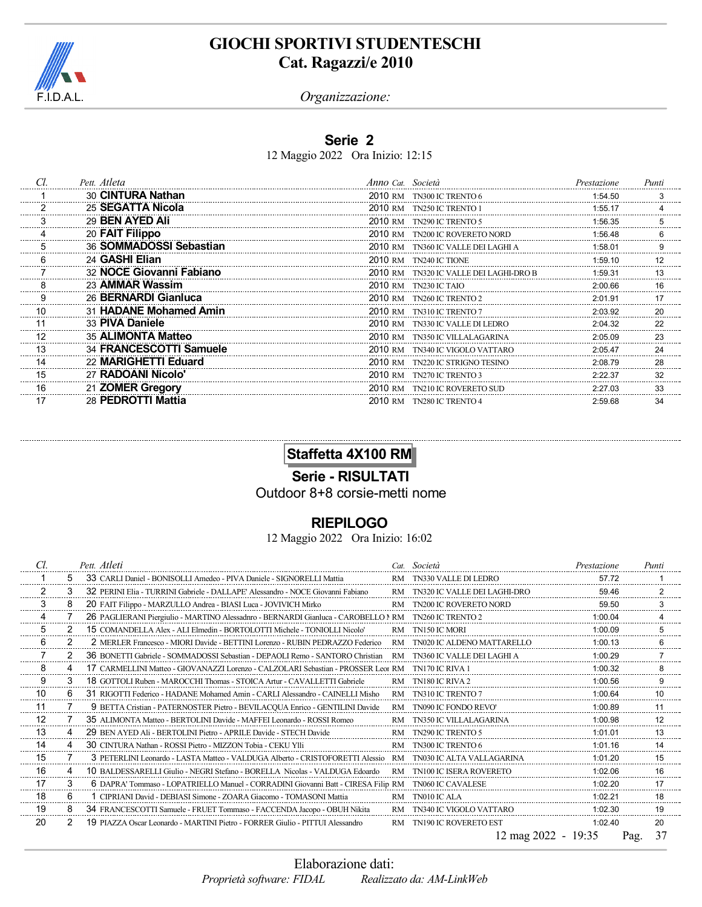## GIOCHI SPORTIVI STUDENTESCHI
## Cat. Ragazzi/e 2010

F.I.D.A.L.

*Organizzazione:*

### Serie 2

12 Maggio 2022 Ora Inizio: 12:15

| Cl. | Pett. | Atleta | Anno | Cat. | Società | Prestazione | Punti |
|---|---|---|---|---|---|---|---|
| 1 | 30 | **CINTURA Nathan** | 2010 | RM | TN300 IC TRENTO 6 | 1:54.50 | 3 |
| 2 | 25 | **SEGATTA Nicola** | 2010 | RM | TN250 IC TRENTO 1 | 1:55.17 | 4 |
| 3 | 29 | **BEN AYED Ali** | 2010 | RM | TN290 IC TRENTO 5 | 1:56.35 | 5 |
| 4 | 20 | **FAIT Filippo** | 2010 | RM | TN200 IC ROVERETO NORD | 1:56.48 | 6 |
| 5 | 36 | **SOMMADOSSI Sebastian** | 2010 | RM | TN360 IC VALLE DEI LAGHI A | 1:58.01 | 9 |
| 6 | 24 | **GASHI Elian** | 2010 | RM | TN240 IC TIONE | 1:59.10 | 12 |
| 7 | 32 | **NOCE Giovanni Fabiano** | 2010 | RM | TN320 IC VALLE DEI LAGHI-DRO B | 1:59.31 | 13 |
| 8 | 23 | **AMMAR Wassim** | 2010 | RM | TN230 IC TAIO | 2:00.66 | 16 |
| 9 | 26 | **BERNARDI Gianluca** | 2010 | RM | TN260 IC TRENTO 2 | 2:01.91 | 17 |
| 10 | 31 | **HADANE Mohamed Amin** | 2010 | RM | TN310 IC TRENTO 7 | 2:03.92 | 20 |
| 11 | 33 | **PIVA Daniele** | 2010 | RM | TN330 IC VALLE DI LEDRO | 2:04.32 | 22 |
| 12 | 35 | **ALIMONTA Matteo** | 2010 | RM | TN350 IC VILLALAGARINA | 2:05.09 | 23 |
| 13 | 34 | **FRANCESCOTTI Samuele** | 2010 | RM | TN340 IC VIGOLO VATTARO | 2:05.47 | 24 |
| 14 | 22 | **MARIGHETTI Eduard** | 2010 | RM | TN220 IC STRIGNO TESINO | 2:08.79 | 28 |
| 15 | 27 | **RADOANI Nicolo'** | 2010 | RM | TN270 IC TRENTO 3 | 2:22.37 | 32 |
| 16 | 21 | **ZOMER Gregory** | 2010 | RM | TN210 IC ROVERETO SUD | 2:27.03 | 33 |
| 17 | 28 | **PEDROTTI Mattia** | 2010 | RM | TN280 IC TRENTO 4 | 2:59.68 | 34 |

## Staffetta 4X100 RM

### Serie - RISULTATI

Outdoor 8+8 corsie-metti nome

### RIEPILOGO

12 Maggio 2022 Ora Inizio: 16:02

| Cl. | | Pett. | Atleti | Cat. | Società | Prestazione | Punti |
|---|---|---|---|---|---|---|---|
| 1 | 5 | 33 | CARLI Daniel - BONISOLLI Amedeo - PIVA Daniele - SIGNORELLI Mattia | RM | TN330 VALLE DI LEDRO | 57.72 | 1 |
| 2 | 3 | 32 | PERINI Elia - TURRINI Gabriele - DALLAPE' Alessandro - NOCE Giovanni Fabiano | RM | TN320 IC VALLE DEI LAGHI-DRO | 59.46 | 2 |
| 3 | 8 | 20 | FAIT Filippo - MARZULLO Andrea - BIASI Luca - JOVIVICH Mirko | RM | TN200 IC ROVERETO NORD | 59.50 | 3 |
| 4 | 7 | 26 | PAGLIERANI Piergiulio - MARTINO Alessadnro - BERNARDI Gianluca - CAROBELLO M | RM | TN260 IC TRENTO 2 | 1:00.04 | 4 |
| 5 | 2 | 15 | COMANDELLA Alex - ALI Elmedin - BORTOLOTTI Michele - TONIOLLI Nicolo' | RM | TN150 IC MORI | 1:00.09 | 5 |
| 6 | 2 | 2 | MERLER Francesco - MIORI Davide - BETTINI Lorenzo - RUBIN PEDRAZZO Federico | RM | TN020 IC ALDENO MATTARELLO | 1:00.13 | 6 |
| 7 | 2 | 36 | BONETTI Gabriele - SOMMADOSSI Sebastian - DEPAOLI Remo - SANTORO Christian | RM | TN360 IC VALLE DEI LAGHI A | 1:00.29 | 7 |
| 8 | 4 | 17 | CARMELLINI Matteo - GIOVANAZZI Lorenzo - CALZOLARI Sebastian - PROSSER Leor | RM | TN170 IC RIVA 1 | 1:00.32 | 8 |
| 9 | 3 | 18 | GOTTOLI Ruben - MAROCCHI Thomas - STOICA Artur - CAVALLETTI Gabriele | RM | TN180 IC RIVA 2 | 1:00.56 | 9 |
| 10 | 6 | 31 | RIGOTTI Federico - HADANE Mohamed Amin - CARLI Alessandro - CAINELLI Misho | RM | TN310 IC TRENTO 7 | 1:00.64 | 10 |
| 11 | 7 | 9 | BETTA Cristian - PATERNOSTER Pietro - BEVILACQUA Enrico - GENTILINI Davide | RM | TN090 IC FONDO REVO' | 1:00.89 | 11 |
| 12 | 7 | 35 | ALIMONTA Matteo - BERTOLINI Davide - MAFFEI Leonardo - ROSSI Romeo | RM | TN350 IC VILLALAGARINA | 1:00.98 | 12 |
| 13 | 4 | 29 | BEN AYED Ali - BERTOLINI Pietro - APRILE Davide - STECH Davide | RM | TN290 IC TRENTO 5 | 1:01.01 | 13 |
| 14 | 4 | 30 | CINTURA Nathan - ROSSI Pietro - MIZZON Tobia - CEKU Ylli | RM | TN300 IC TRENTO 6 | 1:01.16 | 14 |
| 15 | 7 | 3 | PETERLINI Leonardo - LASTA Matteo - VALDUGA Alberto - CRISTOFORETTI Alessio | RM | TN030 IC ALTA VALLAGARINA | 1:01.20 | 15 |
| 16 | 4 | 10 | BALDESSARELLI Giulio - NEGRI Stefano - BORELLA Nicolas - VALDUGA Edoardo | RM | TN100 IC ISERA ROVERETO | 1:02.06 | 16 |
| 17 | 3 | 6 | DAPRA' Tommaso - LOPATRIELLO Manuel - CORRADINI Giovanni Batt - CIRESA Filip | RM | TN060 IC CAVALESE | 1:02.20 | 17 |
| 18 | 6 | 1 | CIPRIANI David - DEBIASI Simone - ZOARA Giacomo - TOMASONI Mattia | RM | TN010 IC ALA | 1:02.21 | 18 |
| 19 | 8 | 34 | FRANCESCOTTI Samuele - FRUET Tommaso - FACCENDA Jacopo - OBUH Nikita | RM | TN340 IC VIGOLO VATTARO | 1:02.30 | 19 |
| 20 | 2 | 19 | PIAZZA Oscar Leonardo - MARTINI Pietro - FORRER Giulio - PITTUI Alessandro | RM | TN190 IC ROVERETO EST | 1:02.40 | 20 |

12 mag 2022 - 19:35

Elaborazione dati:

*Proprietà software: FIDAL* *Realizzato da: AM-LinkWeb*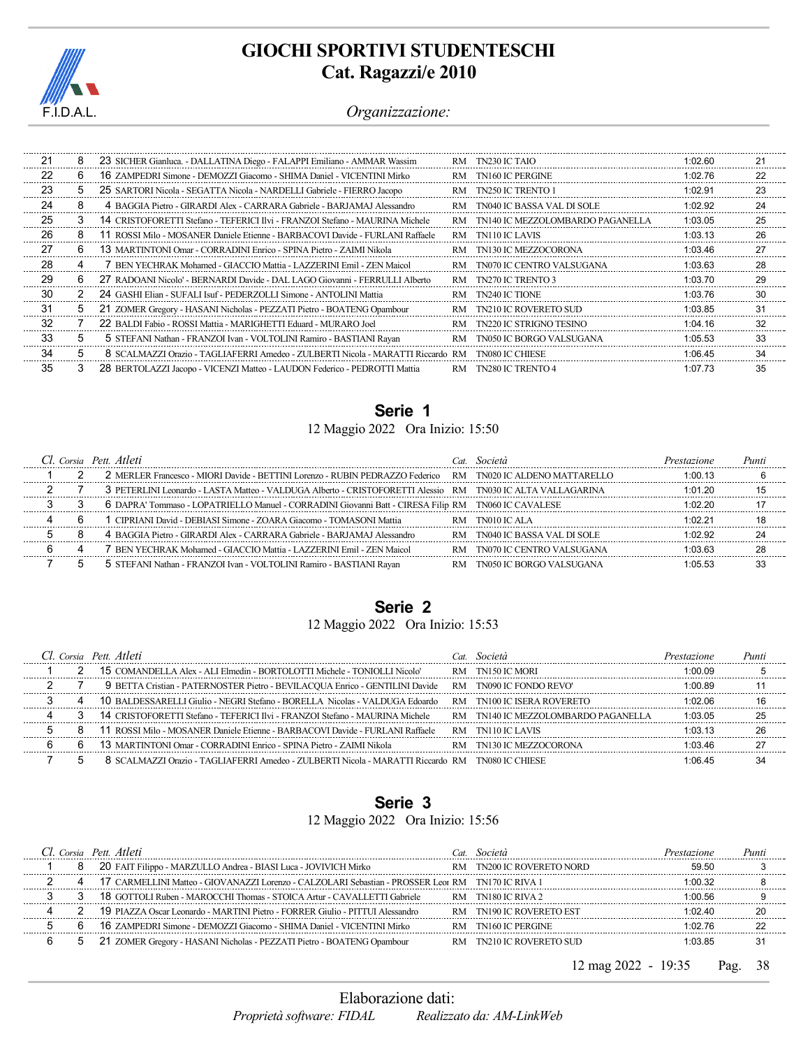# GIOCHI SPORTIVI STUDENTESCHI
## Cat. Ragazzi/e 2010

*Organizzazione:*

| Cl. | Corsia | Pett. | Atleti | Cat. | Società | Prestazione | Punti |
|---|---|---|---|---|---|---|---|
| 21 | 8 | 23 | SICHER Gianluca. - DALLATINA Diego - FALAPPI Emiliano - AMMAR Wassim | RM | TN230 IC TAIO | 1:02.60 | 21 |
| 22 | 6 | 16 | ZAMPEDRI Simone - DEMOZZI Giacomo - SHIMA Daniel - VICENTINI Mirko | RM | TN160 IC PERGINE | 1:02.76 | 22 |
| 23 | 5 | 25 | SARTORI Nicola - SEGATTA Nicola - NARDELLI Gabriele - FIERRO Jacopo | RM | TN250 IC TRENTO 1 | 1:02.91 | 23 |
| 24 | 8 | 4 | BAGGIA Pietro - GIRARDI Alex - CARRARA Gabriele - BARJAMAJ Alessandro | RM | TN040 IC BASSA VAL DI SOLE | 1:02.92 | 24 |
| 25 | 3 | 14 | CRISTOFORETTI Stefano - TEFERICI Ilvi - FRANZOI Stefano - MAURINA Michele | RM | TN140 IC MEZZOLOMBARDO PAGANELLA | 1:03.05 | 25 |
| 26 | 8 | 11 | ROSSI Milo - MOSANER Daniele Etienne - BARBACOVI Davide - FURLANI Raffaele | RM | TN110 IC LAVIS | 1:03.13 | 26 |
| 27 | 6 | 13 | MARTINTONI Omar - CORRADINI Enrico - SPINA Pietro - ZAIMI Nikola | RM | TN130 IC MEZZOCORONA | 1:03.46 | 27 |
| 28 | 4 | 7 | BEN YECHRAK Mohamed - GIACCIO Mattia - LAZZERINI Emil - ZEN Maicol | RM | TN070 IC CENTRO VALSUGANA | 1:03.63 | 28 |
| 29 | 6 | 27 | RADOANI Nicolo' - BERNARDI Davide - DAL LAGO Giovanni - FERRULLI Alberto | RM | TN270 IC TRENTO 3 | 1:03.70 | 29 |
| 30 | 2 | 24 | GASHI Elian - SUFALI Isuf - PEDERZOLLI Simone - ANTOLINI Mattia | RM | TN240 IC TIONE | 1:03.76 | 30 |
| 31 | 5 | 21 | ZOMER Gregory - HASANI Nicholas - PEZZATI Pietro - BOATENG Opambour | RM | TN210 IC ROVERETO SUD | 1:03.85 | 31 |
| 32 | 7 | 22 | BALDI Fabio - ROSSI Mattia - MARIGHETTI Eduard - MURARO Joel | RM | TN220 IC STRIGNO TESINO | 1:04.16 | 32 |
| 33 | 5 | 5 | STEFANI Nathan - FRANZOI Ivan - VOLTOLINI Ramiro - BASTIANI Rayan | RM | TN050 IC BORGO VALSUGANA | 1:05.53 | 33 |
| 34 | 5 | 8 | SCALMAZZI Orazio - TAGLIAFERRI Amedeo - ZULBERTI Nicola - MARATTI Riccardo | RM | TN080 IC CHIESE | 1:06.45 | 34 |
| 35 | 3 | 28 | BERTOLAZZI Jacopo - VICENZI Matteo - LAUDON Federico - PEDROTTI Mattia | RM | TN280 IC TRENTO 4 | 1:07.73 | 35 |

## Serie 1

12 Maggio 2022 Ora Inizio: 15:50

| Cl. | Corsia | Pett. | Atleti | Cat. | Società | Prestazione | Punti |
|---|---|---|---|---|---|---|---|
| 1 | 2 | 2 | MERLER Francesco - MIORI Davide - BETTINI Lorenzo - RUBIN PEDRAZZO Federico | RM | TN020 IC ALDENO MATTARELLO | 1:00.13 | 6 |
| 2 | 7 | 3 | PETERLINI Leonardo - LASTA Matteo - VALDUGA Alberto - CRISTOFORETTI Alessio | RM | TN030 IC ALTA VALLAGARINA | 1:01.20 | 15 |
| 3 | 3 | 6 | DAPRA' Tommaso - LOPATRIELLO Manuel - CORRADINI Giovanni Batt - CIRESA Filip | RM | TN060 IC CAVALESE | 1:02.20 | 17 |
| 4 | 6 | 1 | CIPRIANI David - DEBIASI Simone - ZOARA Giacomo - TOMASONI Mattia | RM | TN010 IC ALA | 1:02.21 | 18 |
| 5 | 8 | 4 | BAGGIA Pietro - GIRARDI Alex - CARRARA Gabriele - BARJAMAJ Alessandro | RM | TN040 IC BASSA VAL DI SOLE | 1:02.92 | 24 |
| 6 | 4 | 7 | BEN YECHRAK Mohamed - GIACCIO Mattia - LAZZERINI Emil - ZEN Maicol | RM | TN070 IC CENTRO VALSUGANA | 1:03.63 | 28 |
| 7 | 5 | 5 | STEFANI Nathan - FRANZOI Ivan - VOLTOLINI Ramiro - BASTIANI Rayan | RM | TN050 IC BORGO VALSUGANA | 1:05.53 | 33 |

## Serie 2

12 Maggio 2022 Ora Inizio: 15:53

| Cl. | Corsia | Pett. | Atleti | Cat. | Società | Prestazione | Punti |
|---|---|---|---|---|---|---|---|
| 1 | 2 | 15 | COMANDELLA Alex - ALI Elmedin - BORTOLOTTI Michele - TONIOLLI Nicolo' | RM | TN150 IC MORI | 1:00.09 | 5 |
| 2 | 7 | 9 | BETTA Cristian - PATERNOSTER Pietro - BEVILACQUA Enrico - GENTILINI Davide | RM | TN090 IC FONDO REVO' | 1:00.89 | 11 |
| 3 | 4 | 10 | BALDESSARELLI Giulio - NEGRI Stefano - BORELLA Nicolas - VALDUGA Edoardo | RM | TN100 IC ISERA ROVERETO | 1:02.06 | 16 |
| 4 | 3 | 14 | CRISTOFORETTI Stefano - TEFERICI Ilvi - FRANZOI Stefano - MAURINA Michele | RM | TN140 IC MEZZOLOMBARDO PAGANELLA | 1:03.05 | 25 |
| 5 | 8 | 11 | ROSSI Milo - MOSANER Daniele Etienne - BARBACOVI Davide - FURLANI Raffaele | RM | TN110 IC LAVIS | 1:03.13 | 26 |
| 6 | 6 | 13 | MARTINTONI Omar - CORRADINI Enrico - SPINA Pietro - ZAIMI Nikola | RM | TN130 IC MEZZOCORONA | 1:03.46 | 27 |
| 7 | 5 | 8 | SCALMAZZI Orazio - TAGLIAFERRI Amedeo - ZULBERTI Nicola - MARATTI Riccardo | RM | TN080 IC CHIESE | 1:06.45 | 34 |

## Serie 3

12 Maggio 2022 Ora Inizio: 15:56

| Cl. | Corsia | Pett. | Atleti | Cat. | Società | Prestazione | Punti |
|---|---|---|---|---|---|---|---|
| 1 | 8 | 20 | FAIT Filippo - MARZULLO Andrea - BIASI Luca - JOVIVICH Mirko | RM | TN200 IC ROVERETO NORD | 59.50 | 3 |
| 2 | 4 | 17 | CARMELLINI Matteo - GIOVANAZZI Lorenzo - CALZOLARI Sebastian - PROSSER Leor | RM | TN170 IC RIVA 1 | 1:00.32 | 8 |
| 3 | 3 | 18 | GOTTOLI Ruben - MAROCCHI Thomas - STOICA Artur - CAVALLETTI Gabriele | RM | TN180 IC RIVA 2 | 1:00.56 | 9 |
| 4 | 2 | 19 | PIAZZA Oscar Leonardo - MARTINI Pietro - FORRER Giulio - PITTUI Alessandro | RM | TN190 IC ROVERETO EST | 1:02.40 | 20 |
| 5 | 6 | 16 | ZAMPEDRI Simone - DEMOZZI Giacomo - SHIMA Daniel - VICENTINI Mirko | RM | TN160 IC PERGINE | 1:02.76 | 22 |
| 6 | 5 | 21 | ZOMER Gregory - HASANI Nicholas - PEZZATI Pietro - BOATENG Opambour | RM | TN210 IC ROVERETO SUD | 1:03.85 | 31 |

12 mag 2022 - 19:35

Elaborazione dati:

*Proprietà software: FIDAL* *Realizzato da: AM-LinkWeb*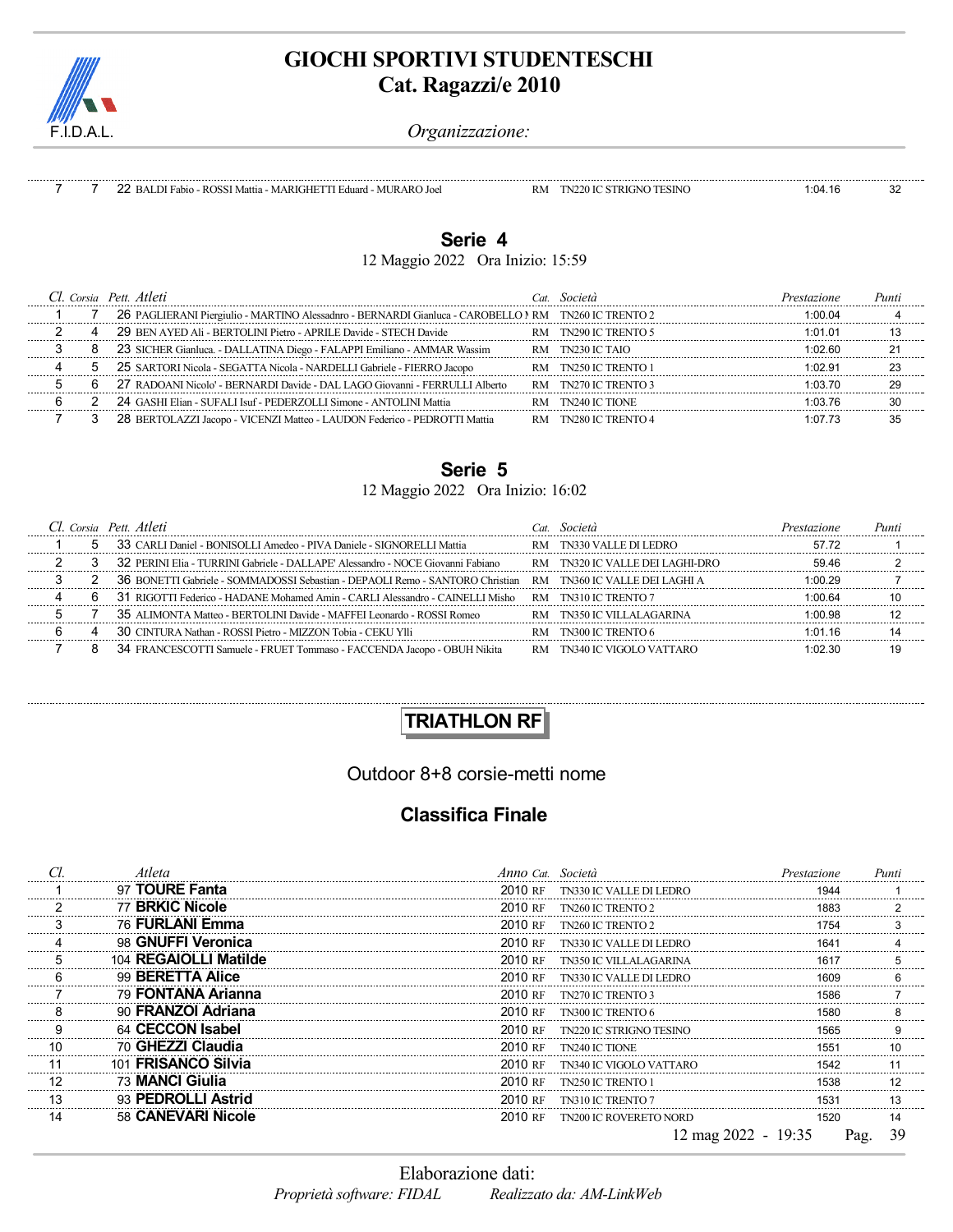# GIOCHI SPORTIVI STUDENTESCHI
## Cat. Ragazzi/e 2010

*Organizzazione:*

| | | | | | | | |
|---|---|---|---|---|---|---|---|
| 7 | 7 | 22 | BALDI Fabio - ROSSI Mattia - MARIGHETTI Eduard - MURARO Joel | RM | TN220 IC STRIGNO TESINO | 1:04.16 | 32 |

### Serie 4

12 Maggio 2022 Ora Inizio: 15:59

| Cl. | Corsia | Pett. | Atleti | Cat. | Società | Prestazione | Punti |
|---|---|---|---|---|---|---|---|
| 1 | 7 | 26 | PAGLIERANI Piergiulio - MARTINO Alessadnro - BERNARDI Gianluca - CAROBELLO N | RM | TN260 IC TRENTO 2 | 1:00.04 | 4 |
| 2 | 4 | 29 | BEN AYED Ali - BERTOLINI Pietro - APRILE Davide - STECH Davide | RM | TN290 IC TRENTO 5 | 1:01.01 | 13 |
| 3 | 8 | 23 | SICHER Gianluca. - DALLATINA Diego - FALAPPI Emiliano - AMMAR Wassim | RM | TN230 IC TAIO | 1:02.60 | 21 |
| 4 | 5 | 25 | SARTORI Nicola - SEGATTA Nicola - NARDELLI Gabriele - FIERRO Jacopo | RM | TN250 IC TRENTO 1 | 1:02.91 | 23 |
| 5 | 6 | 27 | RADOANI Nicolo' - BERNARDI Davide - DAL LAGO Giovanni - FERRULLI Alberto | RM | TN270 IC TRENTO 3 | 1:03.70 | 29 |
| 6 | 2 | 24 | GASHI Elian - SUFALI Isuf - PEDERZOLLI Simone - ANTOLINI Mattia | RM | TN240 IC TIONE | 1:03.76 | 30 |
| 7 | 3 | 28 | BERTOLAZZI Jacopo - VICENZI Matteo - LAUDON Federico - PEDROTTI Mattia | RM | TN280 IC TRENTO 4 | 1:07.73 | 35 |

### Serie 5

12 Maggio 2022 Ora Inizio: 16:02

| Cl. | Corsia | Pett. | Atleti | Cat. | Società | Prestazione | Punti |
|---|---|---|---|---|---|---|---|
| 1 | 5 | 33 | CARLI Daniel - BONISOLLI Amedeo - PIVA Daniele - SIGNORELLI Mattia | RM | TN330 VALLE DI LEDRO | 57.72 | 1 |
| 2 | 3 | 32 | PERINI Elia - TURRINI Gabriele - DALLAPE' Alessandro - NOCE Giovanni Fabiano | RM | TN320 IC VALLE DEI LAGHI-DRO | 59.46 | 2 |
| 3 | 2 | 36 | BONETTI Gabriele - SOMMADOSSI Sebastian - DEPAOLI Remo - SANTORO Christian | RM | TN360 IC VALLE DEI LAGHI A | 1:00.29 | 7 |
| 4 | 6 | 31 | RIGOTTI Federico - HADANE Mohamed Amin - CARLI Alessandro - CAINELLI Misho | RM | TN310 IC TRENTO 7 | 1:00.64 | 10 |
| 5 | 7 | 35 | ALIMONTA Matteo - BERTOLINI Davide - MAFFEI Leonardo - ROSSI Romeo | RM | TN350 IC VILLALAGARINA | 1:00.98 | 12 |
| 6 | 4 | 30 | CINTURA Nathan - ROSSI Pietro - MIZZON Tobia - CEKU Ylli | RM | TN300 IC TRENTO 6 | 1:01.16 | 14 |
| 7 | 8 | 34 | FRANCESCOTTI Samuele - FRUET Tommaso - FACCENDA Jacopo - OBUH Nikita | RM | TN340 IC VIGOLO VATTARO | 1:02.30 | 19 |

## TRIATHLON RF

Outdoor 8+8 corsie-metti nome

### Classifica Finale

| Cl. | Pett. | Atleta | Anno | Cat. | Società | Prestazione | Punti |
|---|---|---|---|---|---|---|---|
| 1 | 97 | **TOURE Fanta** | 2010 | RF | TN330 IC VALLE DI LEDRO | 1944 | 1 |
| 2 | 77 | **BRKIC Nicole** | 2010 | RF | TN260 IC TRENTO 2 | 1883 | 2 |
| 3 | 76 | **FURLANI Emma** | 2010 | RF | TN260 IC TRENTO 2 | 1754 | 3 |
| 4 | 98 | **GNUFFI Veronica** | 2010 | RF | TN330 IC VALLE DI LEDRO | 1641 | 4 |
| 5 | 104 | **REGAIOLLI Matilde** | 2010 | RF | TN350 IC VILLALAGARINA | 1617 | 5 |
| 6 | 99 | **BERETTA Alice** | 2010 | RF | TN330 IC VALLE DI LEDRO | 1609 | 6 |
| 7 | 79 | **FONTANA Arianna** | 2010 | RF | TN270 IC TRENTO 3 | 1586 | 7 |
| 8 | 90 | **FRANZOI Adriana** | 2010 | RF | TN300 IC TRENTO 6 | 1580 | 8 |
| 9 | 64 | **CECCON Isabel** | 2010 | RF | TN220 IC STRIGNO TESINO | 1565 | 9 |
| 10 | 70 | **GHEZZI Claudia** | 2010 | RF | TN240 IC TIONE | 1551 | 10 |
| 11 | 101 | **FRISANCO Silvia** | 2010 | RF | TN340 IC VIGOLO VATTARO | 1542 | 11 |
| 12 | 73 | **MANCI Giulia** | 2010 | RF | TN250 IC TRENTO 1 | 1538 | 12 |
| 13 | 93 | **PEDROLLI Astrid** | 2010 | RF | TN310 IC TRENTO 7 | 1531 | 13 |
| 14 | 58 | **CANEVARI Nicole** | 2010 | RF | TN200 IC ROVERETO NORD | 1520 | 14 |

12 mag 2022 - 19:35

Elaborazione dati:

*Proprietà software: FIDAL* *Realizzato da: AM-LinkWeb*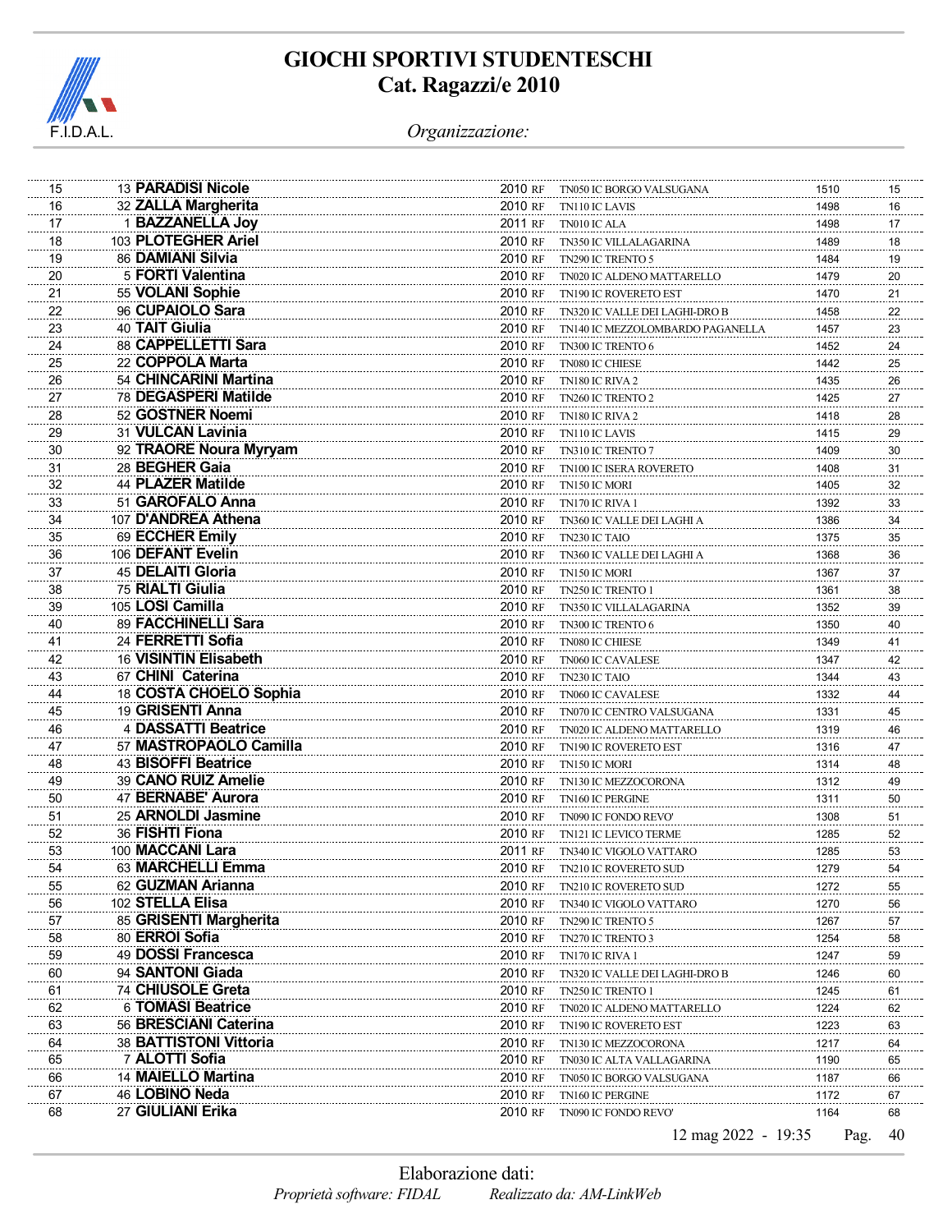# GIOCHI SPORTIVI STUDENTESCHI
## Cat. Ragazzi/e 2010

*Organizzazione:*

| Pos. | Pett. | Atleta | Anno | Cat. | Società | Punti | Pos. |
|---|---|---|---|---|---|---|---|
| 15 | 13 | **PARADISI Nicole** | 2010 | RF | TN050 IC BORGO VALSUGANA | 1510 | 15 |
| 16 | 32 | **ZALLA Margherita** | 2010 | RF | TN110 IC LAVIS | 1498 | 16 |
| 17 | 1 | **BAZZANELLA Joy** | 2011 | RF | TN010 IC ALA | 1498 | 17 |
| 18 | 103 | **PLOTEGHER Ariel** | 2010 | RF | TN350 IC VILLALAGARINA | 1489 | 18 |
| 19 | 86 | **DAMIANI Silvia** | 2010 | RF | TN290 IC TRENTO 5 | 1484 | 19 |
| 20 | 5 | **FORTI Valentina** | 2010 | RF | TN020 IC ALDENO MATTARELLO | 1479 | 20 |
| 21 | 55 | **VOLANI Sophie** | 2010 | RF | TN190 IC ROVERETO EST | 1470 | 21 |
| 22 | 96 | **CUPAIOLO Sara** | 2010 | RF | TN320 IC VALLE DEI LAGHI-DRO B | 1458 | 22 |
| 23 | 40 | **TAIT Giulia** | 2010 | RF | TN140 IC MEZZOLOMBARDO PAGANELLA | 1457 | 23 |
| 24 | 88 | **CAPPELLETTI Sara** | 2010 | RF | TN300 IC TRENTO 6 | 1452 | 24 |
| 25 | 22 | **COPPOLA Marta** | 2010 | RF | TN080 IC CHIESE | 1442 | 25 |
| 26 | 54 | **CHINCARINI Martina** | 2010 | RF | TN180 IC RIVA 2 | 1435 | 26 |
| 27 | 78 | **DEGASPERI Matilde** | 2010 | RF | TN260 IC TRENTO 2 | 1425 | 27 |
| 28 | 52 | **GOSTNER Noemi** | 2010 | RF | TN180 IC RIVA 2 | 1418 | 28 |
| 29 | 31 | **VULCAN Lavinia** | 2010 | RF | TN110 IC LAVIS | 1415 | 29 |
| 30 | 92 | **TRAORE Noura Myryam** | 2010 | RF | TN310 IC TRENTO 7 | 1409 | 30 |
| 31 | 28 | **BEGHER Gaia** | 2010 | RF | TN100 IC ISERA ROVERETO | 1408 | 31 |
| 32 | 44 | **PLAZER Matilde** | 2010 | RF | TN150 IC MORI | 1405 | 32 |
| 33 | 51 | **GAROFALO Anna** | 2010 | RF | TN170 IC RIVA 1 | 1392 | 33 |
| 34 | 107 | **D'ANDREA Athena** | 2010 | RF | TN360 IC VALLE DEI LAGHI A | 1386 | 34 |
| 35 | 69 | **ECCHER Emily** | 2010 | RF | TN230 IC TAIO | 1375 | 35 |
| 36 | 106 | **DEFANT Evelin** | 2010 | RF | TN360 IC VALLE DEI LAGHI A | 1368 | 36 |
| 37 | 45 | **DELAITI Gloria** | 2010 | RF | TN150 IC MORI | 1367 | 37 |
| 38 | 75 | **RIALTI Giulia** | 2010 | RF | TN250 IC TRENTO 1 | 1361 | 38 |
| 39 | 105 | **LOSI Camilla** | 2010 | RF | TN350 IC VILLALAGARINA | 1352 | 39 |
| 40 | 89 | **FACCHINELLI Sara** | 2010 | RF | TN300 IC TRENTO 6 | 1350 | 40 |
| 41 | 24 | **FERRETTI Sofia** | 2010 | RF | TN080 IC CHIESE | 1349 | 41 |
| 42 | 16 | **VISINTIN Elisabeth** | 2010 | RF | TN060 IC CAVALESE | 1347 | 42 |
| 43 | 67 | **CHINI Caterina** | 2010 | RF | TN230 IC TAIO | 1344 | 43 |
| 44 | 18 | **COSTA CHOELO Sophia** | 2010 | RF | TN060 IC CAVALESE | 1332 | 44 |
| 45 | 19 | **GRISENTI Anna** | 2010 | RF | TN070 IC CENTRO VALSUGANA | 1331 | 45 |
| 46 | 4 | **DASSATTI Beatrice** | 2010 | RF | TN020 IC ALDENO MATTARELLO | 1319 | 46 |
| 47 | 57 | **MASTROPAOLO Camilla** | 2010 | RF | TN190 IC ROVERETO EST | 1316 | 47 |
| 48 | 43 | **BISOFFI Beatrice** | 2010 | RF | TN150 IC MORI | 1314 | 48 |
| 49 | 39 | **CANO RUIZ Amelie** | 2010 | RF | TN130 IC MEZZOCORONA | 1312 | 49 |
| 50 | 47 | **BERNABE' Aurora** | 2010 | RF | TN160 IC PERGINE | 1311 | 50 |
| 51 | 25 | **ARNOLDI Jasmine** | 2010 | RF | TN090 IC FONDO REVO' | 1308 | 51 |
| 52 | 36 | **FISHTI Fiona** | 2010 | RF | TN121 IC LEVICO TERME | 1285 | 52 |
| 53 | 100 | **MACCANI Lara** | 2011 | RF | TN340 IC VIGOLO VATTARO | 1285 | 53 |
| 54 | 63 | **MARCHELLI Emma** | 2010 | RF | TN210 IC ROVERETO SUD | 1279 | 54 |
| 55 | 62 | **GUZMAN Arianna** | 2010 | RF | TN210 IC ROVERETO SUD | 1272 | 55 |
| 56 | 102 | **STELLA Elisa** | 2010 | RF | TN340 IC VIGOLO VATTARO | 1270 | 56 |
| 57 | 85 | **GRISENTI Margherita** | 2010 | RF | TN290 IC TRENTO 5 | 1267 | 57 |
| 58 | 80 | **ERROI Sofia** | 2010 | RF | TN270 IC TRENTO 3 | 1254 | 58 |
| 59 | 49 | **DOSSI Francesca** | 2010 | RF | TN170 IC RIVA 1 | 1247 | 59 |
| 60 | 94 | **SANTONI Giada** | 2010 | RF | TN320 IC VALLE DEI LAGHI-DRO B | 1246 | 60 |
| 61 | 74 | **CHIUSOLE Greta** | 2010 | RF | TN250 IC TRENTO 1 | 1245 | 61 |
| 62 | 6 | **TOMASI Beatrice** | 2010 | RF | TN020 IC ALDENO MATTARELLO | 1224 | 62 |
| 63 | 56 | **BRESCIANI Caterina** | 2010 | RF | TN190 IC ROVERETO EST | 1223 | 63 |
| 64 | 38 | **BATTISTONI Vittoria** | 2010 | RF | TN130 IC MEZZOCORONA | 1217 | 64 |
| 65 | 7 | **ALOTTI Sofia** | 2010 | RF | TN030 IC ALTA VALLAGARINA | 1190 | 65 |
| 66 | 14 | **MAIELLO Martina** | 2010 | RF | TN050 IC BORGO VALSUGANA | 1187 | 66 |
| 67 | 46 | **LOBINO Neda** | 2010 | RF | TN160 IC PERGINE | 1172 | 67 |
| 68 | 27 | **GIULIANI Erika** | 2010 | RF | TN090 IC FONDO REVO' | 1164 | 68 |

12 mag 2022 - 19:35

Elaborazione dati:
*Proprietà software: FIDAL* *Realizzato da: AM-LinkWeb*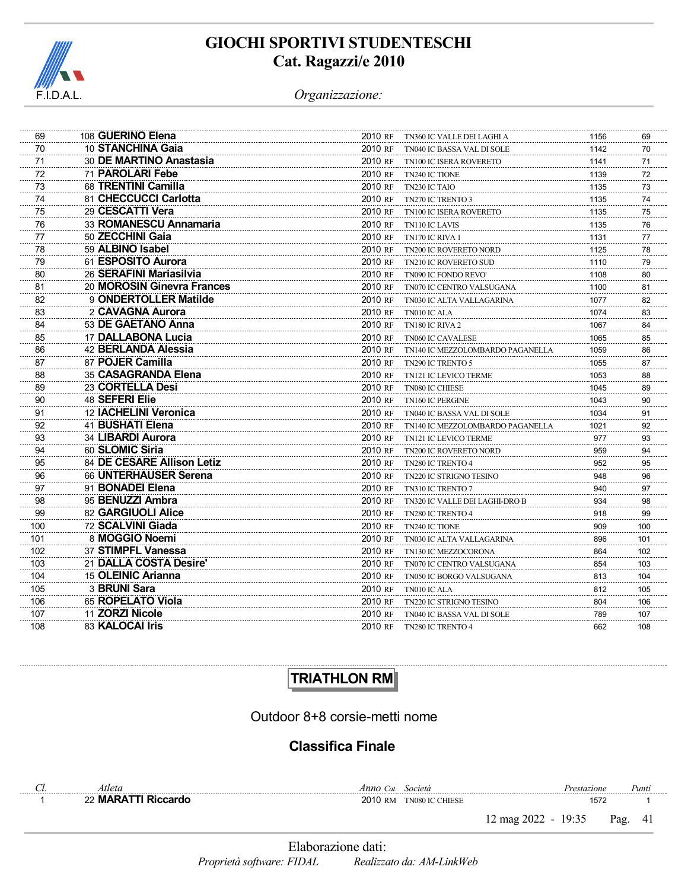| Cl. | Atleta | Anno | Cat. | Società | Prestazione | Punti |
|---|---|---|---|---|---|---|
| 69 | 108 **GUERINO Elena** | 2010 | RF | TN360 IC VALLE DEI LAGHI A | 1156 | 69 |
| 70 | 10 **STANCHINA Gaia** | 2010 | RF | TN040 IC BASSA VAL DI SOLE | 1142 | 70 |
| 71 | 30 **DE MARTINO Anastasia** | 2010 | RF | TN100 IC ISERA ROVERETO | 1141 | 71 |
| 72 | 71 **PAROLARI Febe** | 2010 | RF | TN240 IC TIONE | 1139 | 72 |
| 73 | 68 **TRENTINI Camilla** | 2010 | RF | TN230 IC TAIO | 1135 | 73 |
| 74 | 81 **CHECCUCCI Carlotta** | 2010 | RF | TN270 IC TRENTO 3 | 1135 | 74 |
| 75 | 29 **CESCATTI Vera** | 2010 | RF | TN100 IC ISERA ROVERETO | 1135 | 75 |
| 76 | 33 **ROMANESCU Annamaria** | 2010 | RF | TN110 IC LAVIS | 1135 | 76 |
| 77 | 50 **ZECCHINI Gaia** | 2010 | RF | TN170 IC RIVA 1 | 1131 | 77 |
| 78 | 59 **ALBINO Isabel** | 2010 | RF | TN200 IC ROVERETO NORD | 1125 | 78 |
| 79 | 61 **ESPOSITO Aurora** | 2010 | RF | TN210 IC ROVERETO SUD | 1110 | 79 |
| 80 | 26 **SERAFINI Mariasilvia** | 2010 | RF | TN090 IC FONDO REVO' | 1108 | 80 |
| 81 | 20 **MOROSIN Ginevra Frances** | 2010 | RF | TN070 IC CENTRO VALSUGANA | 1100 | 81 |
| 82 | 9 **ONDERTOLLER Matilde** | 2010 | RF | TN030 IC ALTA VALLAGARINA | 1077 | 82 |
| 83 | 2 **CAVAGNA Aurora** | 2010 | RF | TN010 IC ALA | 1074 | 83 |
| 84 | 53 **DE GAETANO Anna** | 2010 | RF | TN180 IC RIVA 2 | 1067 | 84 |
| 85 | 17 **DALLABONA Lucia** | 2010 | RF | TN060 IC CAVALESE | 1065 | 85 |
| 86 | 42 **BERLANDA Alessia** | 2010 | RF | TN140 IC MEZZOLOMBARDO PAGANELLA | 1059 | 86 |
| 87 | 87 **POJER Camilla** | 2010 | RF | TN290 IC TRENTO 5 | 1055 | 87 |
| 88 | 35 **CASAGRANDA Elena** | 2010 | RF | TN121 IC LEVICO TERME | 1053 | 88 |
| 89 | 23 **CORTELLA Desi** | 2010 | RF | TN080 IC CHIESE | 1045 | 89 |
| 90 | 48 **SEFERI Elie** | 2010 | RF | TN160 IC PERGINE | 1043 | 90 |
| 91 | 12 **IACHELINI Veronica** | 2010 | RF | TN040 IC BASSA VAL DI SOLE | 1034 | 91 |
| 92 | 41 **BUSHATI Elena** | 2010 | RF | TN140 IC MEZZOLOMBARDO PAGANELLA | 1021 | 92 |
| 93 | 34 **LIBARDI Aurora** | 2010 | RF | TN121 IC LEVICO TERME | 977 | 93 |
| 94 | 60 **SLOMIC Siria** | 2010 | RF | TN200 IC ROVERETO NORD | 959 | 94 |
| 95 | 84 **DE CESARE Allison Letiz** | 2010 | RF | TN280 IC TRENTO 4 | 952 | 95 |
| 96 | 66 **UNTERHAUSER Serena** | 2010 | RF | TN220 IC STRIGNO TESINO | 948 | 96 |
| 97 | 91 **BONADEI Elena** | 2010 | RF | TN310 IC TRENTO 7 | 940 | 97 |
| 98 | 95 **BENUZZI Ambra** | 2010 | RF | TN320 IC VALLE DEI LAGHI-DRO B | 934 | 98 |
| 99 | 82 **GARGIUOLI Alice** | 2010 | RF | TN280 IC TRENTO 4 | 918 | 99 |
| 100 | 72 **SCALVINI Giada** | 2010 | RF | TN240 IC TIONE | 909 | 100 |
| 101 | 8 **MOGGIO Noemi** | 2010 | RF | TN030 IC ALTA VALLAGARINA | 896 | 101 |
| 102 | 37 **STIMPFL Vanessa** | 2010 | RF | TN130 IC MEZZOCORONA | 864 | 102 |
| 103 | 21 **DALLA COSTA Desire'** | 2010 | RF | TN070 IC CENTRO VALSUGANA | 854 | 103 |
| 104 | 15 **OLEINIC Arianna** | 2010 | RF | TN050 IC BORGO VALSUGANA | 813 | 104 |
| 105 | 3 **BRUNI Sara** | 2010 | RF | TN010 IC ALA | 812 | 105 |
| 106 | 65 **ROPELATO Viola** | 2010 | RF | TN220 IC STRIGNO TESINO | 804 | 106 |
| 107 | 11 **ZORZI Nicole** | 2010 | RF | TN040 IC BASSA VAL DI SOLE | 789 | 107 |
| 108 | 83 **KALOCAI Iris** | 2010 | RF | TN280 IC TRENTO 4 | 662 | 108 |

## TRIATHLON RM

Outdoor 8+8 corsie-metti nome

### Classifica Finale

| Cl. | Atleta | Anno | Cat. | Società | Prestazione | Punti |
|---|---|---|---|---|---|---|
| 1 | 22 **MARATTI Riccardo** | 2010 | RM | TN080 IC CHIESE | 1572 | 1 |

12 mag 2022 - 19:35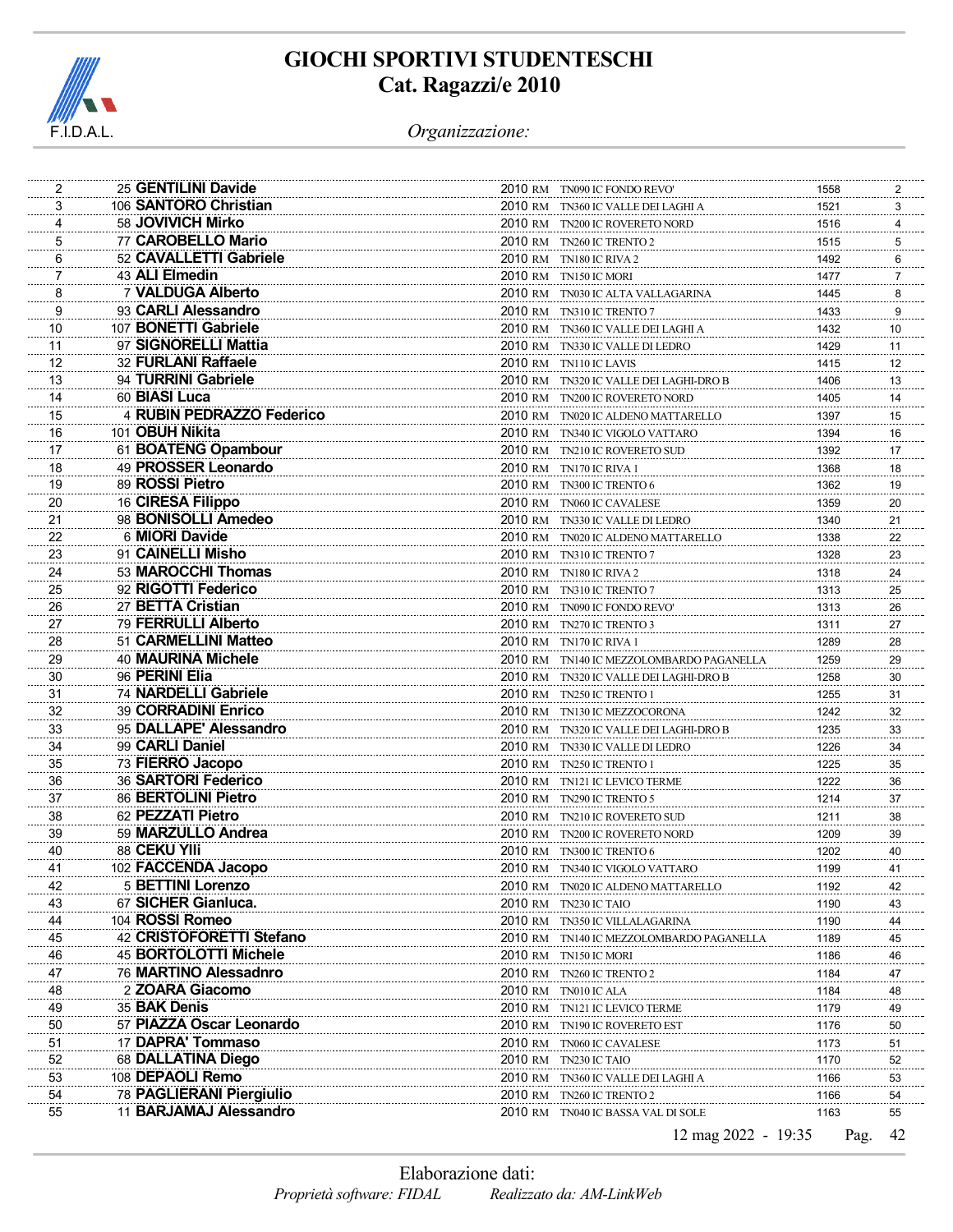# GIOCHI SPORTIVI STUDENTESCHI
## Cat. Ragazzi/e 2010

*Organizzazione:*

| | | | | | | |
|---|---|---|---|---|---|---|
| 2 | 25 | **GENTILINI Davide** | 2010 RM | TN090 IC FONDO REVO' | 1558 | 2 |
| 3 | 106 | **SANTORO Christian** | 2010 RM | TN360 IC VALLE DEI LAGHI A | 1521 | 3 |
| 4 | 58 | **JOVIVICH Mirko** | 2010 RM | TN200 IC ROVERETO NORD | 1516 | 4 |
| 5 | 77 | **CAROBELLO Mario** | 2010 RM | TN260 IC TRENTO 2 | 1515 | 5 |
| 6 | 52 | **CAVALLETTI Gabriele** | 2010 RM | TN180 IC RIVA 2 | 1492 | 6 |
| 7 | 43 | **ALI Elmedin** | 2010 RM | TN150 IC MORI | 1477 | 7 |
| 8 | 7 | **VALDUGA Alberto** | 2010 RM | TN030 IC ALTA VALLAGARINA | 1445 | 8 |
| 9 | 93 | **CARLI Alessandro** | 2010 RM | TN310 IC TRENTO 7 | 1433 | 9 |
| 10 | 107 | **BONETTI Gabriele** | 2010 RM | TN360 IC VALLE DEI LAGHI A | 1432 | 10 |
| 11 | 97 | **SIGNORELLI Mattia** | 2010 RM | TN330 IC VALLE DI LEDRO | 1429 | 11 |
| 12 | 32 | **FURLANI Raffaele** | 2010 RM | TN110 IC LAVIS | 1415 | 12 |
| 13 | 94 | **TURRINI Gabriele** | 2010 RM | TN320 IC VALLE DEI LAGHI-DRO B | 1406 | 13 |
| 14 | 60 | **BIASI Luca** | 2010 RM | TN200 IC ROVERETO NORD | 1405 | 14 |
| 15 | 4 | **RUBIN PEDRAZZO Federico** | 2010 RM | TN020 IC ALDENO MATTARELLO | 1397 | 15 |
| 16 | 101 | **OBUH Nikita** | 2010 RM | TN340 IC VIGOLO VATTARO | 1394 | 16 |
| 17 | 61 | **BOATENG Opambour** | 2010 RM | TN210 IC ROVERETO SUD | 1392 | 17 |
| 18 | 49 | **PROSSER Leonardo** | 2010 RM | TN170 IC RIVA 1 | 1368 | 18 |
| 19 | 89 | **ROSSI Pietro** | 2010 RM | TN300 IC TRENTO 6 | 1362 | 19 |
| 20 | 16 | **CIRESA Filippo** | 2010 RM | TN060 IC CAVALESE | 1359 | 20 |
| 21 | 98 | **BONISOLLI Amedeo** | 2010 RM | TN330 IC VALLE DI LEDRO | 1340 | 21 |
| 22 | 6 | **MIORI Davide** | 2010 RM | TN020 IC ALDENO MATTARELLO | 1338 | 22 |
| 23 | 91 | **CAINELLI Misho** | 2010 RM | TN310 IC TRENTO 7 | 1328 | 23 |
| 24 | 53 | **MAROCCHI Thomas** | 2010 RM | TN180 IC RIVA 2 | 1318 | 24 |
| 25 | 92 | **RIGOTTI Federico** | 2010 RM | TN310 IC TRENTO 7 | 1313 | 25 |
| 26 | 27 | **BETTA Cristian** | 2010 RM | TN090 IC FONDO REVO' | 1313 | 26 |
| 27 | 79 | **FERRULLI Alberto** | 2010 RM | TN270 IC TRENTO 3 | 1311 | 27 |
| 28 | 51 | **CARMELLINI Matteo** | 2010 RM | TN170 IC RIVA 1 | 1289 | 28 |
| 29 | 40 | **MAURINA Michele** | 2010 RM | TN140 IC MEZZOLOMBARDO PAGANELLA | 1259 | 29 |
| 30 | 96 | **PERINI Elia** | 2010 RM | TN320 IC VALLE DEI LAGHI-DRO B | 1258 | 30 |
| 31 | 74 | **NARDELLI Gabriele** | 2010 RM | TN250 IC TRENTO 1 | 1255 | 31 |
| 32 | 39 | **CORRADINI Enrico** | 2010 RM | TN130 IC MEZZOCORONA | 1242 | 32 |
| 33 | 95 | **DALLAPE' Alessandro** | 2010 RM | TN320 IC VALLE DEI LAGHI-DRO B | 1235 | 33 |
| 34 | 99 | **CARLI Daniel** | 2010 RM | TN330 IC VALLE DI LEDRO | 1226 | 34 |
| 35 | 73 | **FIERRO Jacopo** | 2010 RM | TN250 IC TRENTO 1 | 1225 | 35 |
| 36 | 36 | **SARTORI Federico** | 2010 RM | TN121 IC LEVICO TERME | 1222 | 36 |
| 37 | 86 | **BERTOLINI Pietro** | 2010 RM | TN290 IC TRENTO 5 | 1214 | 37 |
| 38 | 62 | **PEZZATI Pietro** | 2010 RM | TN210 IC ROVERETO SUD | 1211 | 38 |
| 39 | 59 | **MARZULLO Andrea** | 2010 RM | TN200 IC ROVERETO NORD | 1209 | 39 |
| 40 | 88 | **CEKU Ylli** | 2010 RM | TN300 IC TRENTO 6 | 1202 | 40 |
| 41 | 102 | **FACCENDA Jacopo** | 2010 RM | TN340 IC VIGOLO VATTARO | 1199 | 41 |
| 42 | 5 | **BETTINI Lorenzo** | 2010 RM | TN020 IC ALDENO MATTARELLO | 1192 | 42 |
| 43 | 67 | **SICHER Gianluca.** | 2010 RM | TN230 IC TAIO | 1190 | 43 |
| 44 | 104 | **ROSSI Romeo** | 2010 RM | TN350 IC VILLALAGARINA | 1190 | 44 |
| 45 | 42 | **CRISTOFORETTI Stefano** | 2010 RM | TN140 IC MEZZOLOMBARDO PAGANELLA | 1189 | 45 |
| 46 | 45 | **BORTOLOTTI Michele** | 2010 RM | TN150 IC MORI | 1186 | 46 |
| 47 | 76 | **MARTINO Alessadnro** | 2010 RM | TN260 IC TRENTO 2 | 1184 | 47 |
| 48 | 2 | **ZOARA Giacomo** | 2010 RM | TN010 IC ALA | 1184 | 48 |
| 49 | 35 | **BAK Denis** | 2010 RM | TN121 IC LEVICO TERME | 1179 | 49 |
| 50 | 57 | **PIAZZA Oscar Leonardo** | 2010 RM | TN190 IC ROVERETO EST | 1176 | 50 |
| 51 | 17 | **DAPRA' Tommaso** | 2010 RM | TN060 IC CAVALESE | 1173 | 51 |
| 52 | 68 | **DALLATINA Diego** | 2010 RM | TN230 IC TAIO | 1170 | 52 |
| 53 | 108 | **DEPAOLI Remo** | 2010 RM | TN360 IC VALLE DEI LAGHI A | 1166 | 53 |
| 54 | 78 | **PAGLIERANI Piergiulio** | 2010 RM | TN260 IC TRENTO 2 | 1166 | 54 |
| 55 | 11 | **BARJAMAJ Alessandro** | 2010 RM | TN040 IC BASSA VAL DI SOLE | 1163 | 55 |

12 mag 2022 - 19:35

Elaborazione dati:

*Proprietà software: FIDAL* *Realizzato da: AM-LinkWeb*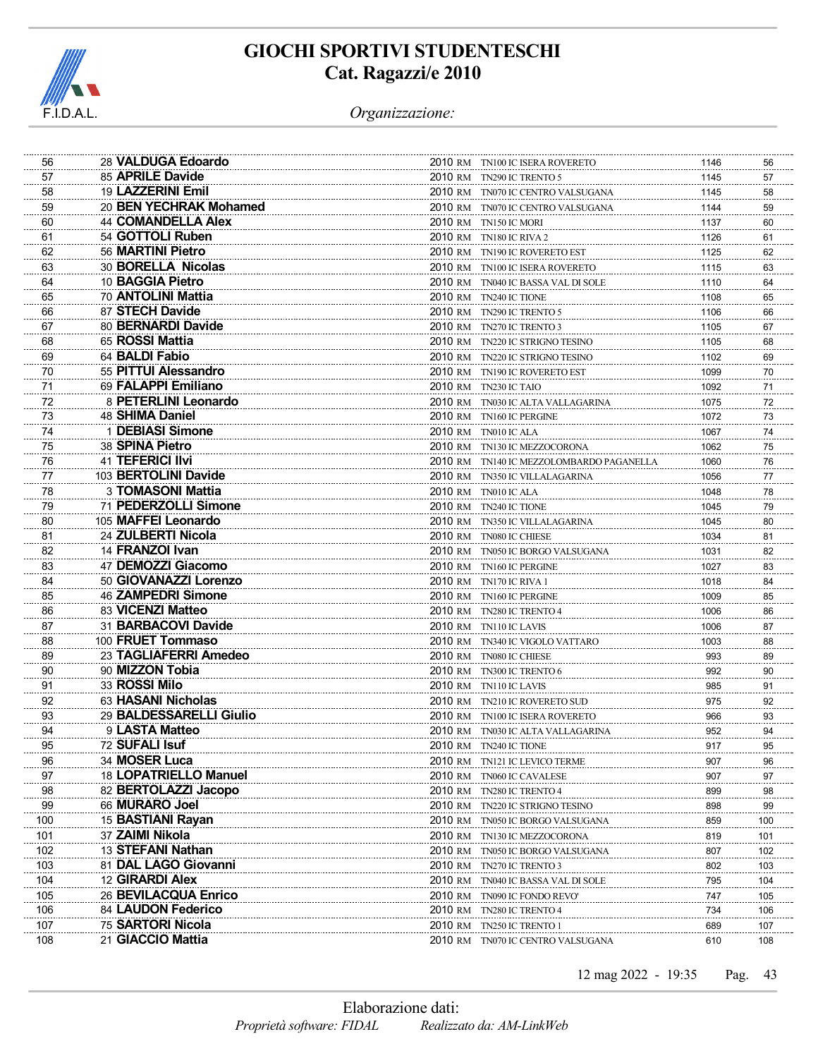# GIOCHI SPORTIVI STUDENTESCHI
## Cat. Ragazzi/e 2010

*Organizzazione:*

| | | | | | | |
|---|---|---|---|---|---|---|
| 56 | 28 | **VALDUGA Edoardo** | 2010 RM | TN100 IC ISERA ROVERETO | 1146 | 56 |
| 57 | 85 | **APRILE Davide** | 2010 RM | TN290 IC TRENTO 5 | 1145 | 57 |
| 58 | 19 | **LAZZERINI Emil** | 2010 RM | TN070 IC CENTRO VALSUGANA | 1145 | 58 |
| 59 | 20 | **BEN YECHRAK Mohamed** | 2010 RM | TN070 IC CENTRO VALSUGANA | 1144 | 59 |
| 60 | 44 | **COMANDELLA Alex** | 2010 RM | TN150 IC MORI | 1137 | 60 |
| 61 | 54 | **GOTTOLI Ruben** | 2010 RM | TN180 IC RIVA 2 | 1126 | 61 |
| 62 | 56 | **MARTINI Pietro** | 2010 RM | TN190 IC ROVERETO EST | 1125 | 62 |
| 63 | 30 | **BORELLA Nicolas** | 2010 RM | TN100 IC ISERA ROVERETO | 1115 | 63 |
| 64 | 10 | **BAGGIA Pietro** | 2010 RM | TN040 IC BASSA VAL DI SOLE | 1110 | 64 |
| 65 | 70 | **ANTOLINI Mattia** | 2010 RM | TN240 IC TIONE | 1108 | 65 |
| 66 | 87 | **STECH Davide** | 2010 RM | TN290 IC TRENTO 5 | 1106 | 66 |
| 67 | 80 | **BERNARDI Davide** | 2010 RM | TN270 IC TRENTO 3 | 1105 | 67 |
| 68 | 65 | **ROSSI Mattia** | 2010 RM | TN220 IC STRIGNO TESINO | 1105 | 68 |
| 69 | 64 | **BALDI Fabio** | 2010 RM | TN220 IC STRIGNO TESINO | 1102 | 69 |
| 70 | 55 | **PITTUI Alessandro** | 2010 RM | TN190 IC ROVERETO EST | 1099 | 70 |
| 71 | 69 | **FALAPPI Emiliano** | 2010 RM | TN230 IC TAIO | 1092 | 71 |
| 72 | 8 | **PETERLINI Leonardo** | 2010 RM | TN030 IC ALTA VALLAGARINA | 1075 | 72 |
| 73 | 48 | **SHIMA Daniel** | 2010 RM | TN160 IC PERGINE | 1072 | 73 |
| 74 | 1 | **DEBIASI Simone** | 2010 RM | TN010 IC ALA | 1067 | 74 |
| 75 | 38 | **SPINA Pietro** | 2010 RM | TN130 IC MEZZOCORONA | 1062 | 75 |
| 76 | 41 | **TEFERICI Ilvi** | 2010 RM | TN140 IC MEZZOLOMBARDO PAGANELLA | 1060 | 76 |
| 77 | 103 | **BERTOLINI Davide** | 2010 RM | TN350 IC VILLALAGARINA | 1056 | 77 |
| 78 | 3 | **TOMASONI Mattia** | 2010 RM | TN010 IC ALA | 1048 | 78 |
| 79 | 71 | **PEDERZOLLI Simone** | 2010 RM | TN240 IC TIONE | 1045 | 79 |
| 80 | 105 | **MAFFEI Leonardo** | 2010 RM | TN350 IC VILLALAGARINA | 1045 | 80 |
| 81 | 24 | **ZULBERTI Nicola** | 2010 RM | TN080 IC CHIESE | 1034 | 81 |
| 82 | 14 | **FRANZOI Ivan** | 2010 RM | TN050 IC BORGO VALSUGANA | 1031 | 82 |
| 83 | 47 | **DEMOZZI Giacomo** | 2010 RM | TN160 IC PERGINE | 1027 | 83 |
| 84 | 50 | **GIOVANAZZI Lorenzo** | 2010 RM | TN170 IC RIVA 1 | 1018 | 84 |
| 85 | 46 | **ZAMPEDRI Simone** | 2010 RM | TN160 IC PERGINE | 1009 | 85 |
| 86 | 83 | **VICENZI Matteo** | 2010 RM | TN280 IC TRENTO 4 | 1006 | 86 |
| 87 | 31 | **BARBACOVI Davide** | 2010 RM | TN110 IC LAVIS | 1006 | 87 |
| 88 | 100 | **FRUET Tommaso** | 2010 RM | TN340 IC VIGOLO VATTARO | 1003 | 88 |
| 89 | 23 | **TAGLIAFERRI Amedeo** | 2010 RM | TN080 IC CHIESE | 993 | 89 |
| 90 | 90 | **MIZZON Tobia** | 2010 RM | TN300 IC TRENTO 6 | 992 | 90 |
| 91 | 33 | **ROSSI Milo** | 2010 RM | TN110 IC LAVIS | 985 | 91 |
| 92 | 63 | **HASANI Nicholas** | 2010 RM | TN210 IC ROVERETO SUD | 975 | 92 |
| 93 | 29 | **BALDESSARELLI Giulio** | 2010 RM | TN100 IC ISERA ROVERETO | 966 | 93 |
| 94 | 9 | **LASTA Matteo** | 2010 RM | TN030 IC ALTA VALLAGARINA | 952 | 94 |
| 95 | 72 | **SUFALI Isuf** | 2010 RM | TN240 IC TIONE | 917 | 95 |
| 96 | 34 | **MOSER Luca** | 2010 RM | TN121 IC LEVICO TERME | 907 | 96 |
| 97 | 18 | **LOPATRIELLO Manuel** | 2010 RM | TN060 IC CAVALESE | 907 | 97 |
| 98 | 82 | **BERTOLAZZI Jacopo** | 2010 RM | TN280 IC TRENTO 4 | 899 | 98 |
| 99 | 66 | **MURARO Joel** | 2010 RM | TN220 IC STRIGNO TESINO | 898 | 99 |
| 100 | 15 | **BASTIANI Rayan** | 2010 RM | TN050 IC BORGO VALSUGANA | 859 | 100 |
| 101 | 37 | **ZAIMI Nikola** | 2010 RM | TN130 IC MEZZOCORONA | 819 | 101 |
| 102 | 13 | **STEFANI Nathan** | 2010 RM | TN050 IC BORGO VALSUGANA | 807 | 102 |
| 103 | 81 | **DAL LAGO Giovanni** | 2010 RM | TN270 IC TRENTO 3 | 802 | 103 |
| 104 | 12 | **GIRARDI Alex** | 2010 RM | TN040 IC BASSA VAL DI SOLE | 795 | 104 |
| 105 | 26 | **BEVILACQUA Enrico** | 2010 RM | TN090 IC FONDO REVO' | 747 | 105 |
| 106 | 84 | **LAUDON Federico** | 2010 RM | TN280 IC TRENTO 4 | 734 | 106 |
| 107 | 75 | **SARTORI Nicola** | 2010 RM | TN250 IC TRENTO 1 | 689 | 107 |
| 108 | 21 | **GIACCIO Mattia** | 2010 RM | TN070 IC CENTRO VALSUGANA | 610 | 108 |

12 mag 2022 - 19:35

Elaborazione dati:
*Proprietà software: FIDAL* *Realizzato da: AM-LinkWeb*